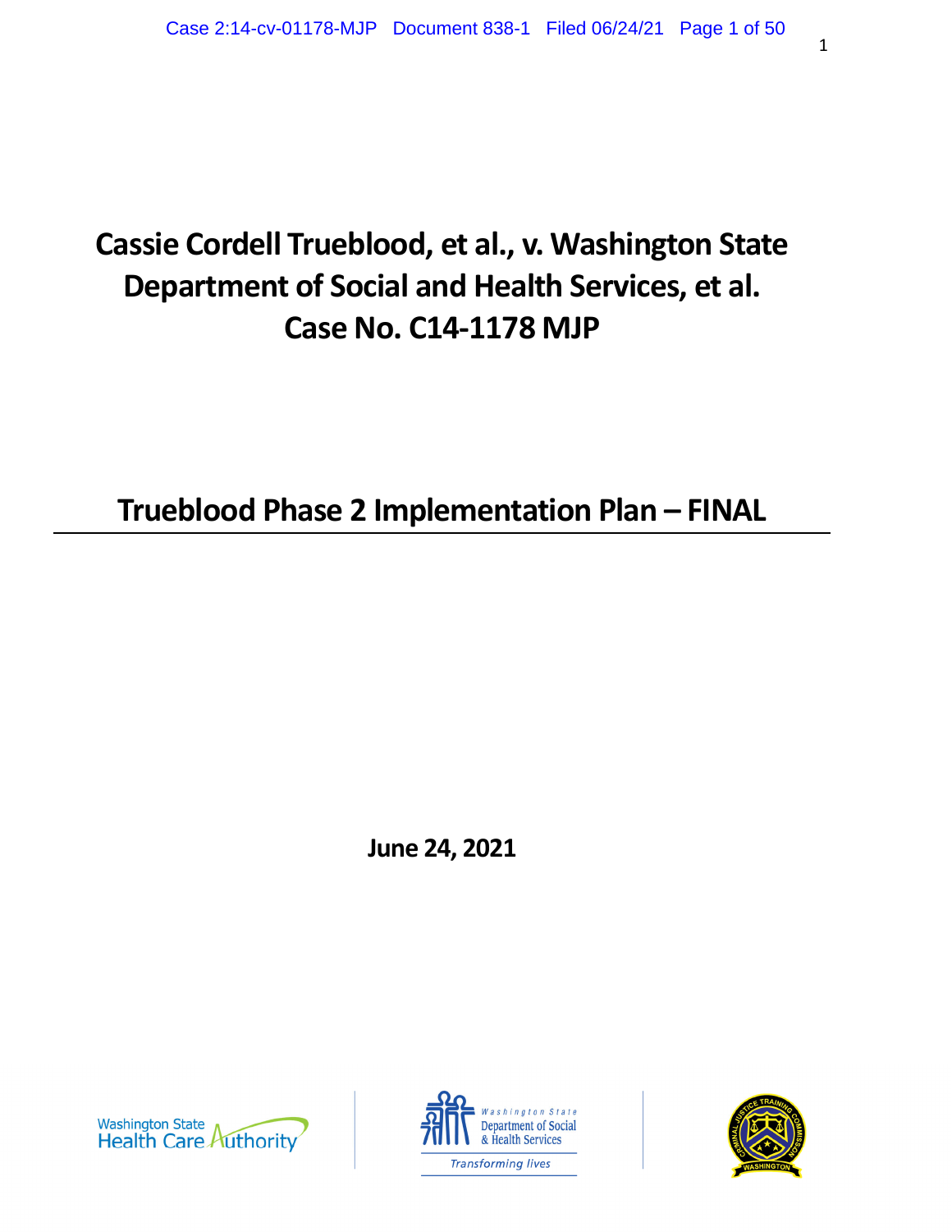# Cassie Cordell Trueblood, et al., v. Washington State Department of Social and Health Services, et al.
# Case No. C14-1178 MJP

## Trueblood Phase 2 Implementation Plan – FINAL

**June 24, 2021**

Washington State Health Care Authority

Washington State Department of Social & Health Services — Transforming lives

Criminal Justice Training Commission — Washington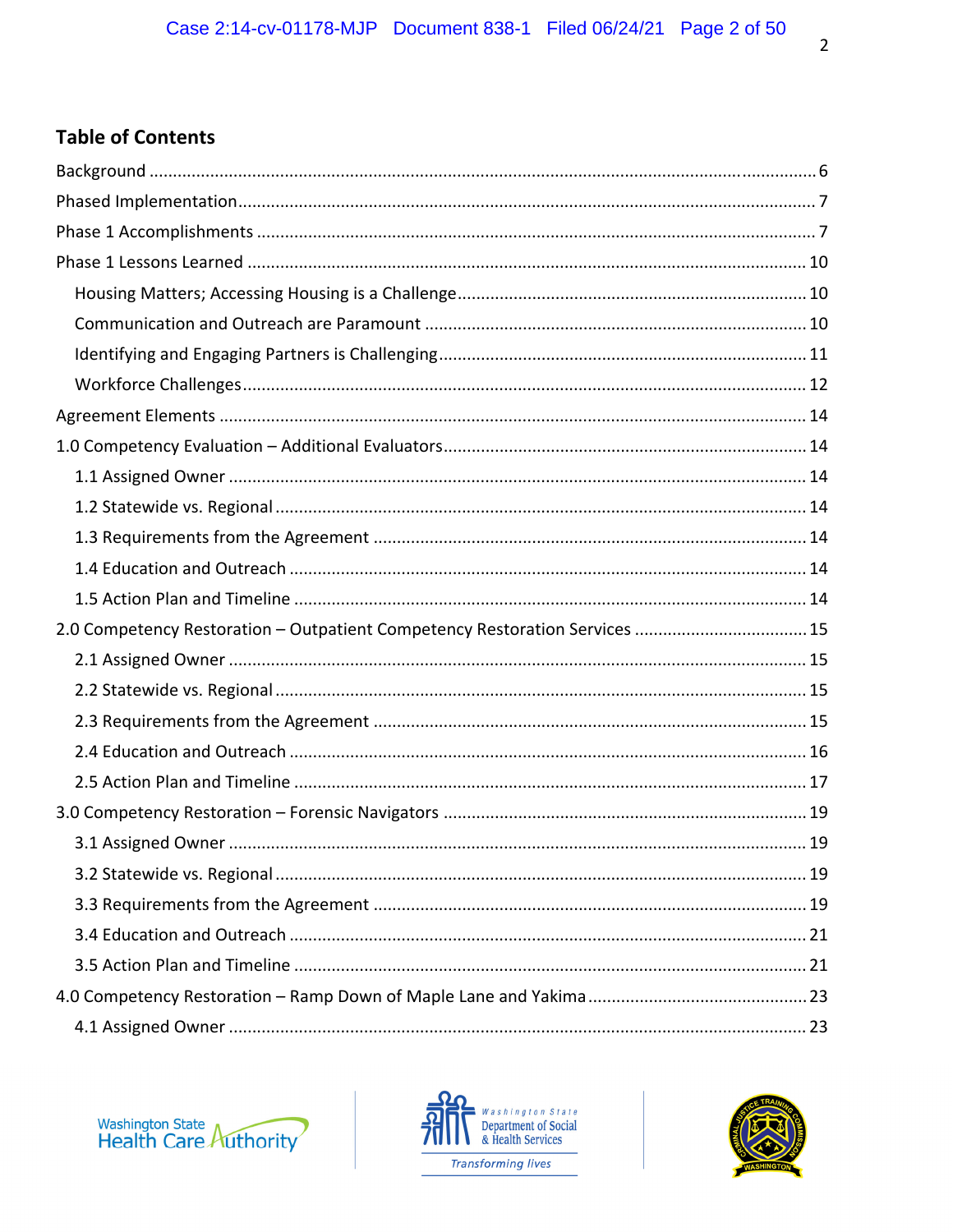## Table of Contents

Background ... 6
Phased Implementation ... 7
Phase 1 Accomplishments ... 7
Phase 1 Lessons Learned ... 10
- Housing Matters; Accessing Housing is a Challenge ... 10
- Communication and Outreach are Paramount ... 10
- Identifying and Engaging Partners is Challenging ... 11
- Workforce Challenges ... 12

Agreement Elements ... 14
1.0 Competency Evaluation – Additional Evaluators ... 14
- 1.1 Assigned Owner ... 14
- 1.2 Statewide vs. Regional ... 14
- 1.3 Requirements from the Agreement ... 14
- 1.4 Education and Outreach ... 14
- 1.5 Action Plan and Timeline ... 14

2.0 Competency Restoration – Outpatient Competency Restoration Services ... 15
- 2.1 Assigned Owner ... 15
- 2.2 Statewide vs. Regional ... 15
- 2.3 Requirements from the Agreement ... 15
- 2.4 Education and Outreach ... 16
- 2.5 Action Plan and Timeline ... 17

3.0 Competency Restoration – Forensic Navigators ... 19
- 3.1 Assigned Owner ... 19
- 3.2 Statewide vs. Regional ... 19
- 3.3 Requirements from the Agreement ... 19
- 3.4 Education and Outreach ... 21
- 3.5 Action Plan and Timeline ... 21

4.0 Competency Restoration – Ramp Down of Maple Lane and Yakima ... 23
- 4.1 Assigned Owner ... 23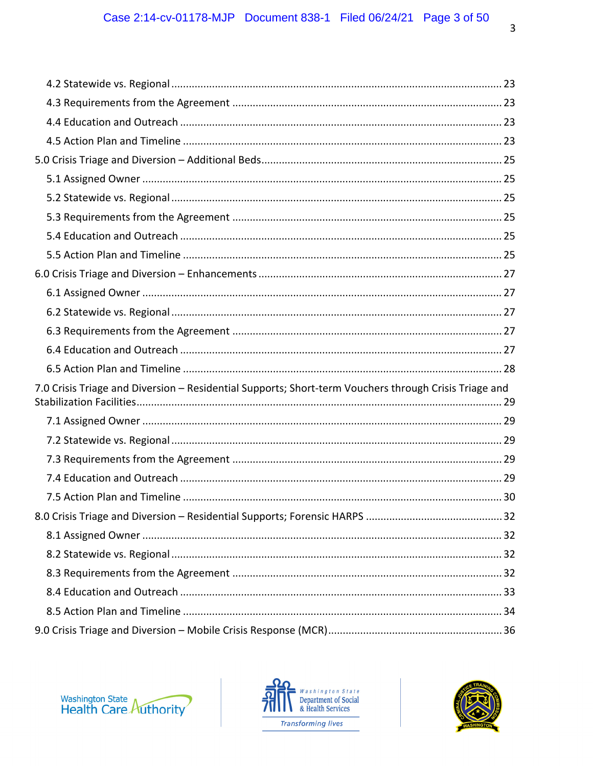- 4.2 Statewide vs. Regional ... 23
- 4.3 Requirements from the Agreement ... 23
- 4.4 Education and Outreach ... 23
- 4.5 Action Plan and Timeline ... 23

5.0 Crisis Triage and Diversion – Additional Beds ... 25

- 5.1 Assigned Owner ... 25
- 5.2 Statewide vs. Regional ... 25
- 5.3 Requirements from the Agreement ... 25
- 5.4 Education and Outreach ... 25
- 5.5 Action Plan and Timeline ... 25

6.0 Crisis Triage and Diversion – Enhancements ... 27

- 6.1 Assigned Owner ... 27
- 6.2 Statewide vs. Regional ... 27
- 6.3 Requirements from the Agreement ... 27
- 6.4 Education and Outreach ... 27
- 6.5 Action Plan and Timeline ... 28

7.0 Crisis Triage and Diversion – Residential Supports; Short-term Vouchers through Crisis Triage and Stabilization Facilities ... 29

- 7.1 Assigned Owner ... 29
- 7.2 Statewide vs. Regional ... 29
- 7.3 Requirements from the Agreement ... 29
- 7.4 Education and Outreach ... 29
- 7.5 Action Plan and Timeline ... 30

8.0 Crisis Triage and Diversion – Residential Supports; Forensic HARPS ... 32

- 8.1 Assigned Owner ... 32
- 8.2 Statewide vs. Regional ... 32
- 8.3 Requirements from the Agreement ... 32
- 8.4 Education and Outreach ... 33
- 8.5 Action Plan and Timeline ... 34

9.0 Crisis Triage and Diversion – Mobile Crisis Response (MCR) ... 36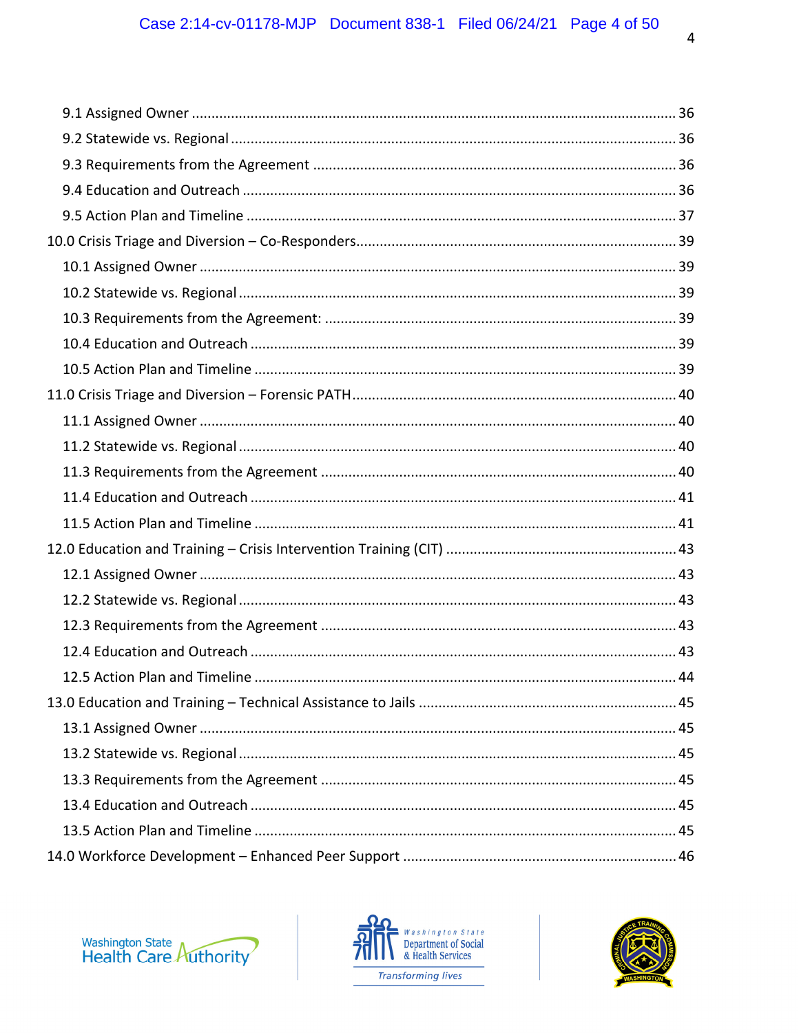- 9.1 Assigned Owner ........................................................................................................ 36
- 9.2 Statewide vs. Regional ................................................................................................ 36
- 9.3 Requirements from the Agreement ............................................................................ 36
- 9.4 Education and Outreach ............................................................................................. 36
- 9.5 Action Plan and Timeline ............................................................................................ 37

10.0 Crisis Triage and Diversion – Co-Responders ................................................................ 39

- 10.1 Assigned Owner ...................................................................................................... 39
- 10.2 Statewide vs. Regional .............................................................................................. 39
- 10.3 Requirements from the Agreement: .......................................................................... 39
- 10.4 Education and Outreach ........................................................................................... 39
- 10.5 Action Plan and Timeline .......................................................................................... 39

11.0 Crisis Triage and Diversion – Forensic PATH ................................................................. 40

- 11.1 Assigned Owner ...................................................................................................... 40
- 11.2 Statewide vs. Regional .............................................................................................. 40
- 11.3 Requirements from the Agreement ........................................................................... 40
- 11.4 Education and Outreach ........................................................................................... 41
- 11.5 Action Plan and Timeline .......................................................................................... 41

12.0 Education and Training – Crisis Intervention Training (CIT) ........................................... 43

- 12.1 Assigned Owner ...................................................................................................... 43
- 12.2 Statewide vs. Regional .............................................................................................. 43
- 12.3 Requirements from the Agreement ........................................................................... 43
- 12.4 Education and Outreach ........................................................................................... 43
- 12.5 Action Plan and Timeline .......................................................................................... 44

13.0 Education and Training – Technical Assistance to Jails ................................................. 45

- 13.1 Assigned Owner ...................................................................................................... 45
- 13.2 Statewide vs. Regional .............................................................................................. 45
- 13.3 Requirements from the Agreement ........................................................................... 45
- 13.4 Education and Outreach ........................................................................................... 45
- 13.5 Action Plan and Timeline .......................................................................................... 45

14.0 Workforce Development – Enhanced Peer Support ..................................................... 46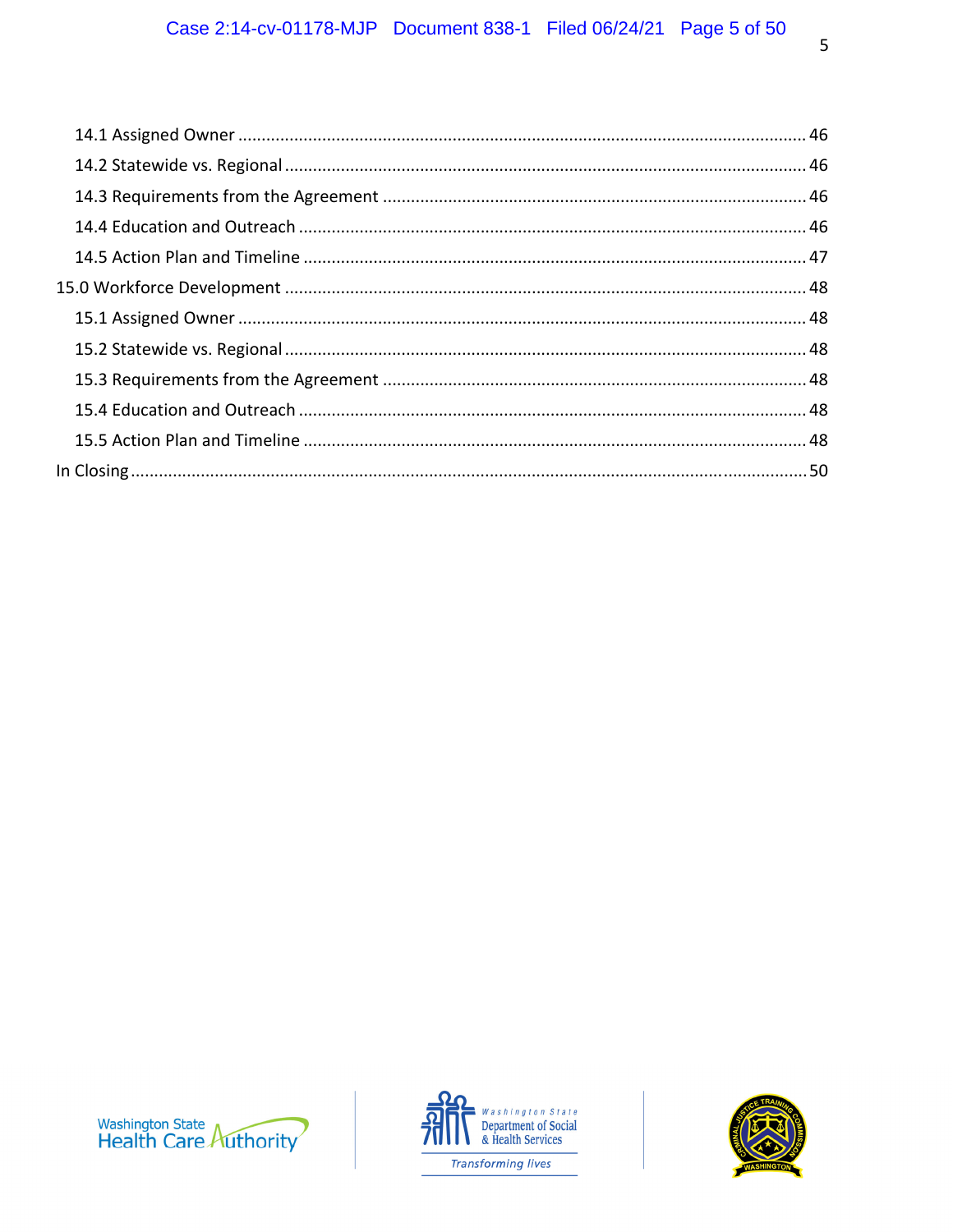14.1 Assigned Owner ........................................................................................................................ 46

14.2 Statewide vs. Regional ............................................................................................................. 46

14.3 Requirements from the Agreement ......................................................................................... 46

14.4 Education and Outreach .......................................................................................................... 46

14.5 Action Plan and Timeline .......................................................................................................... 47

15.0 Workforce Development ............................................................................................................. 48

15.1 Assigned Owner ........................................................................................................................ 48

15.2 Statewide vs. Regional ............................................................................................................. 48

15.3 Requirements from the Agreement ......................................................................................... 48

15.4 Education and Outreach .......................................................................................................... 48

15.5 Action Plan and Timeline .......................................................................................................... 48

In Closing ............................................................................................................................................. 50

Washington State Health Care Authority | Washington State Department of Social & Health Services — Transforming lives | Criminal Justice Training Commission — Washington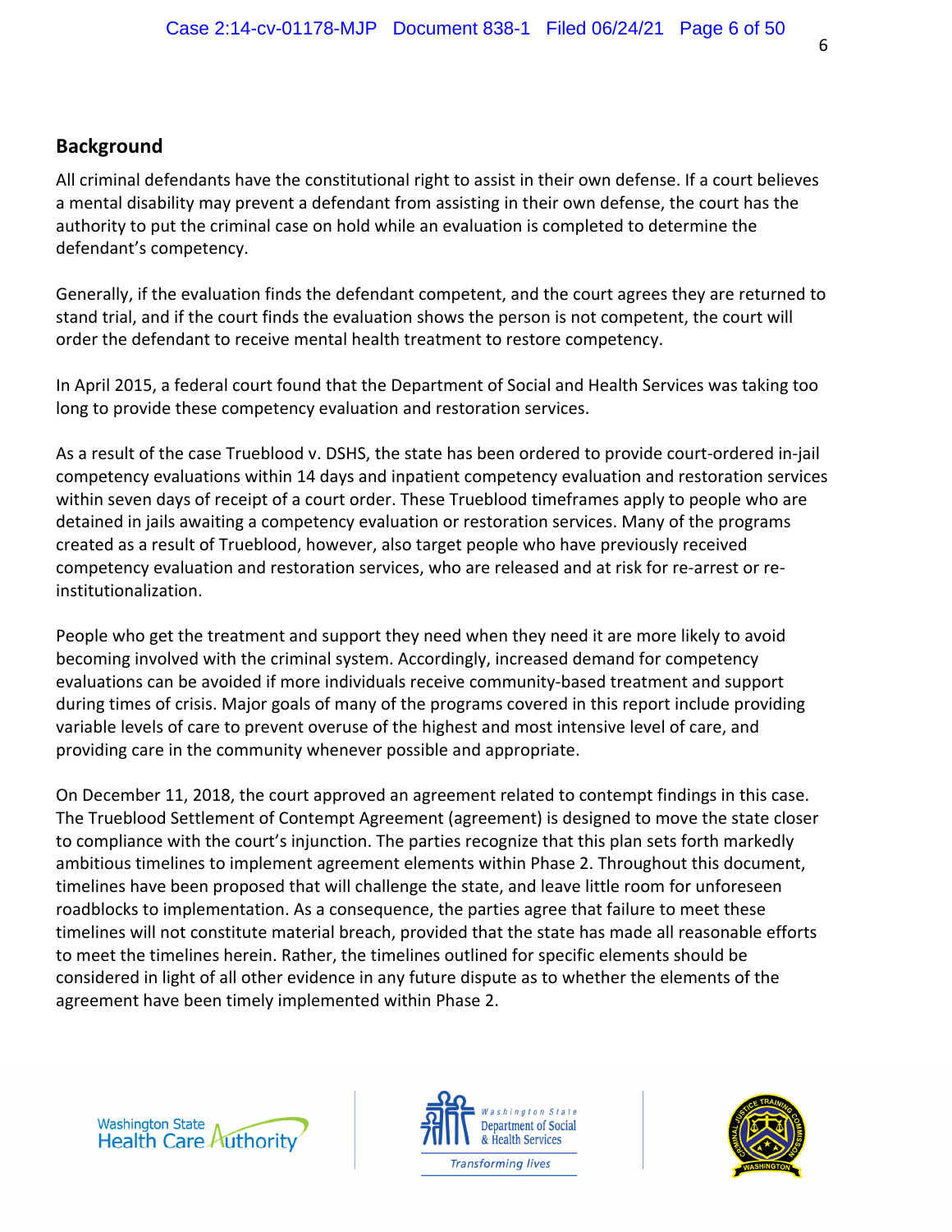## Background

All criminal defendants have the constitutional right to assist in their own defense. If a court believes a mental disability may prevent a defendant from assisting in their own defense, the court has the authority to put the criminal case on hold while an evaluation is completed to determine the defendant's competency.

Generally, if the evaluation finds the defendant competent, and the court agrees they are returned to stand trial, and if the court finds the evaluation shows the person is not competent, the court will order the defendant to receive mental health treatment to restore competency.

In April 2015, a federal court found that the Department of Social and Health Services was taking too long to provide these competency evaluation and restoration services.

As a result of the case Trueblood v. DSHS, the state has been ordered to provide court-ordered in-jail competency evaluations within 14 days and inpatient competency evaluation and restoration services within seven days of receipt of a court order. These Trueblood timeframes apply to people who are detained in jails awaiting a competency evaluation or restoration services. Many of the programs created as a result of Trueblood, however, also target people who have previously received competency evaluation and restoration services, who are released and at risk for re-arrest or re-institutionalization.

People who get the treatment and support they need when they need it are more likely to avoid becoming involved with the criminal system. Accordingly, increased demand for competency evaluations can be avoided if more individuals receive community-based treatment and support during times of crisis. Major goals of many of the programs covered in this report include providing variable levels of care to prevent overuse of the highest and most intensive level of care, and providing care in the community whenever possible and appropriate.

On December 11, 2018, the court approved an agreement related to contempt findings in this case. The Trueblood Settlement of Contempt Agreement (agreement) is designed to move the state closer to compliance with the court's injunction. The parties recognize that this plan sets forth markedly ambitious timelines to implement agreement elements within Phase 2. Throughout this document, timelines have been proposed that will challenge the state, and leave little room for unforeseen roadblocks to implementation. As a consequence, the parties agree that failure to meet these timelines will not constitute material breach, provided that the state has made all reasonable efforts to meet the timelines herein. Rather, the timelines outlined for specific elements should be considered in light of all other evidence in any future dispute as to whether the elements of the agreement have been timely implemented within Phase 2.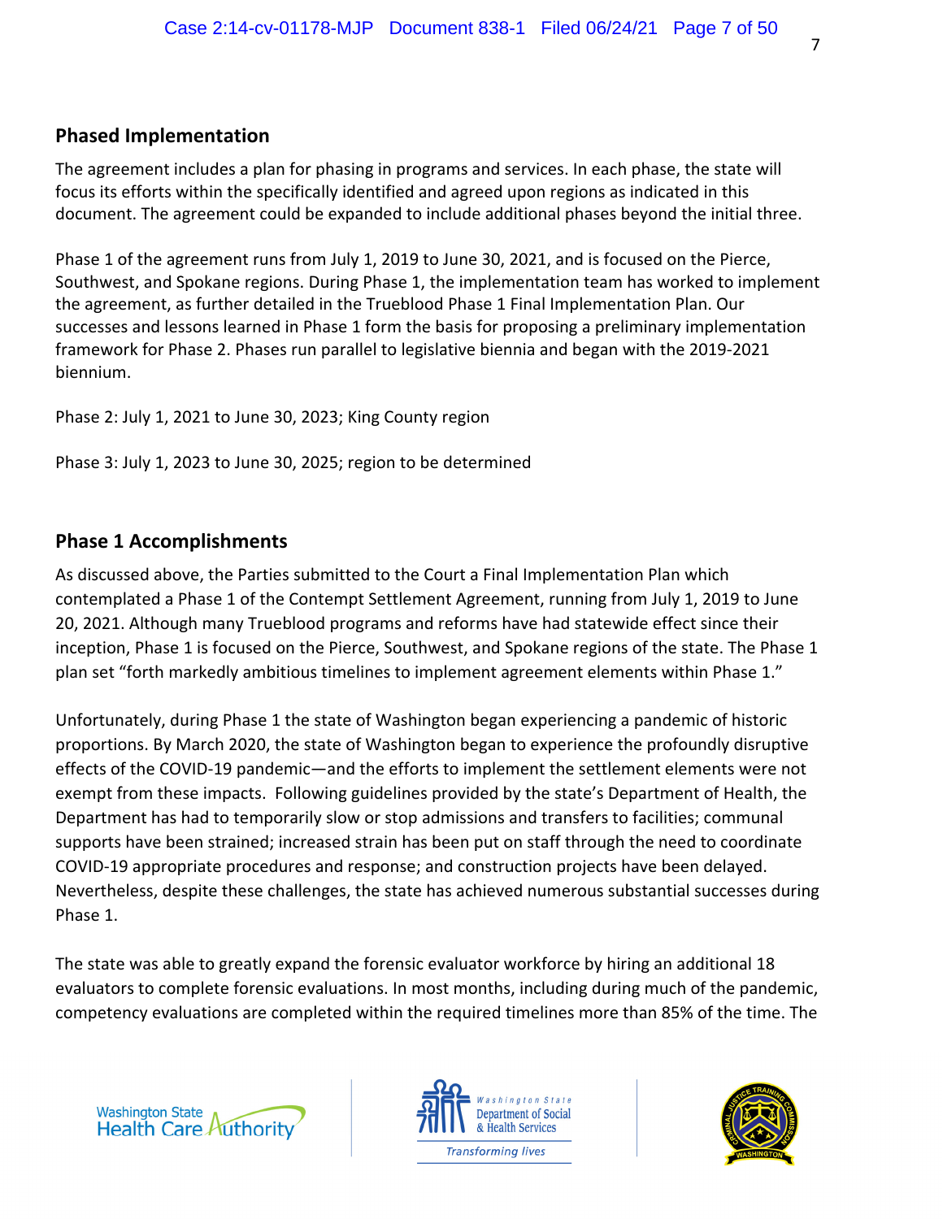## Phased Implementation

The agreement includes a plan for phasing in programs and services. In each phase, the state will focus its efforts within the specifically identified and agreed upon regions as indicated in this document. The agreement could be expanded to include additional phases beyond the initial three.

Phase 1 of the agreement runs from July 1, 2019 to June 30, 2021, and is focused on the Pierce, Southwest, and Spokane regions. During Phase 1, the implementation team has worked to implement the agreement, as further detailed in the Trueblood Phase 1 Final Implementation Plan. Our successes and lessons learned in Phase 1 form the basis for proposing a preliminary implementation framework for Phase 2. Phases run parallel to legislative biennia and began with the 2019-2021 biennium.

Phase 2: July 1, 2021 to June 30, 2023; King County region

Phase 3: July 1, 2023 to June 30, 2025; region to be determined

## Phase 1 Accomplishments

As discussed above, the Parties submitted to the Court a Final Implementation Plan which contemplated a Phase 1 of the Contempt Settlement Agreement, running from July 1, 2019 to June 20, 2021. Although many Trueblood programs and reforms have had statewide effect since their inception, Phase 1 is focused on the Pierce, Southwest, and Spokane regions of the state. The Phase 1 plan set "forth markedly ambitious timelines to implement agreement elements within Phase 1."

Unfortunately, during Phase 1 the state of Washington began experiencing a pandemic of historic proportions. By March 2020, the state of Washington began to experience the profoundly disruptive effects of the COVID-19 pandemic—and the efforts to implement the settlement elements were not exempt from these impacts. Following guidelines provided by the state's Department of Health, the Department has had to temporarily slow or stop admissions and transfers to facilities; communal supports have been strained; increased strain has been put on staff through the need to coordinate COVID-19 appropriate procedures and response; and construction projects have been delayed. Nevertheless, despite these challenges, the state has achieved numerous substantial successes during Phase 1.

The state was able to greatly expand the forensic evaluator workforce by hiring an additional 18 evaluators to complete forensic evaluations. In most months, including during much of the pandemic, competency evaluations are completed within the required timelines more than 85% of the time. The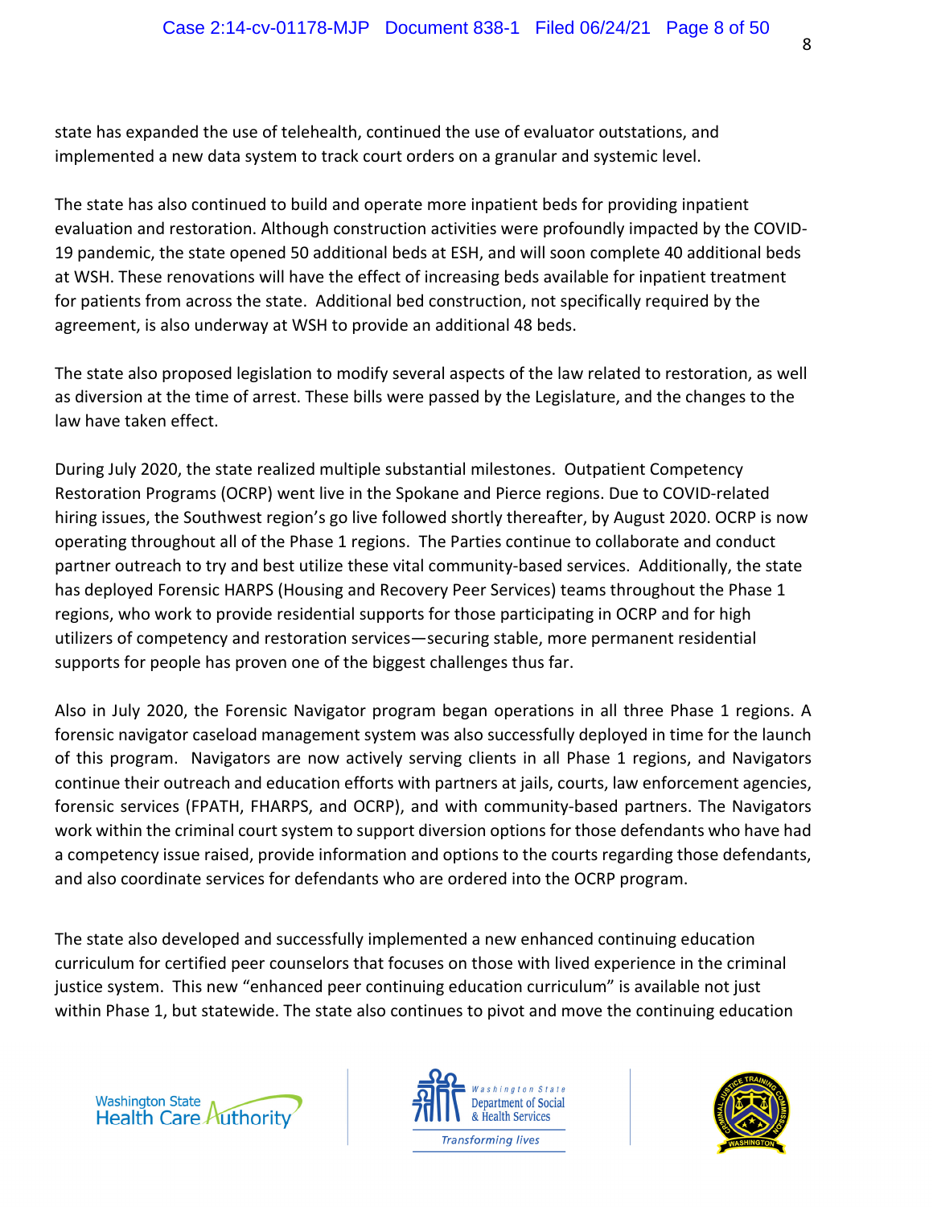state has expanded the use of telehealth, continued the use of evaluator outstations, and implemented a new data system to track court orders on a granular and systemic level.

The state has also continued to build and operate more inpatient beds for providing inpatient evaluation and restoration. Although construction activities were profoundly impacted by the COVID-19 pandemic, the state opened 50 additional beds at ESH, and will soon complete 40 additional beds at WSH. These renovations will have the effect of increasing beds available for inpatient treatment for patients from across the state. Additional bed construction, not specifically required by the agreement, is also underway at WSH to provide an additional 48 beds.

The state also proposed legislation to modify several aspects of the law related to restoration, as well as diversion at the time of arrest. These bills were passed by the Legislature, and the changes to the law have taken effect.

During July 2020, the state realized multiple substantial milestones. Outpatient Competency Restoration Programs (OCRP) went live in the Spokane and Pierce regions. Due to COVID-related hiring issues, the Southwest region's go live followed shortly thereafter, by August 2020. OCRP is now operating throughout all of the Phase 1 regions. The Parties continue to collaborate and conduct partner outreach to try and best utilize these vital community-based services. Additionally, the state has deployed Forensic HARPS (Housing and Recovery Peer Services) teams throughout the Phase 1 regions, who work to provide residential supports for those participating in OCRP and for high utilizers of competency and restoration services—securing stable, more permanent residential supports for people has proven one of the biggest challenges thus far.

Also in July 2020, the Forensic Navigator program began operations in all three Phase 1 regions. A forensic navigator caseload management system was also successfully deployed in time for the launch of this program. Navigators are now actively serving clients in all Phase 1 regions, and Navigators continue their outreach and education efforts with partners at jails, courts, law enforcement agencies, forensic services (FPATH, FHARPS, and OCRP), and with community-based partners. The Navigators work within the criminal court system to support diversion options for those defendants who have had a competency issue raised, provide information and options to the courts regarding those defendants, and also coordinate services for defendants who are ordered into the OCRP program.

The state also developed and successfully implemented a new enhanced continuing education curriculum for certified peer counselors that focuses on those with lived experience in the criminal justice system. This new "enhanced peer continuing education curriculum" is available not just within Phase 1, but statewide. The state also continues to pivot and move the continuing education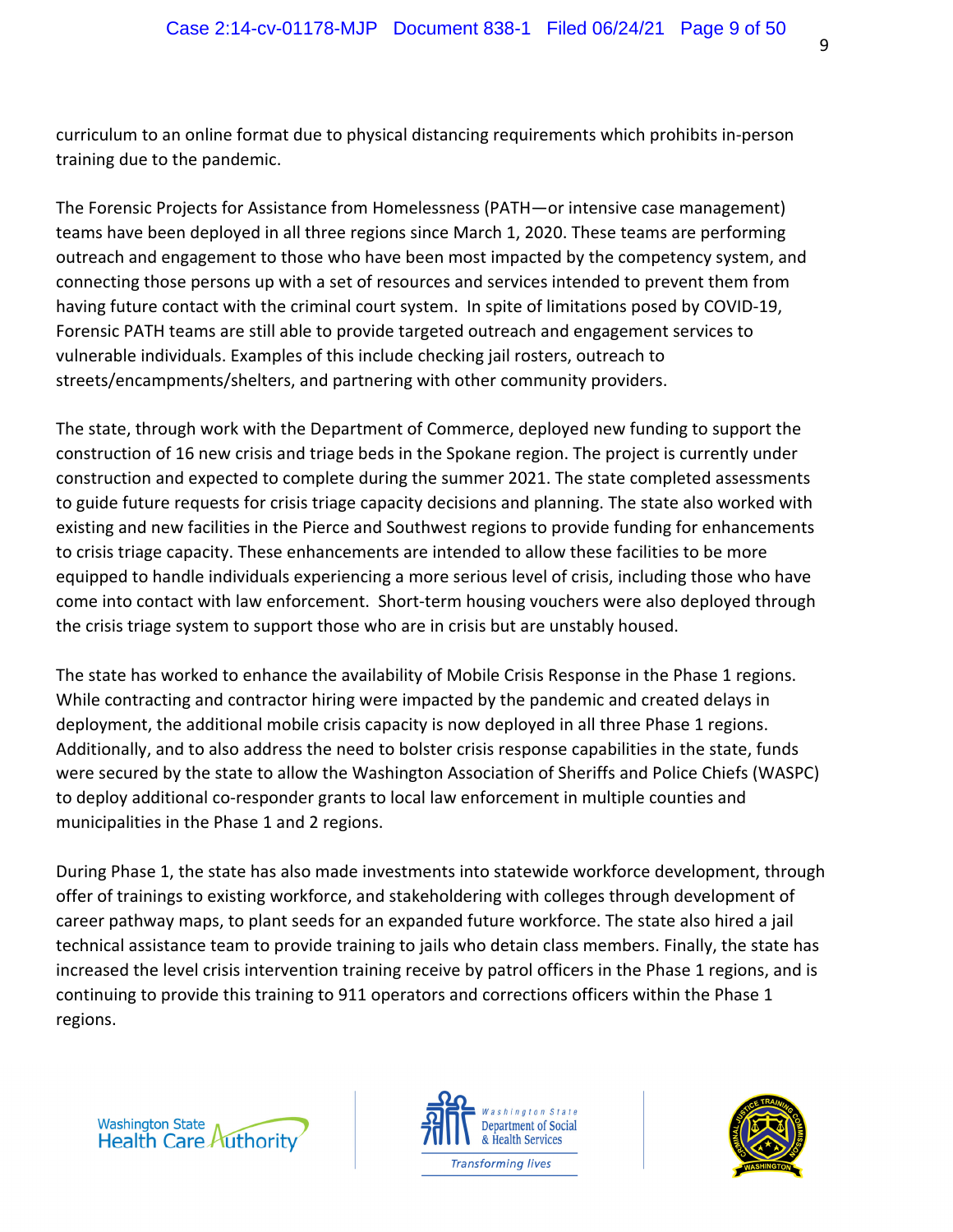curriculum to an online format due to physical distancing requirements which prohibits in-person training due to the pandemic.

The Forensic Projects for Assistance from Homelessness (PATH—or intensive case management) teams have been deployed in all three regions since March 1, 2020. These teams are performing outreach and engagement to those who have been most impacted by the competency system, and connecting those persons up with a set of resources and services intended to prevent them from having future contact with the criminal court system. In spite of limitations posed by COVID-19, Forensic PATH teams are still able to provide targeted outreach and engagement services to vulnerable individuals. Examples of this include checking jail rosters, outreach to streets/encampments/shelters, and partnering with other community providers.

The state, through work with the Department of Commerce, deployed new funding to support the construction of 16 new crisis and triage beds in the Spokane region. The project is currently under construction and expected to complete during the summer 2021. The state completed assessments to guide future requests for crisis triage capacity decisions and planning. The state also worked with existing and new facilities in the Pierce and Southwest regions to provide funding for enhancements to crisis triage capacity. These enhancements are intended to allow these facilities to be more equipped to handle individuals experiencing a more serious level of crisis, including those who have come into contact with law enforcement. Short-term housing vouchers were also deployed through the crisis triage system to support those who are in crisis but are unstably housed.

The state has worked to enhance the availability of Mobile Crisis Response in the Phase 1 regions. While contracting and contractor hiring were impacted by the pandemic and created delays in deployment, the additional mobile crisis capacity is now deployed in all three Phase 1 regions. Additionally, and to also address the need to bolster crisis response capabilities in the state, funds were secured by the state to allow the Washington Association of Sheriffs and Police Chiefs (WASPC) to deploy additional co-responder grants to local law enforcement in multiple counties and municipalities in the Phase 1 and 2 regions.

During Phase 1, the state has also made investments into statewide workforce development, through offer of trainings to existing workforce, and stakeholdering with colleges through development of career pathway maps, to plant seeds for an expanded future workforce. The state also hired a jail technical assistance team to provide training to jails who detain class members. Finally, the state has increased the level crisis intervention training receive by patrol officers in the Phase 1 regions, and is continuing to provide this training to 911 operators and corrections officers within the Phase 1 regions.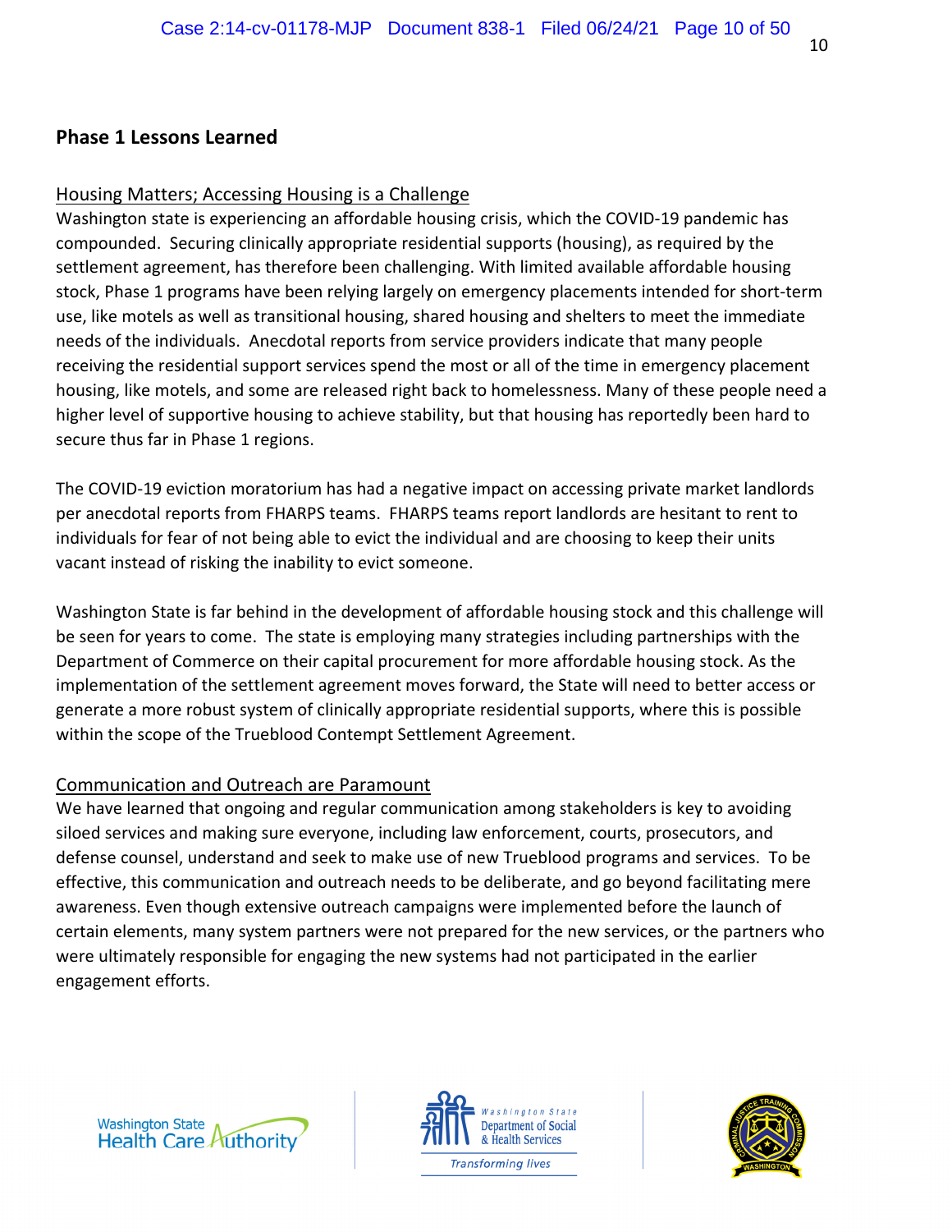## Phase 1 Lessons Learned

### Housing Matters; Accessing Housing is a Challenge

Washington state is experiencing an affordable housing crisis, which the COVID-19 pandemic has compounded. Securing clinically appropriate residential supports (housing), as required by the settlement agreement, has therefore been challenging. With limited available affordable housing stock, Phase 1 programs have been relying largely on emergency placements intended for short-term use, like motels as well as transitional housing, shared housing and shelters to meet the immediate needs of the individuals. Anecdotal reports from service providers indicate that many people receiving the residential support services spend the most or all of the time in emergency placement housing, like motels, and some are released right back to homelessness. Many of these people need a higher level of supportive housing to achieve stability, but that housing has reportedly been hard to secure thus far in Phase 1 regions.

The COVID-19 eviction moratorium has had a negative impact on accessing private market landlords per anecdotal reports from FHARPS teams. FHARPS teams report landlords are hesitant to rent to individuals for fear of not being able to evict the individual and are choosing to keep their units vacant instead of risking the inability to evict someone.

Washington State is far behind in the development of affordable housing stock and this challenge will be seen for years to come. The state is employing many strategies including partnerships with the Department of Commerce on their capital procurement for more affordable housing stock. As the implementation of the settlement agreement moves forward, the State will need to better access or generate a more robust system of clinically appropriate residential supports, where this is possible within the scope of the Trueblood Contempt Settlement Agreement.

### Communication and Outreach are Paramount

We have learned that ongoing and regular communication among stakeholders is key to avoiding siloed services and making sure everyone, including law enforcement, courts, prosecutors, and defense counsel, understand and seek to make use of new Trueblood programs and services. To be effective, this communication and outreach needs to be deliberate, and go beyond facilitating mere awareness. Even though extensive outreach campaigns were implemented before the launch of certain elements, many system partners were not prepared for the new services, or the partners who were ultimately responsible for engaging the new systems had not participated in the earlier engagement efforts.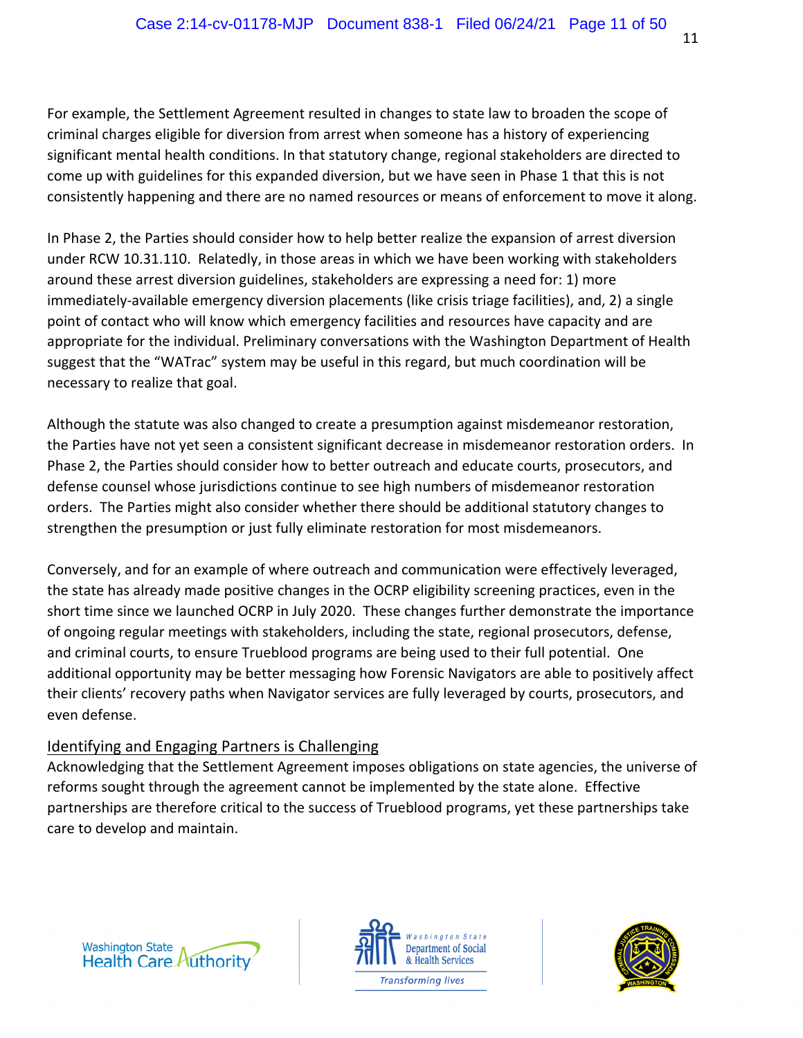For example, the Settlement Agreement resulted in changes to state law to broaden the scope of criminal charges eligible for diversion from arrest when someone has a history of experiencing significant mental health conditions. In that statutory change, regional stakeholders are directed to come up with guidelines for this expanded diversion, but we have seen in Phase 1 that this is not consistently happening and there are no named resources or means of enforcement to move it along.

In Phase 2, the Parties should consider how to help better realize the expansion of arrest diversion under RCW 10.31.110. Relatedly, in those areas in which we have been working with stakeholders around these arrest diversion guidelines, stakeholders are expressing a need for: 1) more immediately-available emergency diversion placements (like crisis triage facilities), and, 2) a single point of contact who will know which emergency facilities and resources have capacity and are appropriate for the individual. Preliminary conversations with the Washington Department of Health suggest that the "WATrac" system may be useful in this regard, but much coordination will be necessary to realize that goal.

Although the statute was also changed to create a presumption against misdemeanor restoration, the Parties have not yet seen a consistent significant decrease in misdemeanor restoration orders. In Phase 2, the Parties should consider how to better outreach and educate courts, prosecutors, and defense counsel whose jurisdictions continue to see high numbers of misdemeanor restoration orders. The Parties might also consider whether there should be additional statutory changes to strengthen the presumption or just fully eliminate restoration for most misdemeanors.

Conversely, and for an example of where outreach and communication were effectively leveraged, the state has already made positive changes in the OCRP eligibility screening practices, even in the short time since we launched OCRP in July 2020. These changes further demonstrate the importance of ongoing regular meetings with stakeholders, including the state, regional prosecutors, defense, and criminal courts, to ensure Trueblood programs are being used to their full potential. One additional opportunity may be better messaging how Forensic Navigators are able to positively affect their clients' recovery paths when Navigator services are fully leveraged by courts, prosecutors, and even defense.

## Identifying and Engaging Partners is Challenging

Acknowledging that the Settlement Agreement imposes obligations on state agencies, the universe of reforms sought through the agreement cannot be implemented by the state alone. Effective partnerships are therefore critical to the success of Trueblood programs, yet these partnerships take care to develop and maintain.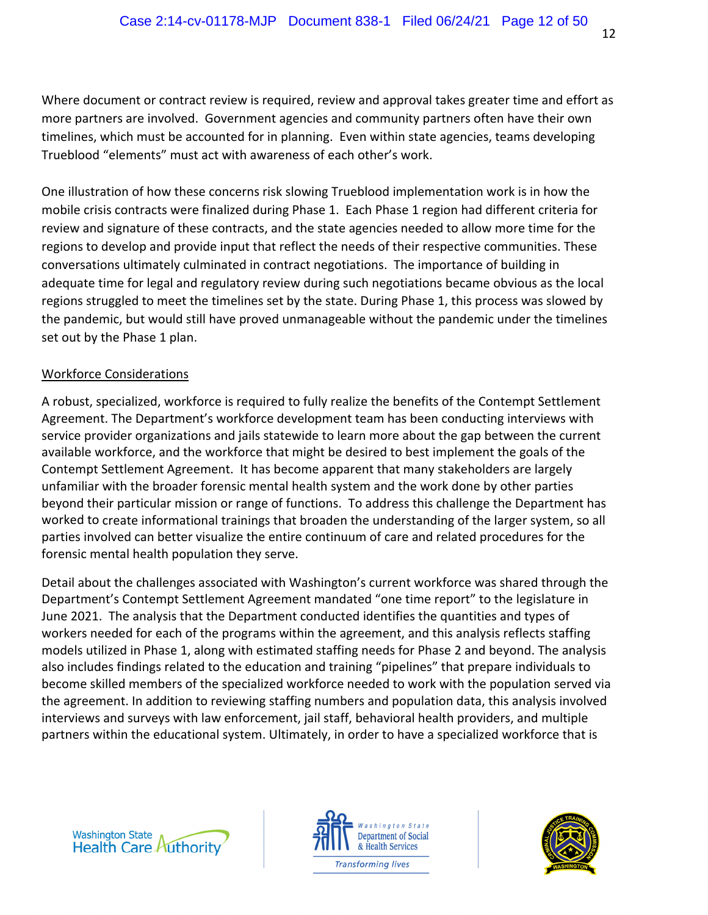Where document or contract review is required, review and approval takes greater time and effort as more partners are involved. Government agencies and community partners often have their own timelines, which must be accounted for in planning. Even within state agencies, teams developing Trueblood "elements" must act with awareness of each other's work.

One illustration of how these concerns risk slowing Trueblood implementation work is in how the mobile crisis contracts were finalized during Phase 1. Each Phase 1 region had different criteria for review and signature of these contracts, and the state agencies needed to allow more time for the regions to develop and provide input that reflect the needs of their respective communities. These conversations ultimately culminated in contract negotiations. The importance of building in adequate time for legal and regulatory review during such negotiations became obvious as the local regions struggled to meet the timelines set by the state. During Phase 1, this process was slowed by the pandemic, but would still have proved unmanageable without the pandemic under the timelines set out by the Phase 1 plan.

<u>Workforce Considerations</u>

A robust, specialized, workforce is required to fully realize the benefits of the Contempt Settlement Agreement. The Department's workforce development team has been conducting interviews with service provider organizations and jails statewide to learn more about the gap between the current available workforce, and the workforce that might be desired to best implement the goals of the Contempt Settlement Agreement. It has become apparent that many stakeholders are largely unfamiliar with the broader forensic mental health system and the work done by other parties beyond their particular mission or range of functions. To address this challenge the Department has worked to create informational trainings that broaden the understanding of the larger system, so all parties involved can better visualize the entire continuum of care and related procedures for the forensic mental health population they serve.

Detail about the challenges associated with Washington's current workforce was shared through the Department's Contempt Settlement Agreement mandated "one time report" to the legislature in June 2021. The analysis that the Department conducted identifies the quantities and types of workers needed for each of the programs within the agreement, and this analysis reflects staffing models utilized in Phase 1, along with estimated staffing needs for Phase 2 and beyond. The analysis also includes findings related to the education and training "pipelines" that prepare individuals to become skilled members of the specialized workforce needed to work with the population served via the agreement. In addition to reviewing staffing numbers and population data, this analysis involved interviews and surveys with law enforcement, jail staff, behavioral health providers, and multiple partners within the educational system. Ultimately, in order to have a specialized workforce that is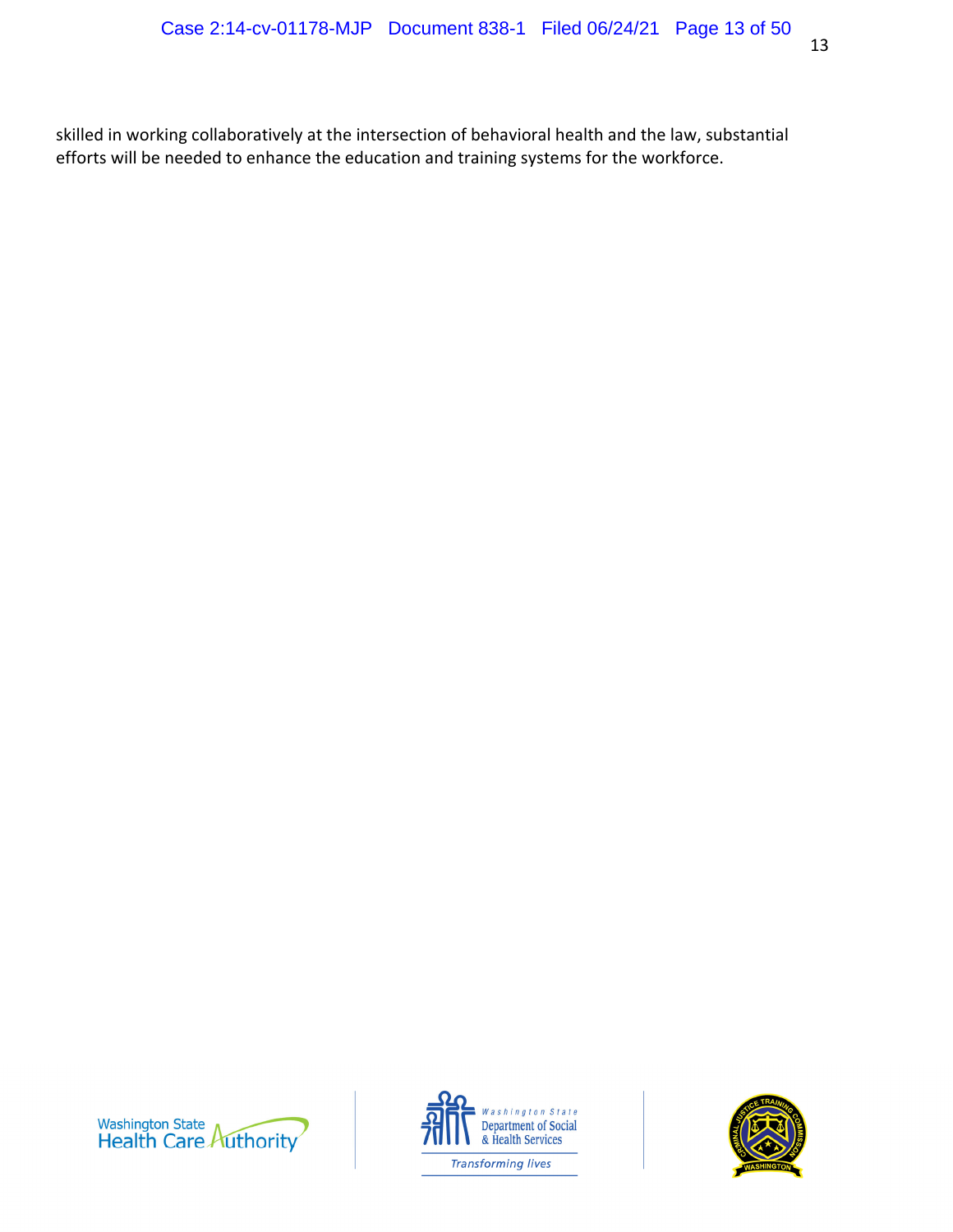skilled in working collaboratively at the intersection of behavioral health and the law, substantial efforts will be needed to enhance the education and training systems for the workforce.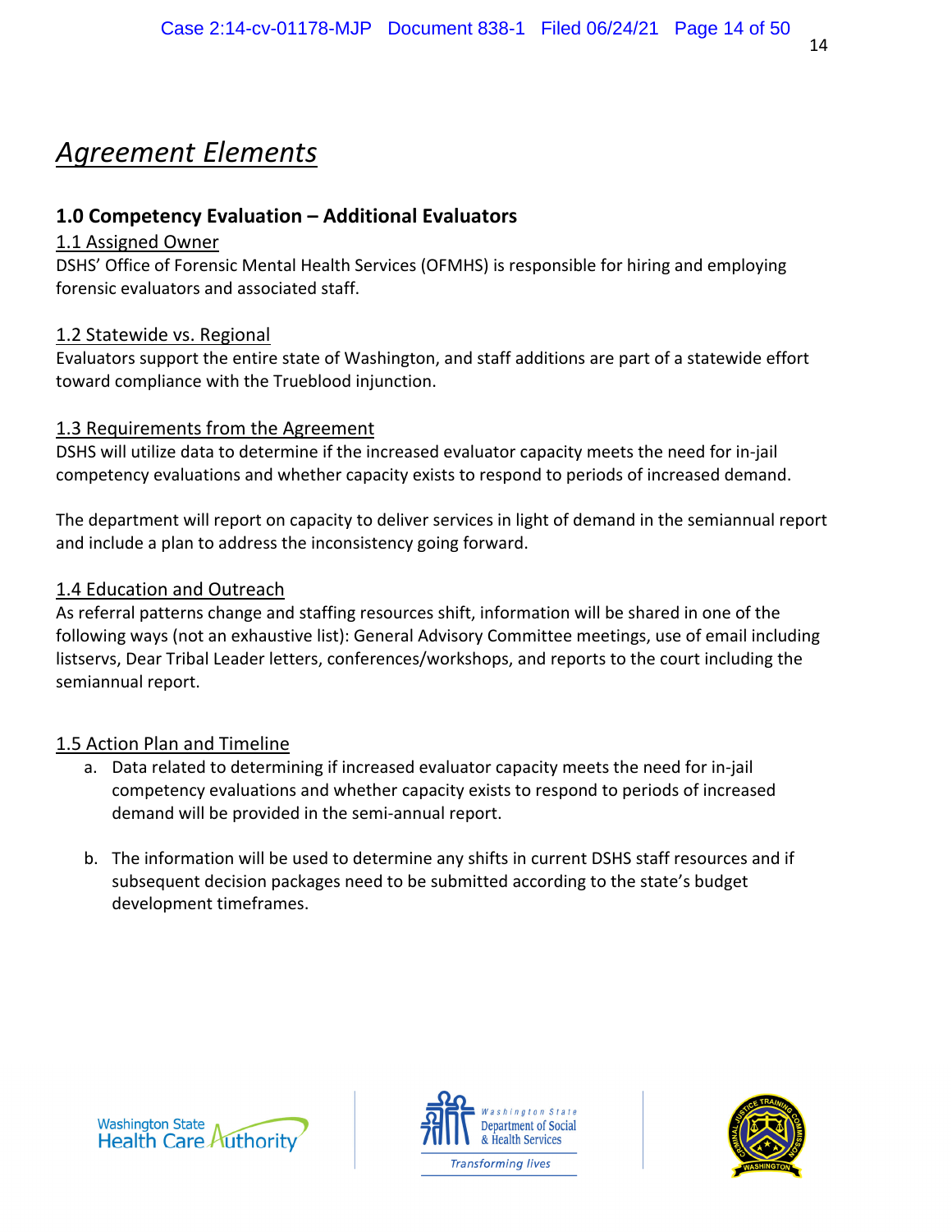# *Agreement Elements*

## 1.0 Competency Evaluation – Additional Evaluators

### 1.1 Assigned Owner

DSHS' Office of Forensic Mental Health Services (OFMHS) is responsible for hiring and employing forensic evaluators and associated staff.

### 1.2 Statewide vs. Regional

Evaluators support the entire state of Washington, and staff additions are part of a statewide effort toward compliance with the Trueblood injunction.

### 1.3 Requirements from the Agreement

DSHS will utilize data to determine if the increased evaluator capacity meets the need for in-jail competency evaluations and whether capacity exists to respond to periods of increased demand.

The department will report on capacity to deliver services in light of demand in the semiannual report and include a plan to address the inconsistency going forward.

### 1.4 Education and Outreach

As referral patterns change and staffing resources shift, information will be shared in one of the following ways (not an exhaustive list): General Advisory Committee meetings, use of email including listservs, Dear Tribal Leader letters, conferences/workshops, and reports to the court including the semiannual report.

### 1.5 Action Plan and Timeline

a. Data related to determining if increased evaluator capacity meets the need for in-jail competency evaluations and whether capacity exists to respond to periods of increased demand will be provided in the semi-annual report.

b. The information will be used to determine any shifts in current DSHS staff resources and if subsequent decision packages need to be submitted according to the state's budget development timeframes.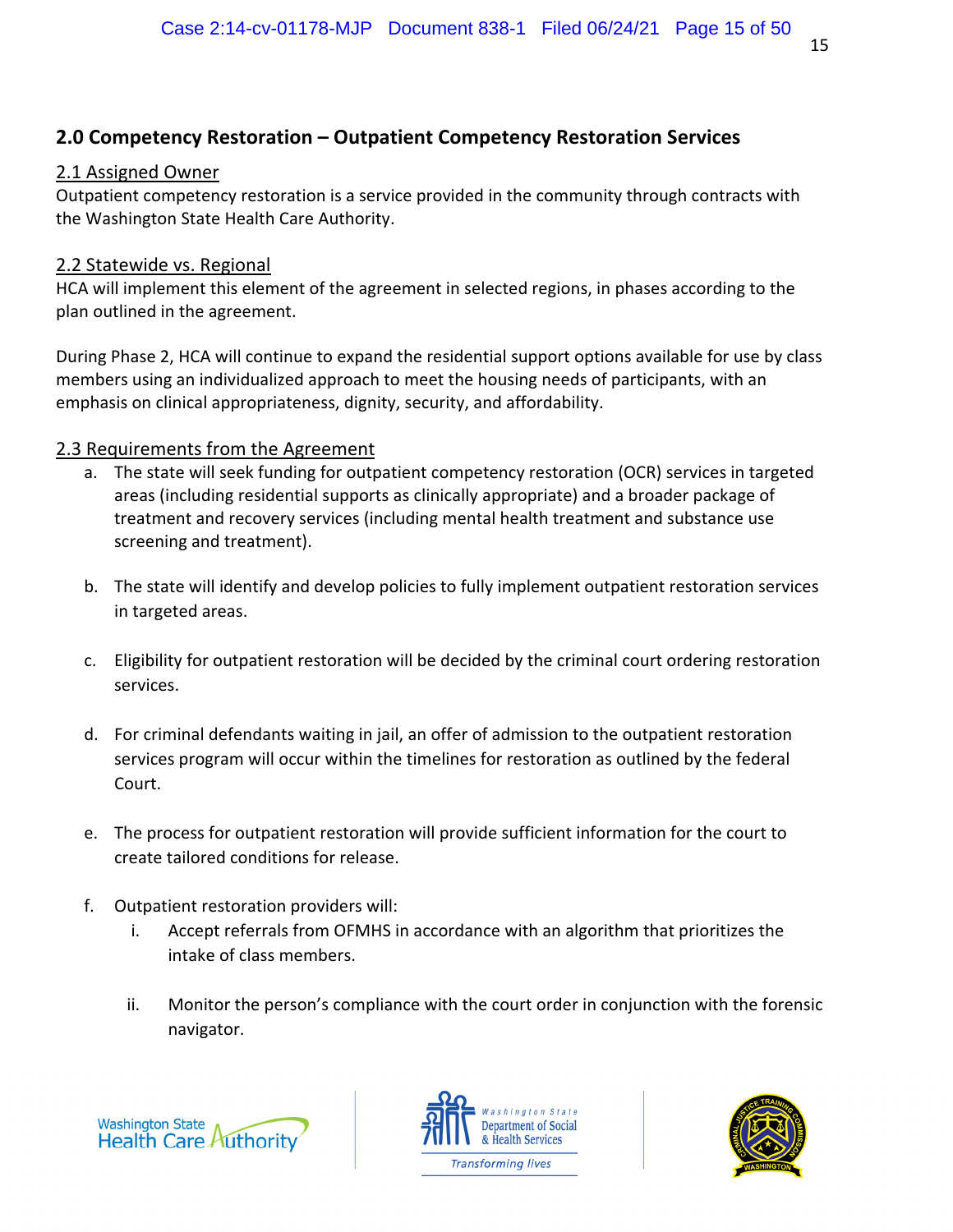## 2.0 Competency Restoration – Outpatient Competency Restoration Services

### 2.1 Assigned Owner

Outpatient competency restoration is a service provided in the community through contracts with the Washington State Health Care Authority.

### 2.2 Statewide vs. Regional

HCA will implement this element of the agreement in selected regions, in phases according to the plan outlined in the agreement.

During Phase 2, HCA will continue to expand the residential support options available for use by class members using an individualized approach to meet the housing needs of participants, with an emphasis on clinical appropriateness, dignity, security, and affordability.

### 2.3 Requirements from the Agreement

a. The state will seek funding for outpatient competency restoration (OCR) services in targeted areas (including residential supports as clinically appropriate) and a broader package of treatment and recovery services (including mental health treatment and substance use screening and treatment).

b. The state will identify and develop policies to fully implement outpatient restoration services in targeted areas.

c. Eligibility for outpatient restoration will be decided by the criminal court ordering restoration services.

d. For criminal defendants waiting in jail, an offer of admission to the outpatient restoration services program will occur within the timelines for restoration as outlined by the federal Court.

e. The process for outpatient restoration will provide sufficient information for the court to create tailored conditions for release.

f. Outpatient restoration providers will:

   i. Accept referrals from OFMHS in accordance with an algorithm that prioritizes the intake of class members.

   ii. Monitor the person's compliance with the court order in conjunction with the forensic navigator.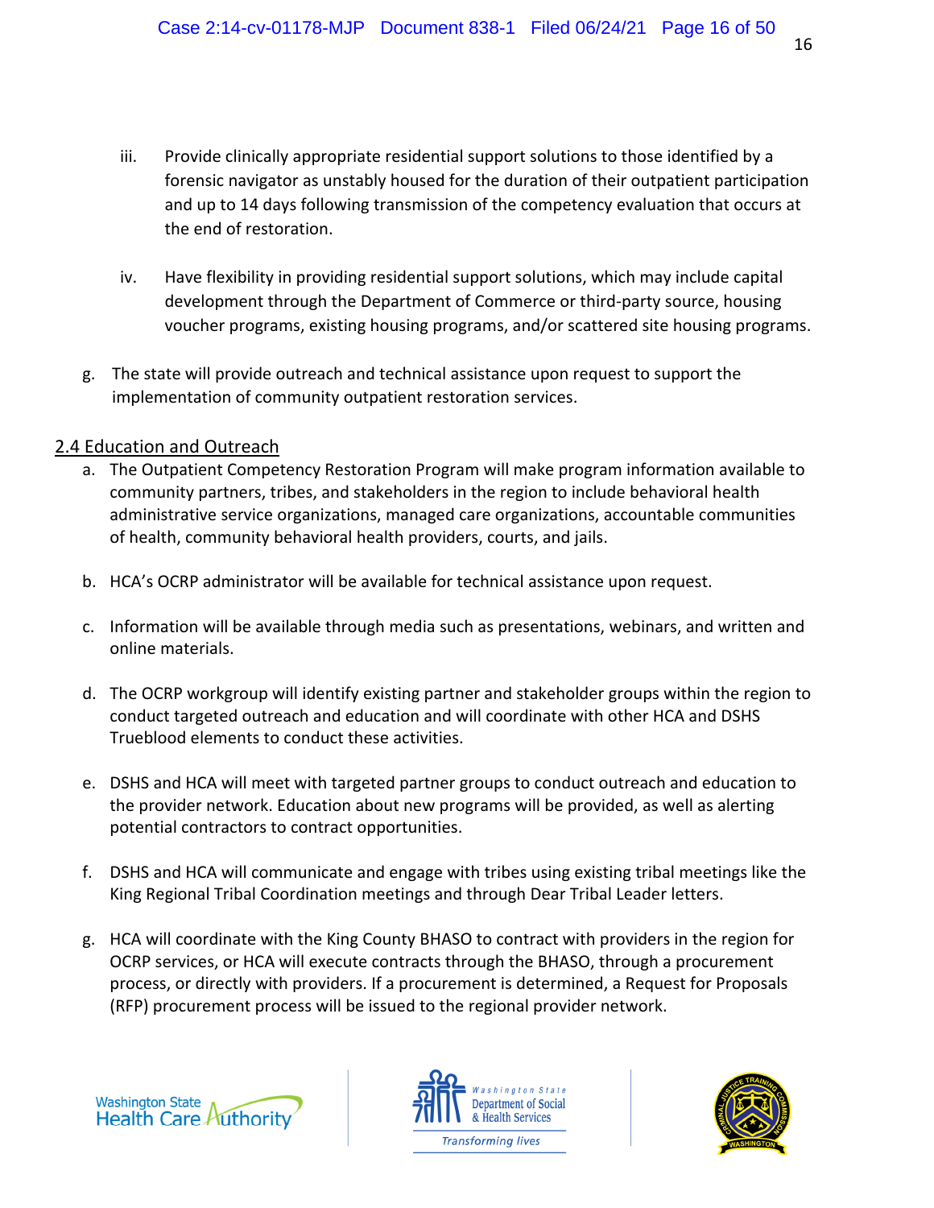iii. Provide clinically appropriate residential support solutions to those identified by a forensic navigator as unstably housed for the duration of their outpatient participation and up to 14 days following transmission of the competency evaluation that occurs at the end of restoration.

iv. Have flexibility in providing residential support solutions, which may include capital development through the Department of Commerce or third-party source, housing voucher programs, existing housing programs, and/or scattered site housing programs.

g. The state will provide outreach and technical assistance upon request to support the implementation of community outpatient restoration services.

## 2.4 Education and Outreach

a. The Outpatient Competency Restoration Program will make program information available to community partners, tribes, and stakeholders in the region to include behavioral health administrative service organizations, managed care organizations, accountable communities of health, community behavioral health providers, courts, and jails.

b. HCA's OCRP administrator will be available for technical assistance upon request.

c. Information will be available through media such as presentations, webinars, and written and online materials.

d. The OCRP workgroup will identify existing partner and stakeholder groups within the region to conduct targeted outreach and education and will coordinate with other HCA and DSHS Trueblood elements to conduct these activities.

e. DSHS and HCA will meet with targeted partner groups to conduct outreach and education to the provider network. Education about new programs will be provided, as well as alerting potential contractors to contract opportunities.

f. DSHS and HCA will communicate and engage with tribes using existing tribal meetings like the King Regional Tribal Coordination meetings and through Dear Tribal Leader letters.

g. HCA will coordinate with the King County BHASO to contract with providers in the region for OCRP services, or HCA will execute contracts through the BHASO, through a procurement process, or directly with providers. If a procurement is determined, a Request for Proposals (RFP) procurement process will be issued to the regional provider network.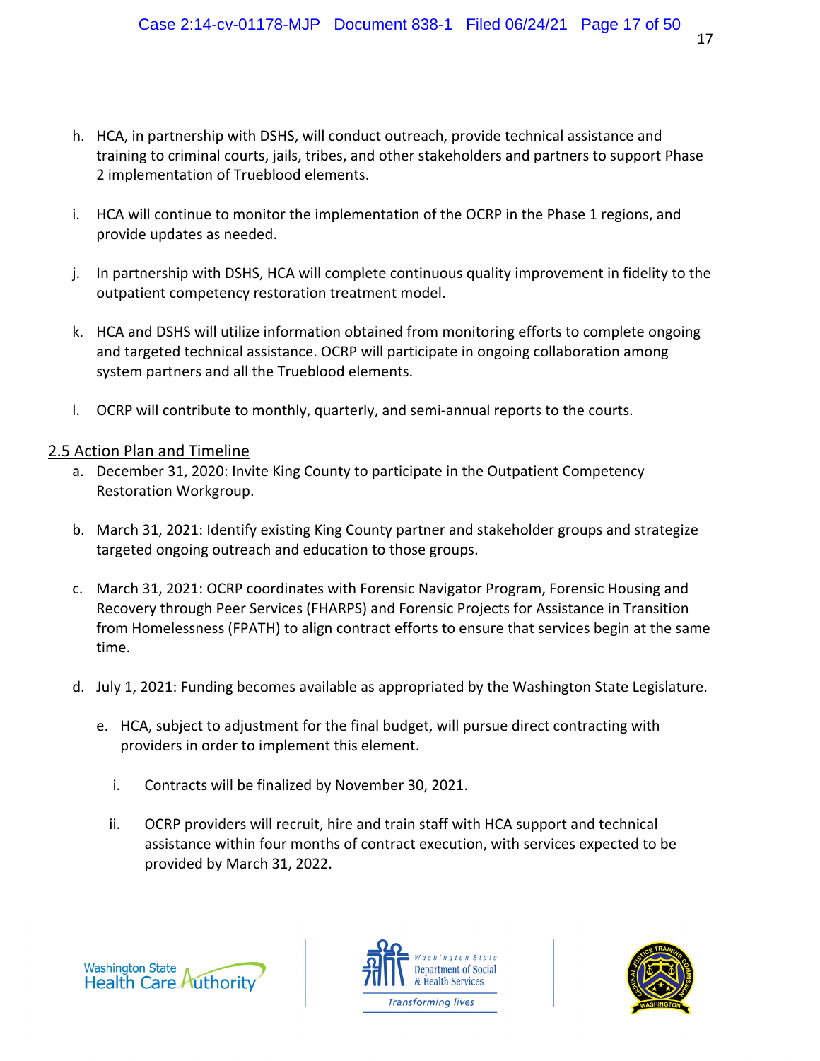h. HCA, in partnership with DSHS, will conduct outreach, provide technical assistance and training to criminal courts, jails, tribes, and other stakeholders and partners to support Phase 2 implementation of Trueblood elements.

i. HCA will continue to monitor the implementation of the OCRP in the Phase 1 regions, and provide updates as needed.

j. In partnership with DSHS, HCA will complete continuous quality improvement in fidelity to the outpatient competency restoration treatment model.

k. HCA and DSHS will utilize information obtained from monitoring efforts to complete ongoing and targeted technical assistance. OCRP will participate in ongoing collaboration among system partners and all the Trueblood elements.

l. OCRP will contribute to monthly, quarterly, and semi-annual reports to the courts.

## 2.5 Action Plan and Timeline

a. December 31, 2020: Invite King County to participate in the Outpatient Competency Restoration Workgroup.

b. March 31, 2021: Identify existing King County partner and stakeholder groups and strategize targeted ongoing outreach and education to those groups.

c. March 31, 2021: OCRP coordinates with Forensic Navigator Program, Forensic Housing and Recovery through Peer Services (FHARPS) and Forensic Projects for Assistance in Transition from Homelessness (FPATH) to align contract efforts to ensure that services begin at the same time.

d. July 1, 2021: Funding becomes available as appropriated by the Washington State Legislature.

   e. HCA, subject to adjustment for the final budget, will pursue direct contracting with providers in order to implement this element.

      i. Contracts will be finalized by November 30, 2021.

      ii. OCRP providers will recruit, hire and train staff with HCA support and technical assistance within four months of contract execution, with services expected to be provided by March 31, 2022.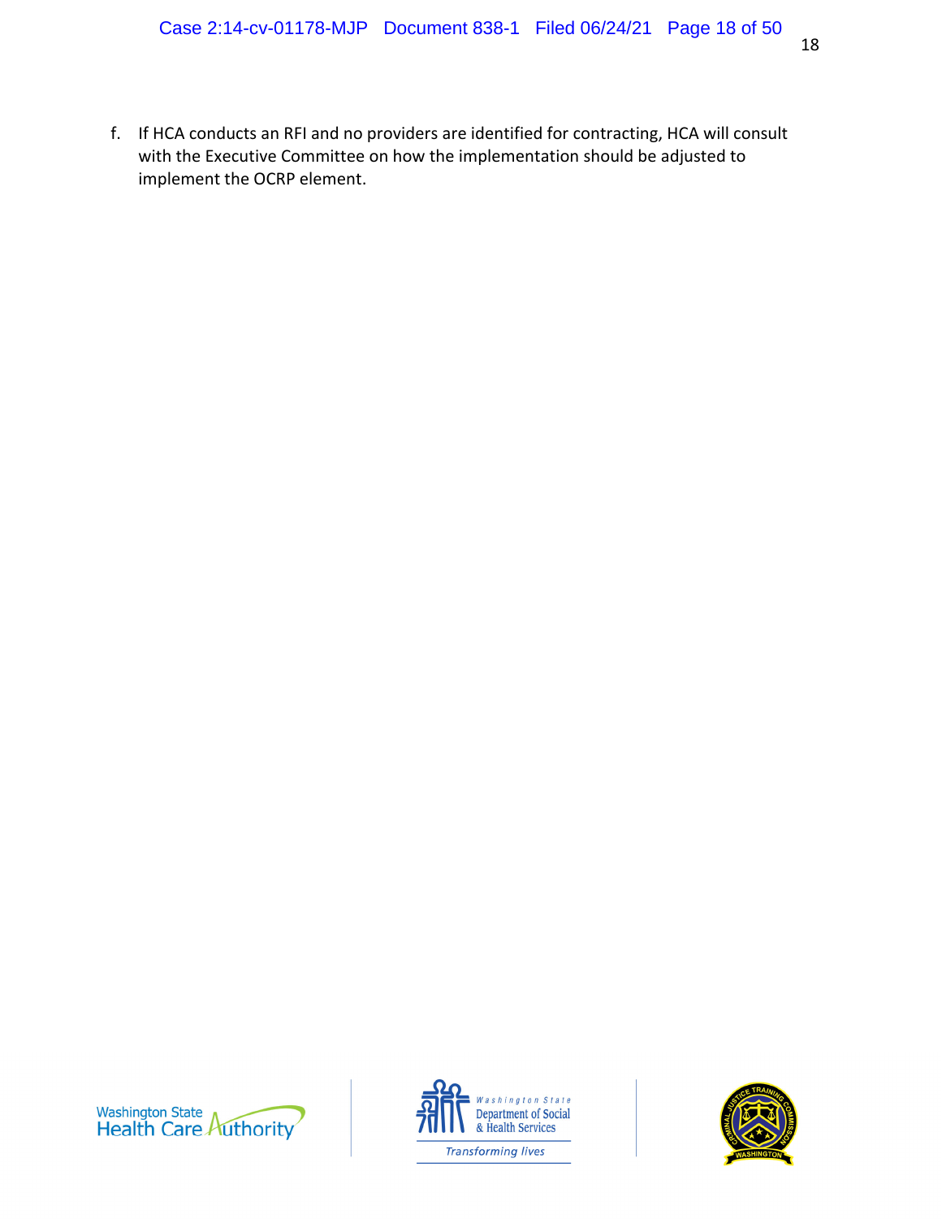f. If HCA conducts an RFI and no providers are identified for contracting, HCA will consult with the Executive Committee on how the implementation should be adjusted to implement the OCRP element.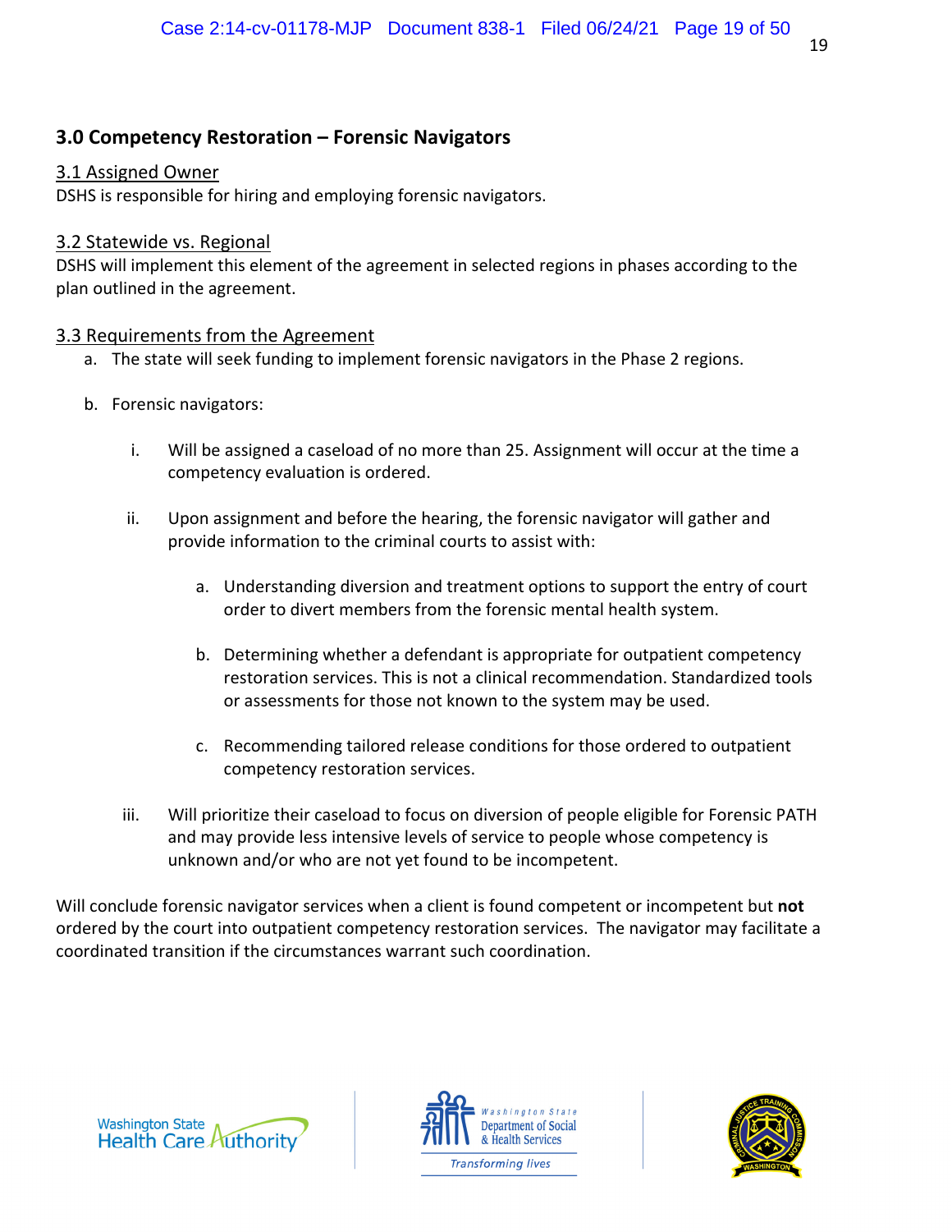## 3.0 Competency Restoration – Forensic Navigators

### 3.1 Assigned Owner

DSHS is responsible for hiring and employing forensic navigators.

### 3.2 Statewide vs. Regional

DSHS will implement this element of the agreement in selected regions in phases according to the plan outlined in the agreement.

### 3.3 Requirements from the Agreement

a. The state will seek funding to implement forensic navigators in the Phase 2 regions.

b. Forensic navigators:

   i. Will be assigned a caseload of no more than 25. Assignment will occur at the time a competency evaluation is ordered.

   ii. Upon assignment and before the hearing, the forensic navigator will gather and provide information to the criminal courts to assist with:

      a. Understanding diversion and treatment options to support the entry of court order to divert members from the forensic mental health system.

      b. Determining whether a defendant is appropriate for outpatient competency restoration services. This is not a clinical recommendation. Standardized tools or assessments for those not known to the system may be used.

      c. Recommending tailored release conditions for those ordered to outpatient competency restoration services.

   iii. Will prioritize their caseload to focus on diversion of people eligible for Forensic PATH and may provide less intensive levels of service to people whose competency is unknown and/or who are not yet found to be incompetent.

Will conclude forensic navigator services when a client is found competent or incompetent but **not** ordered by the court into outpatient competency restoration services. The navigator may facilitate a coordinated transition if the circumstances warrant such coordination.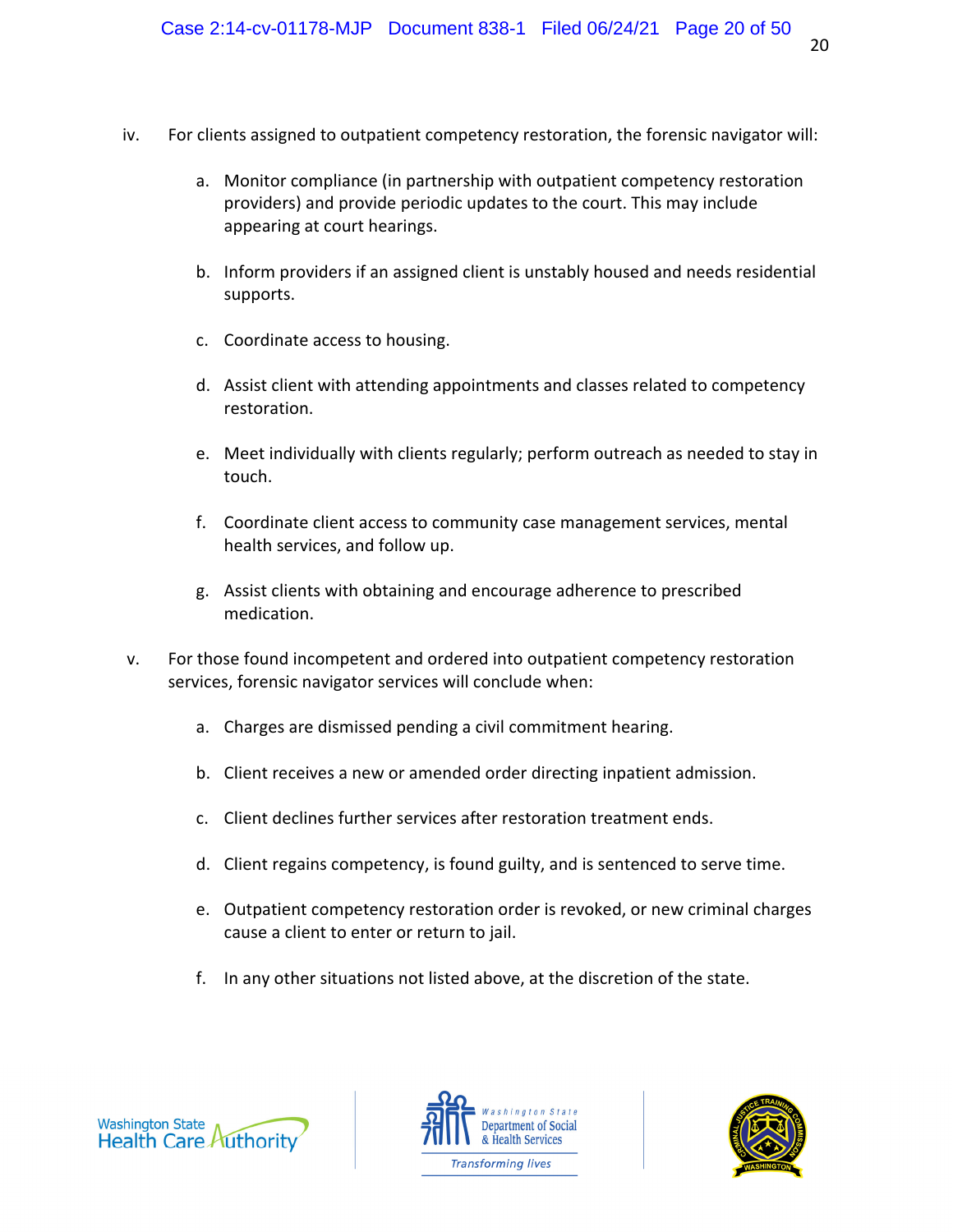iv. For clients assigned to outpatient competency restoration, the forensic navigator will:

   a. Monitor compliance (in partnership with outpatient competency restoration providers) and provide periodic updates to the court. This may include appearing at court hearings.

   b. Inform providers if an assigned client is unstably housed and needs residential supports.

   c. Coordinate access to housing.

   d. Assist client with attending appointments and classes related to competency restoration.

   e. Meet individually with clients regularly; perform outreach as needed to stay in touch.

   f. Coordinate client access to community case management services, mental health services, and follow up.

   g. Assist clients with obtaining and encourage adherence to prescribed medication.

v. For those found incompetent and ordered into outpatient competency restoration services, forensic navigator services will conclude when:

   a. Charges are dismissed pending a civil commitment hearing.

   b. Client receives a new or amended order directing inpatient admission.

   c. Client declines further services after restoration treatment ends.

   d. Client regains competency, is found guilty, and is sentenced to serve time.

   e. Outpatient competency restoration order is revoked, or new criminal charges cause a client to enter or return to jail.

   f. In any other situations not listed above, at the discretion of the state.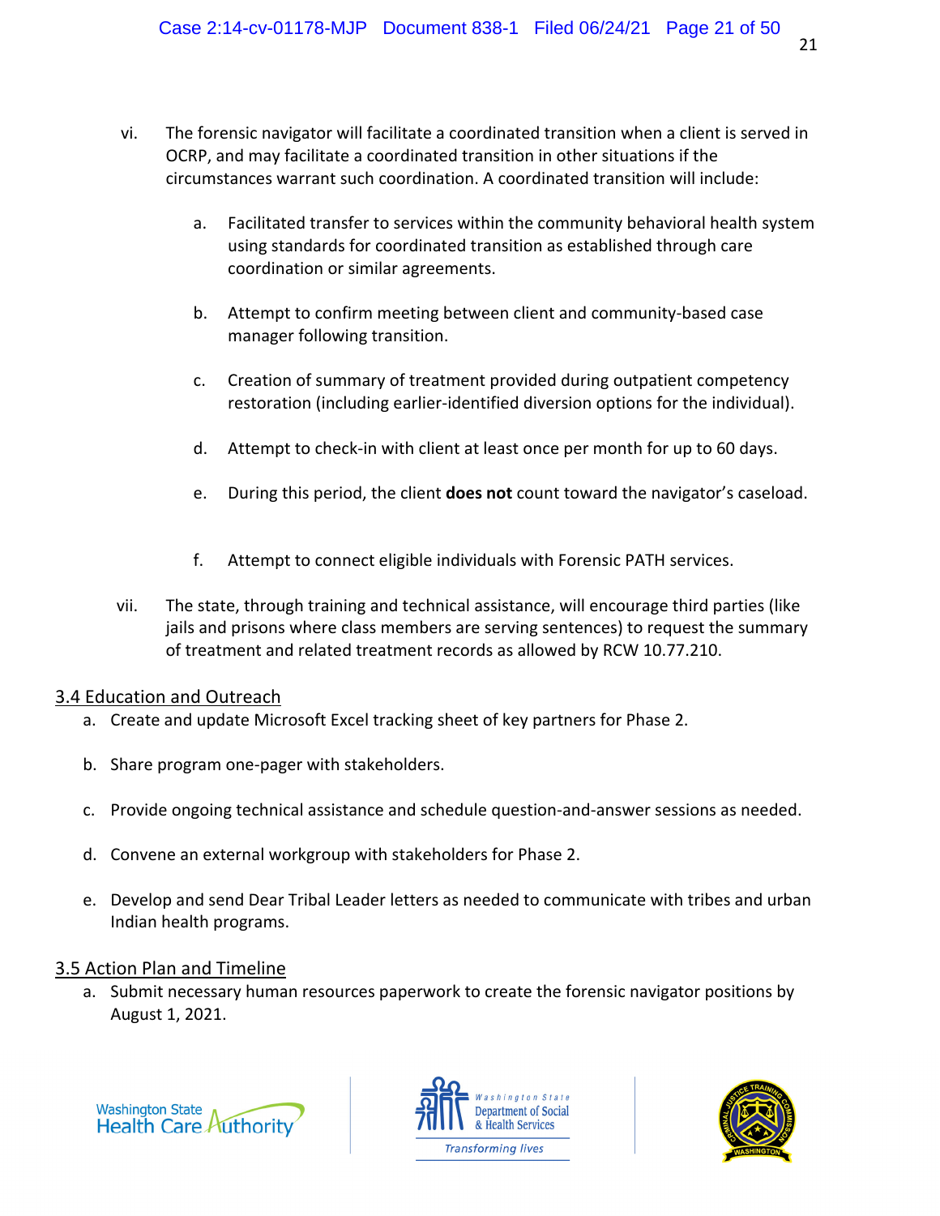vi. The forensic navigator will facilitate a coordinated transition when a client is served in OCRP, and may facilitate a coordinated transition in other situations if the circumstances warrant such coordination. A coordinated transition will include:

   a. Facilitated transfer to services within the community behavioral health system using standards for coordinated transition as established through care coordination or similar agreements.

   b. Attempt to confirm meeting between client and community-based case manager following transition.

   c. Creation of summary of treatment provided during outpatient competency restoration (including earlier-identified diversion options for the individual).

   d. Attempt to check-in with client at least once per month for up to 60 days.

   e. During this period, the client **does not** count toward the navigator's caseload.

   f. Attempt to connect eligible individuals with Forensic PATH services.

vii. The state, through training and technical assistance, will encourage third parties (like jails and prisons where class members are serving sentences) to request the summary of treatment and related treatment records as allowed by RCW 10.77.210.

## 3.4 Education and Outreach

a. Create and update Microsoft Excel tracking sheet of key partners for Phase 2.

b. Share program one-pager with stakeholders.

c. Provide ongoing technical assistance and schedule question-and-answer sessions as needed.

d. Convene an external workgroup with stakeholders for Phase 2.

e. Develop and send Dear Tribal Leader letters as needed to communicate with tribes and urban Indian health programs.

## 3.5 Action Plan and Timeline

a. Submit necessary human resources paperwork to create the forensic navigator positions by August 1, 2021.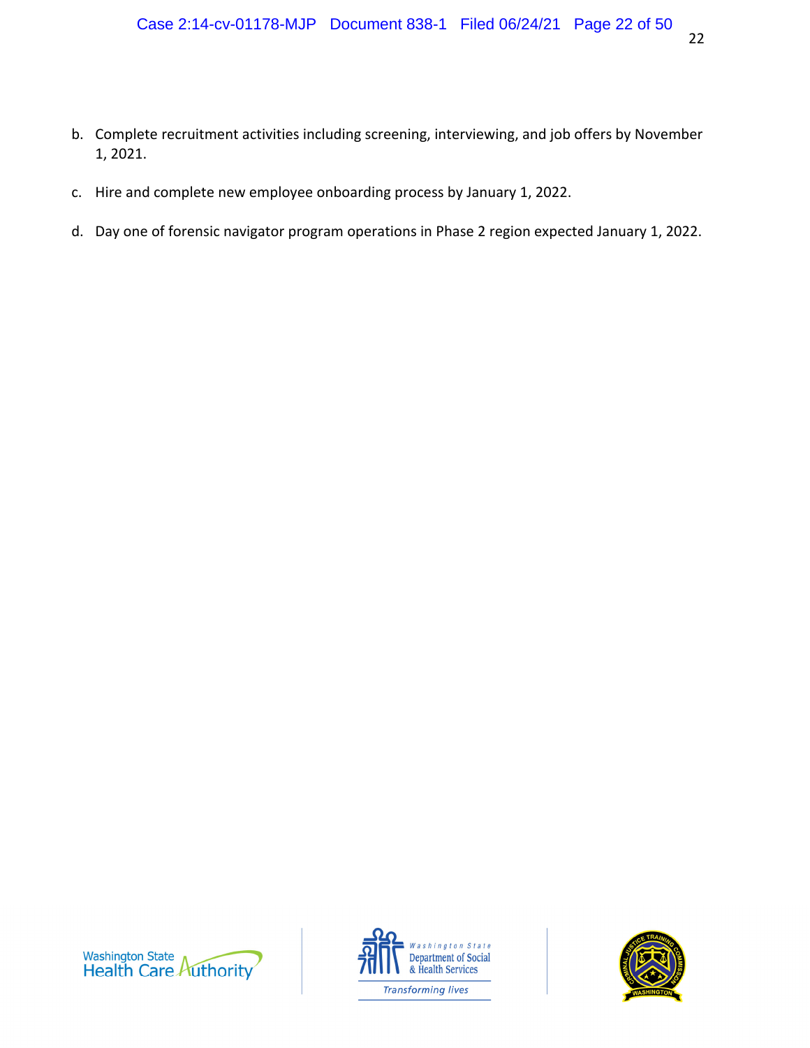b. Complete recruitment activities including screening, interviewing, and job offers by November 1, 2021.

c. Hire and complete new employee onboarding process by January 1, 2022.

d. Day one of forensic navigator program operations in Phase 2 region expected January 1, 2022.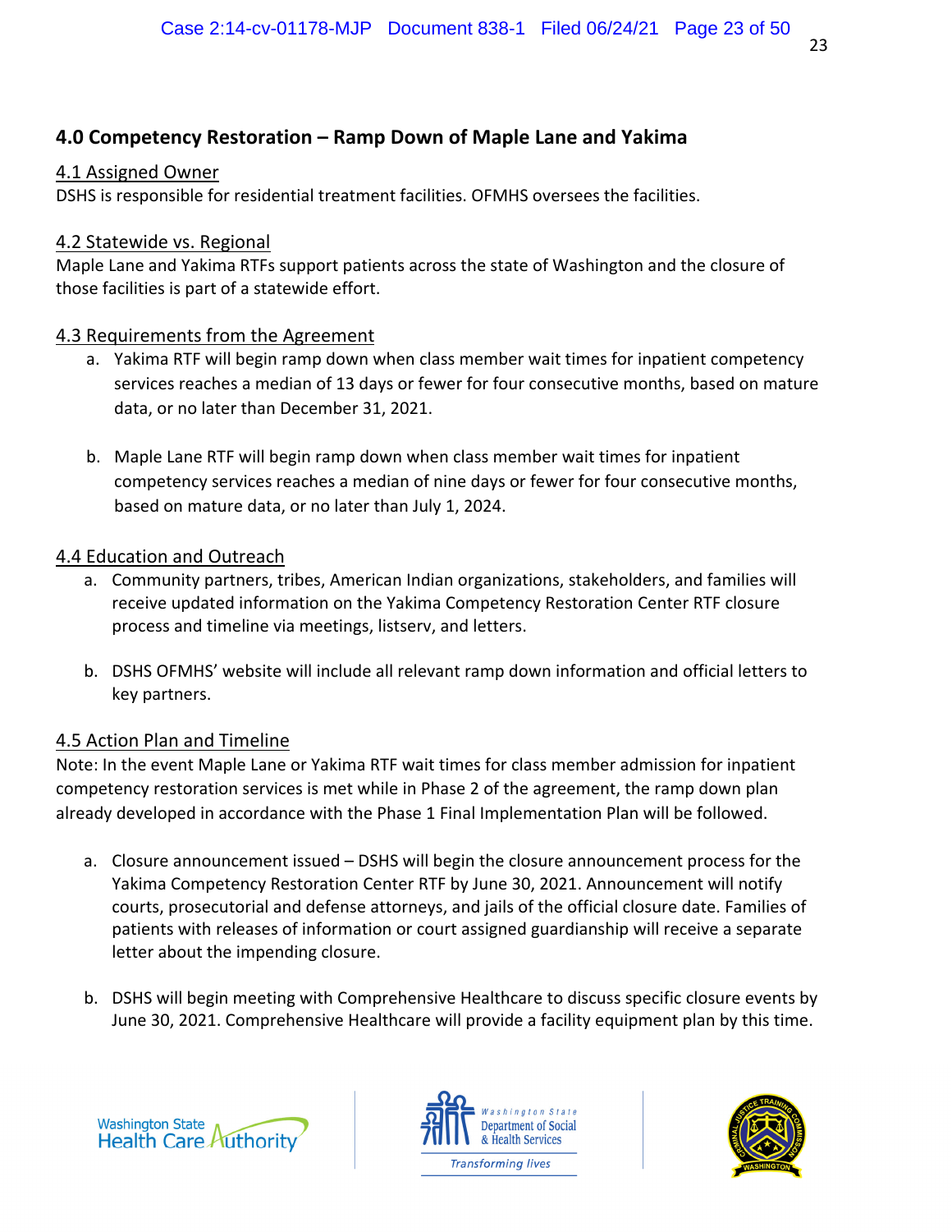## 4.0 Competency Restoration – Ramp Down of Maple Lane and Yakima

### 4.1 Assigned Owner

DSHS is responsible for residential treatment facilities. OFMHS oversees the facilities.

### 4.2 Statewide vs. Regional

Maple Lane and Yakima RTFs support patients across the state of Washington and the closure of those facilities is part of a statewide effort.

### 4.3 Requirements from the Agreement

a. Yakima RTF will begin ramp down when class member wait times for inpatient competency services reaches a median of 13 days or fewer for four consecutive months, based on mature data, or no later than December 31, 2021.

b. Maple Lane RTF will begin ramp down when class member wait times for inpatient competency services reaches a median of nine days or fewer for four consecutive months, based on mature data, or no later than July 1, 2024.

### 4.4 Education and Outreach

a. Community partners, tribes, American Indian organizations, stakeholders, and families will receive updated information on the Yakima Competency Restoration Center RTF closure process and timeline via meetings, listserv, and letters.

b. DSHS OFMHS' website will include all relevant ramp down information and official letters to key partners.

### 4.5 Action Plan and Timeline

Note: In the event Maple Lane or Yakima RTF wait times for class member admission for inpatient competency restoration services is met while in Phase 2 of the agreement, the ramp down plan already developed in accordance with the Phase 1 Final Implementation Plan will be followed.

a. Closure announcement issued – DSHS will begin the closure announcement process for the Yakima Competency Restoration Center RTF by June 30, 2021. Announcement will notify courts, prosecutorial and defense attorneys, and jails of the official closure date. Families of patients with releases of information or court assigned guardianship will receive a separate letter about the impending closure.

b. DSHS will begin meeting with Comprehensive Healthcare to discuss specific closure events by June 30, 2021. Comprehensive Healthcare will provide a facility equipment plan by this time.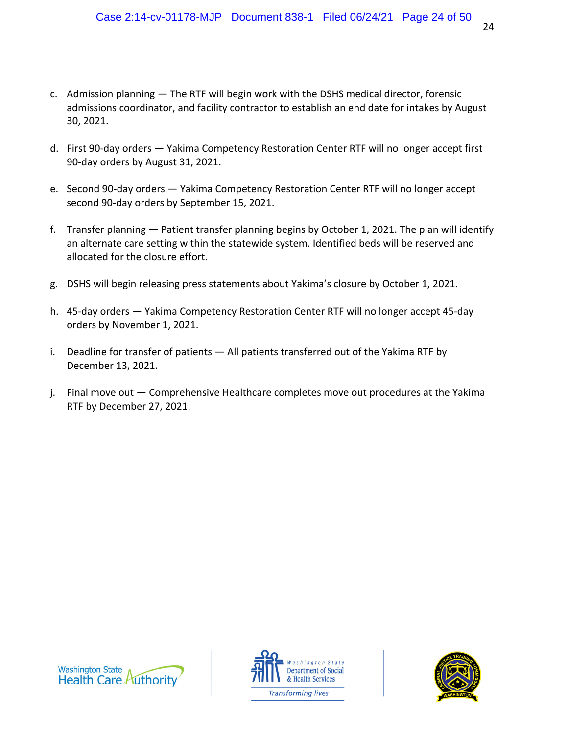c. Admission planning — The RTF will begin work with the DSHS medical director, forensic admissions coordinator, and facility contractor to establish an end date for intakes by August 30, 2021.

d. First 90-day orders — Yakima Competency Restoration Center RTF will no longer accept first 90-day orders by August 31, 2021.

e. Second 90-day orders — Yakima Competency Restoration Center RTF will no longer accept second 90-day orders by September 15, 2021.

f. Transfer planning — Patient transfer planning begins by October 1, 2021. The plan will identify an alternate care setting within the statewide system. Identified beds will be reserved and allocated for the closure effort.

g. DSHS will begin releasing press statements about Yakima's closure by October 1, 2021.

h. 45-day orders — Yakima Competency Restoration Center RTF will no longer accept 45-day orders by November 1, 2021.

i. Deadline for transfer of patients — All patients transferred out of the Yakima RTF by December 13, 2021.

j. Final move out — Comprehensive Healthcare completes move out procedures at the Yakima RTF by December 27, 2021.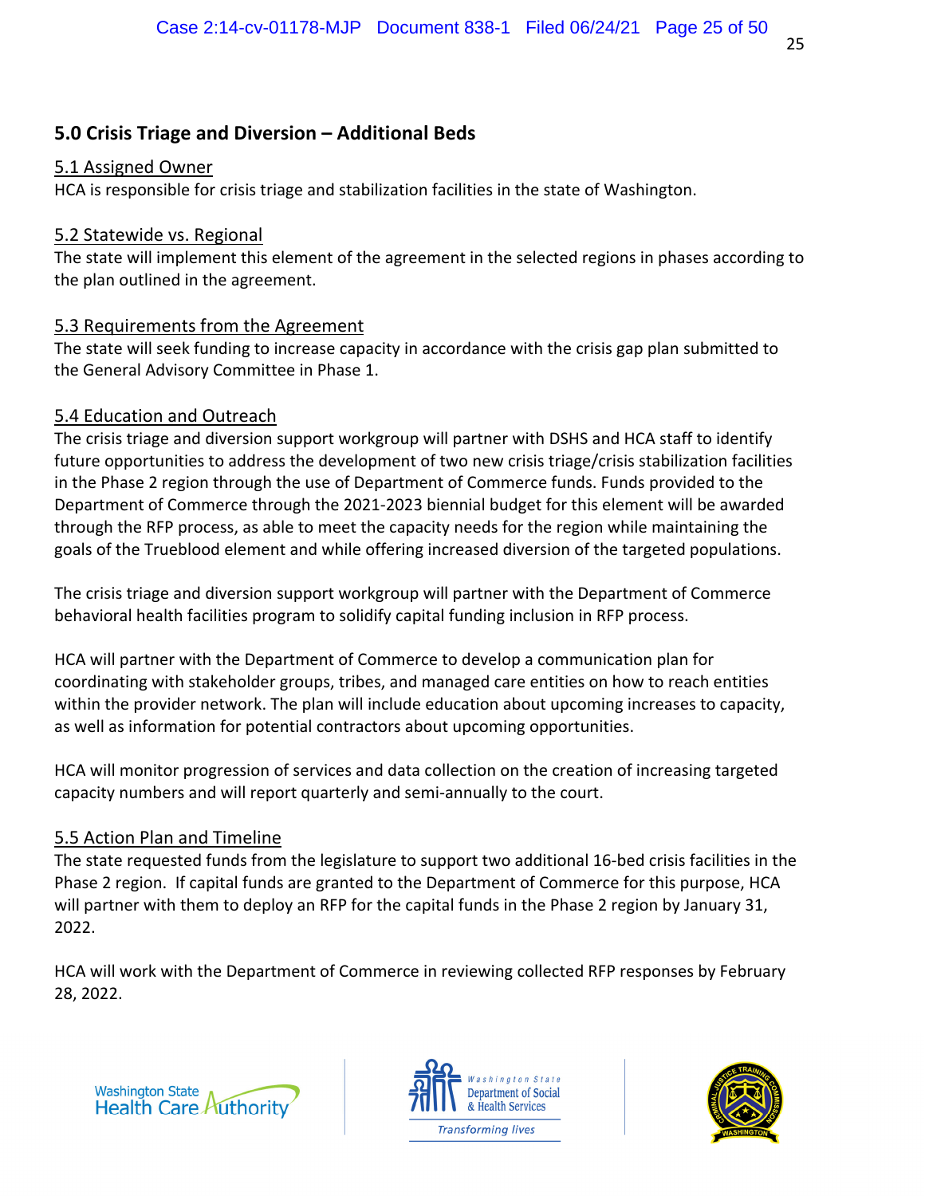## 5.0 Crisis Triage and Diversion – Additional Beds

### 5.1 Assigned Owner

HCA is responsible for crisis triage and stabilization facilities in the state of Washington.

### 5.2 Statewide vs. Regional

The state will implement this element of the agreement in the selected regions in phases according to the plan outlined in the agreement.

### 5.3 Requirements from the Agreement

The state will seek funding to increase capacity in accordance with the crisis gap plan submitted to the General Advisory Committee in Phase 1.

### 5.4 Education and Outreach

The crisis triage and diversion support workgroup will partner with DSHS and HCA staff to identify future opportunities to address the development of two new crisis triage/crisis stabilization facilities in the Phase 2 region through the use of Department of Commerce funds. Funds provided to the Department of Commerce through the 2021-2023 biennial budget for this element will be awarded through the RFP process, as able to meet the capacity needs for the region while maintaining the goals of the Trueblood element and while offering increased diversion of the targeted populations.

The crisis triage and diversion support workgroup will partner with the Department of Commerce behavioral health facilities program to solidify capital funding inclusion in RFP process.

HCA will partner with the Department of Commerce to develop a communication plan for coordinating with stakeholder groups, tribes, and managed care entities on how to reach entities within the provider network. The plan will include education about upcoming increases to capacity, as well as information for potential contractors about upcoming opportunities.

HCA will monitor progression of services and data collection on the creation of increasing targeted capacity numbers and will report quarterly and semi-annually to the court.

### 5.5 Action Plan and Timeline

The state requested funds from the legislature to support two additional 16-bed crisis facilities in the Phase 2 region. If capital funds are granted to the Department of Commerce for this purpose, HCA will partner with them to deploy an RFP for the capital funds in the Phase 2 region by January 31, 2022.

HCA will work with the Department of Commerce in reviewing collected RFP responses by February 28, 2022.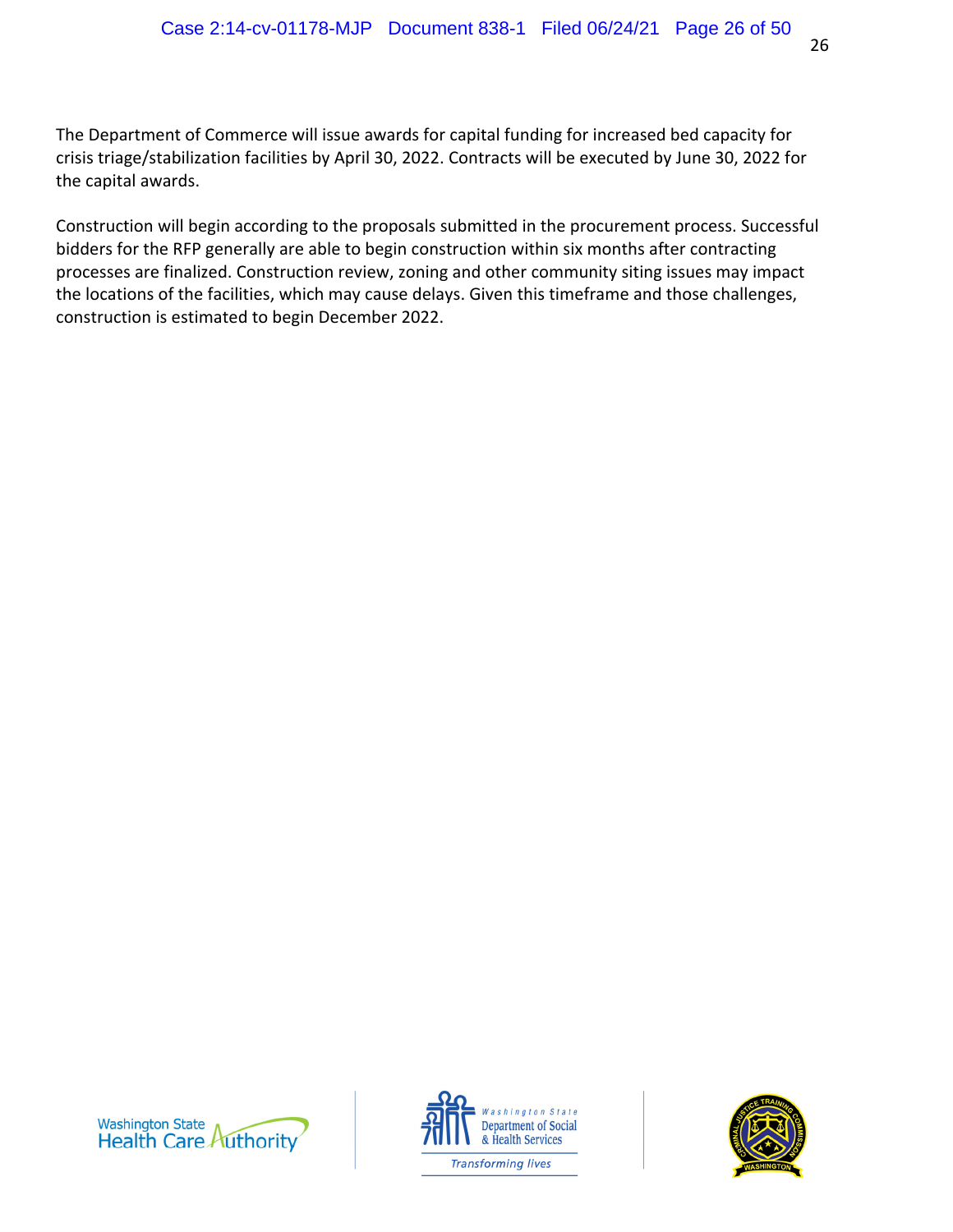The Department of Commerce will issue awards for capital funding for increased bed capacity for crisis triage/stabilization facilities by April 30, 2022. Contracts will be executed by June 30, 2022 for the capital awards.

Construction will begin according to the proposals submitted in the procurement process. Successful bidders for the RFP generally are able to begin construction within six months after contracting processes are finalized. Construction review, zoning and other community siting issues may impact the locations of the facilities, which may cause delays. Given this timeframe and those challenges, construction is estimated to begin December 2022.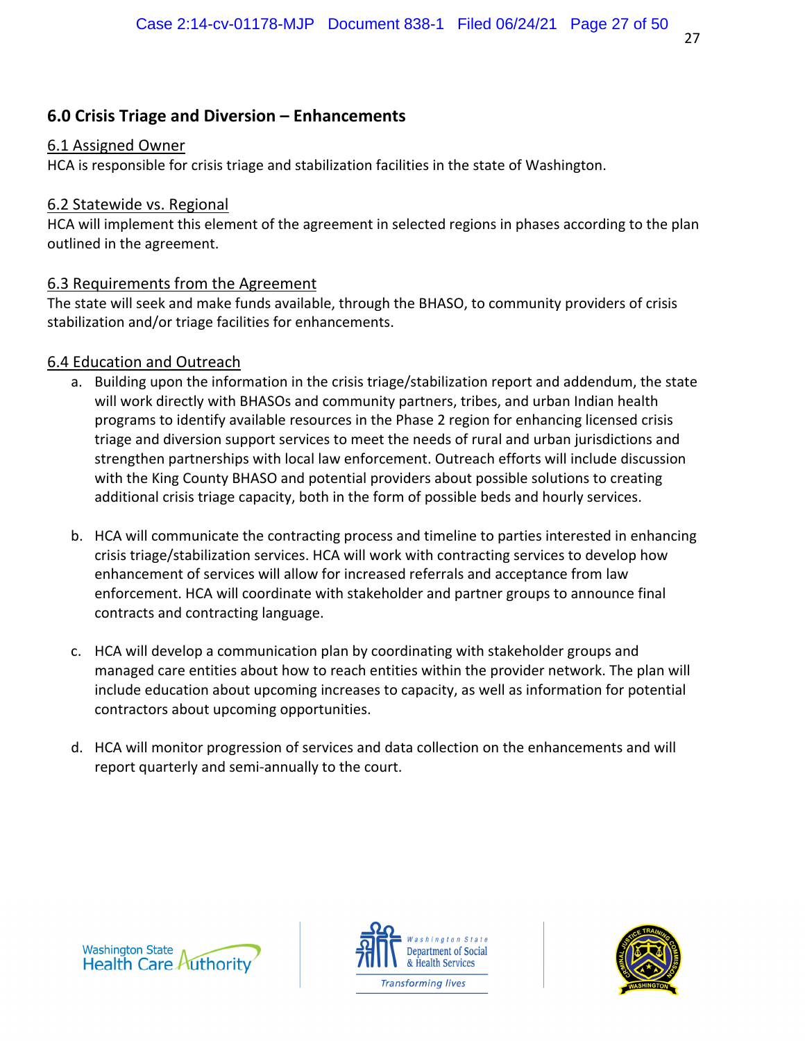## 6.0 Crisis Triage and Diversion – Enhancements

### 6.1 Assigned Owner

HCA is responsible for crisis triage and stabilization facilities in the state of Washington.

### 6.2 Statewide vs. Regional

HCA will implement this element of the agreement in selected regions in phases according to the plan outlined in the agreement.

### 6.3 Requirements from the Agreement

The state will seek and make funds available, through the BHASO, to community providers of crisis stabilization and/or triage facilities for enhancements.

### 6.4 Education and Outreach

a. Building upon the information in the crisis triage/stabilization report and addendum, the state will work directly with BHASOs and community partners, tribes, and urban Indian health programs to identify available resources in the Phase 2 region for enhancing licensed crisis triage and diversion support services to meet the needs of rural and urban jurisdictions and strengthen partnerships with local law enforcement. Outreach efforts will include discussion with the King County BHASO and potential providers about possible solutions to creating additional crisis triage capacity, both in the form of possible beds and hourly services.

b. HCA will communicate the contracting process and timeline to parties interested in enhancing crisis triage/stabilization services. HCA will work with contracting services to develop how enhancement of services will allow for increased referrals and acceptance from law enforcement. HCA will coordinate with stakeholder and partner groups to announce final contracts and contracting language.

c. HCA will develop a communication plan by coordinating with stakeholder groups and managed care entities about how to reach entities within the provider network. The plan will include education about upcoming increases to capacity, as well as information for potential contractors about upcoming opportunities.

d. HCA will monitor progression of services and data collection on the enhancements and will report quarterly and semi-annually to the court.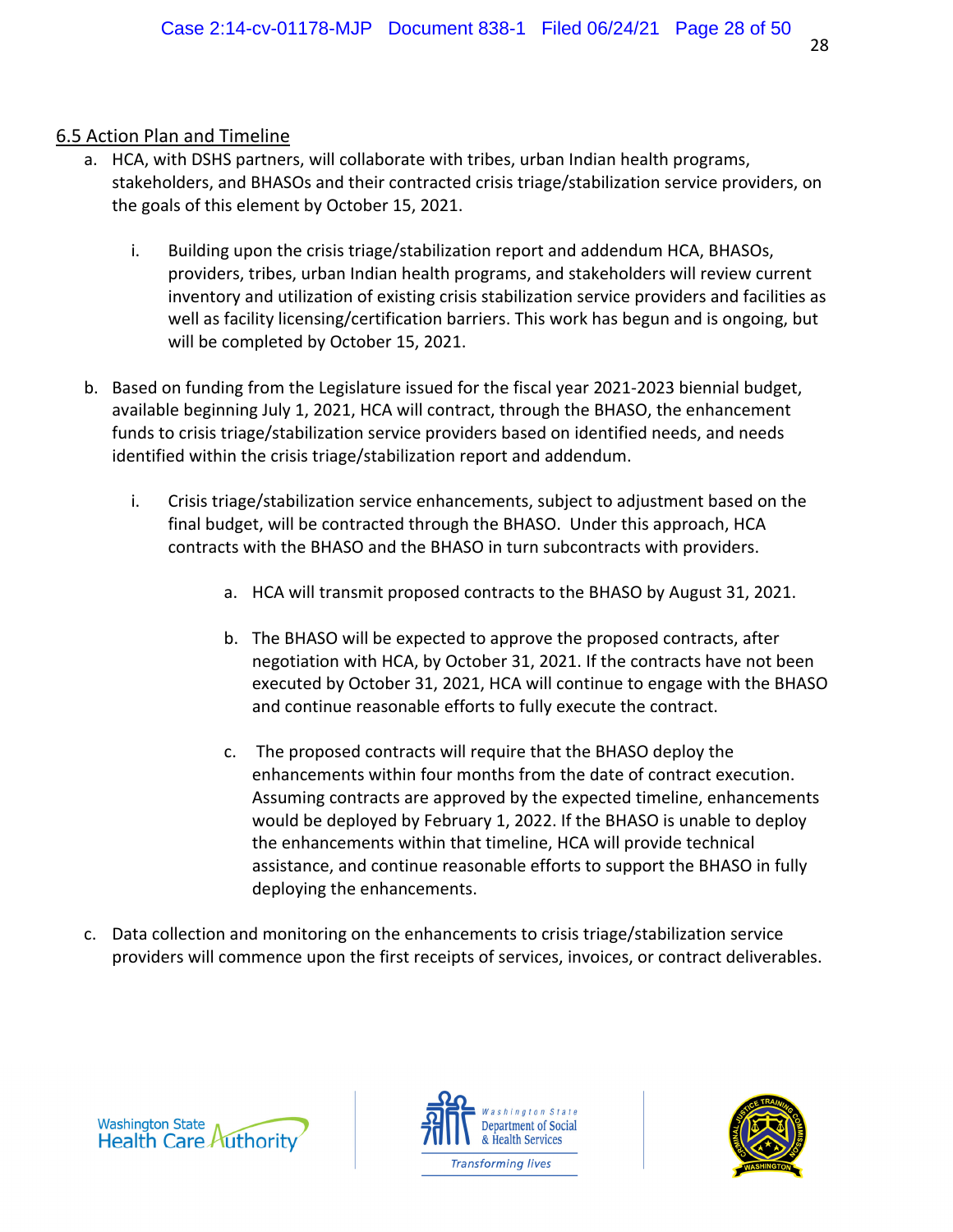## 6.5 Action Plan and Timeline

a. HCA, with DSHS partners, will collaborate with tribes, urban Indian health programs, stakeholders, and BHASOs and their contracted crisis triage/stabilization service providers, on the goals of this element by October 15, 2021.

   i. Building upon the crisis triage/stabilization report and addendum HCA, BHASOs, providers, tribes, urban Indian health programs, and stakeholders will review current inventory and utilization of existing crisis stabilization service providers and facilities as well as facility licensing/certification barriers. This work has begun and is ongoing, but will be completed by October 15, 2021.

b. Based on funding from the Legislature issued for the fiscal year 2021-2023 biennial budget, available beginning July 1, 2021, HCA will contract, through the BHASO, the enhancement funds to crisis triage/stabilization service providers based on identified needs, and needs identified within the crisis triage/stabilization report and addendum.

   i. Crisis triage/stabilization service enhancements, subject to adjustment based on the final budget, will be contracted through the BHASO. Under this approach, HCA contracts with the BHASO and the BHASO in turn subcontracts with providers.

      a. HCA will transmit proposed contracts to the BHASO by August 31, 2021.

      b. The BHASO will be expected to approve the proposed contracts, after negotiation with HCA, by October 31, 2021. If the contracts have not been executed by October 31, 2021, HCA will continue to engage with the BHASO and continue reasonable efforts to fully execute the contract.

      c. The proposed contracts will require that the BHASO deploy the enhancements within four months from the date of contract execution. Assuming contracts are approved by the expected timeline, enhancements would be deployed by February 1, 2022. If the BHASO is unable to deploy the enhancements within that timeline, HCA will provide technical assistance, and continue reasonable efforts to support the BHASO in fully deploying the enhancements.

c. Data collection and monitoring on the enhancements to crisis triage/stabilization service providers will commence upon the first receipts of services, invoices, or contract deliverables.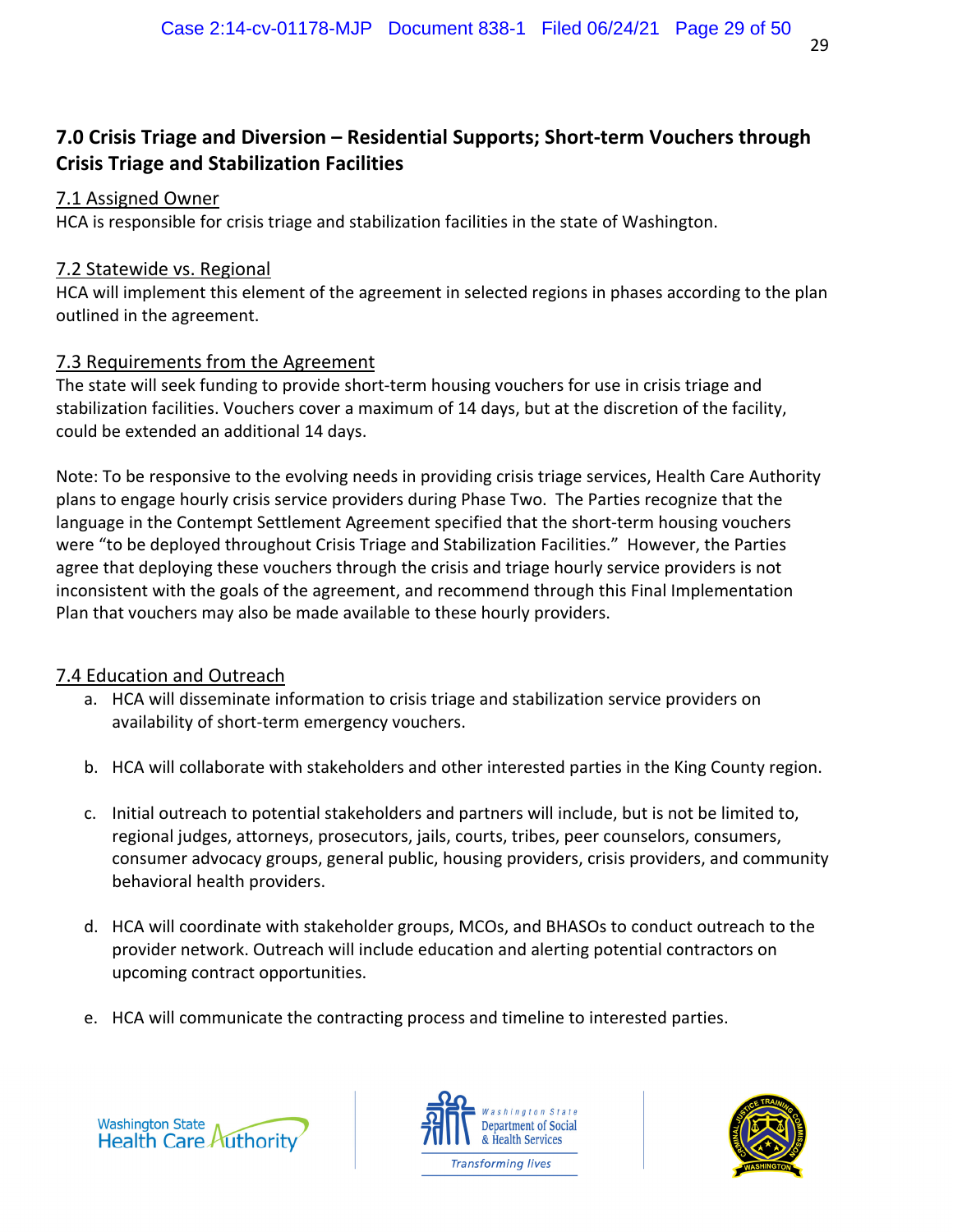## 7.0 Crisis Triage and Diversion – Residential Supports; Short-term Vouchers through Crisis Triage and Stabilization Facilities

### 7.1 Assigned Owner

HCA is responsible for crisis triage and stabilization facilities in the state of Washington.

### 7.2 Statewide vs. Regional

HCA will implement this element of the agreement in selected regions in phases according to the plan outlined in the agreement.

### 7.3 Requirements from the Agreement

The state will seek funding to provide short-term housing vouchers for use in crisis triage and stabilization facilities. Vouchers cover a maximum of 14 days, but at the discretion of the facility, could be extended an additional 14 days.

Note: To be responsive to the evolving needs in providing crisis triage services, Health Care Authority plans to engage hourly crisis service providers during Phase Two. The Parties recognize that the language in the Contempt Settlement Agreement specified that the short-term housing vouchers were "to be deployed throughout Crisis Triage and Stabilization Facilities." However, the Parties agree that deploying these vouchers through the crisis and triage hourly service providers is not inconsistent with the goals of the agreement, and recommend through this Final Implementation Plan that vouchers may also be made available to these hourly providers.

### 7.4 Education and Outreach

a. HCA will disseminate information to crisis triage and stabilization service providers on availability of short-term emergency vouchers.

b. HCA will collaborate with stakeholders and other interested parties in the King County region.

c. Initial outreach to potential stakeholders and partners will include, but is not be limited to, regional judges, attorneys, prosecutors, jails, courts, tribes, peer counselors, consumers, consumer advocacy groups, general public, housing providers, crisis providers, and community behavioral health providers.

d. HCA will coordinate with stakeholder groups, MCOs, and BHASOs to conduct outreach to the provider network. Outreach will include education and alerting potential contractors on upcoming contract opportunities.

e. HCA will communicate the contracting process and timeline to interested parties.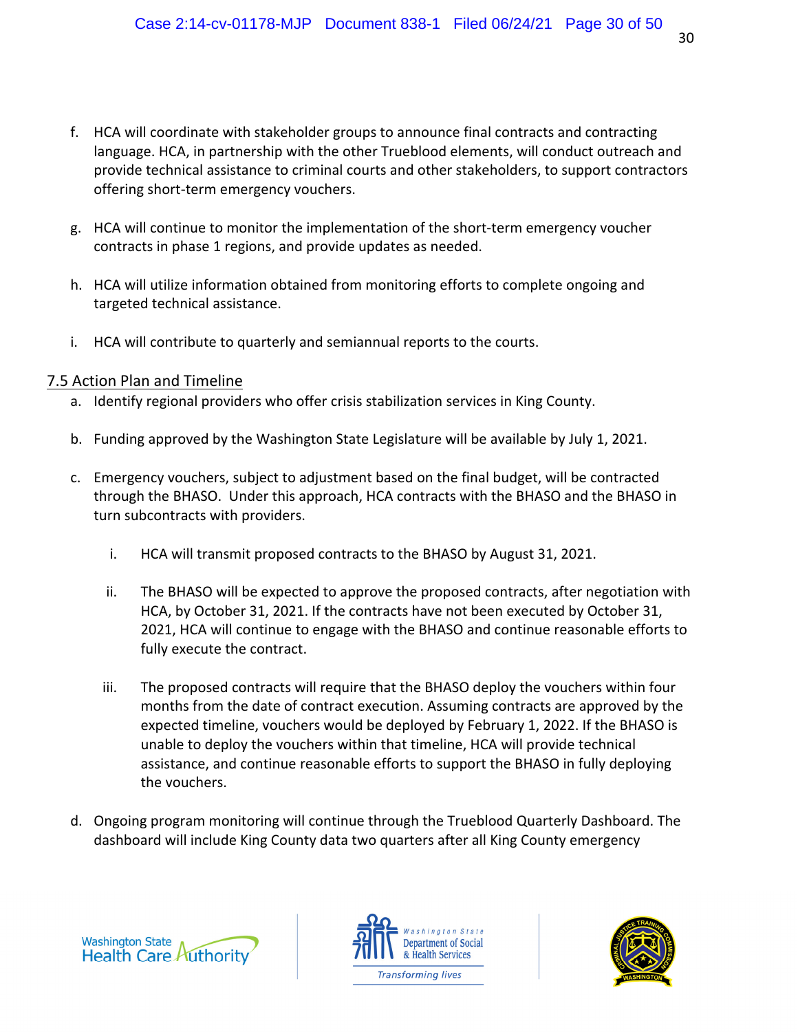f. HCA will coordinate with stakeholder groups to announce final contracts and contracting language. HCA, in partnership with the other Trueblood elements, will conduct outreach and provide technical assistance to criminal courts and other stakeholders, to support contractors offering short-term emergency vouchers.

g. HCA will continue to monitor the implementation of the short-term emergency voucher contracts in phase 1 regions, and provide updates as needed.

h. HCA will utilize information obtained from monitoring efforts to complete ongoing and targeted technical assistance.

i. HCA will contribute to quarterly and semiannual reports to the courts.

## 7.5 Action Plan and Timeline

a. Identify regional providers who offer crisis stabilization services in King County.

b. Funding approved by the Washington State Legislature will be available by July 1, 2021.

c. Emergency vouchers, subject to adjustment based on the final budget, will be contracted through the BHASO. Under this approach, HCA contracts with the BHASO and the BHASO in turn subcontracts with providers.

   i. HCA will transmit proposed contracts to the BHASO by August 31, 2021.

   ii. The BHASO will be expected to approve the proposed contracts, after negotiation with HCA, by October 31, 2021. If the contracts have not been executed by October 31, 2021, HCA will continue to engage with the BHASO and continue reasonable efforts to fully execute the contract.

   iii. The proposed contracts will require that the BHASO deploy the vouchers within four months from the date of contract execution. Assuming contracts are approved by the expected timeline, vouchers would be deployed by February 1, 2022. If the BHASO is unable to deploy the vouchers within that timeline, HCA will provide technical assistance, and continue reasonable efforts to support the BHASO in fully deploying the vouchers.

d. Ongoing program monitoring will continue through the Trueblood Quarterly Dashboard. The dashboard will include King County data two quarters after all King County emergency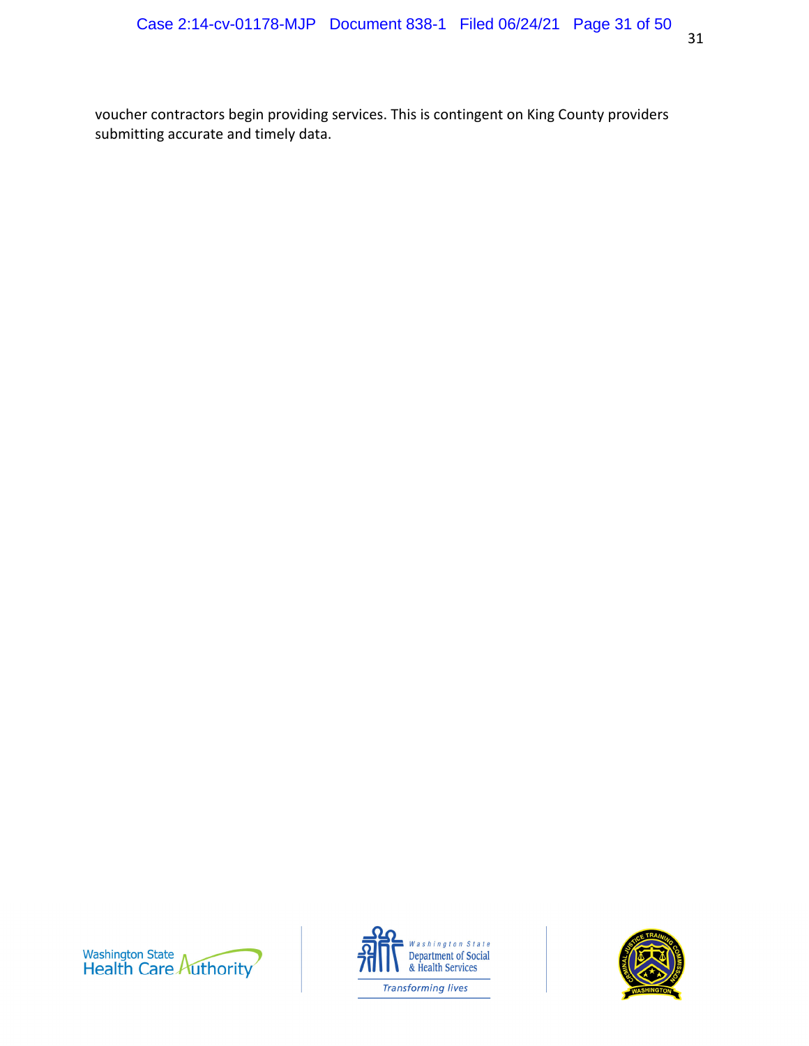voucher contractors begin providing services. This is contingent on King County providers submitting accurate and timely data.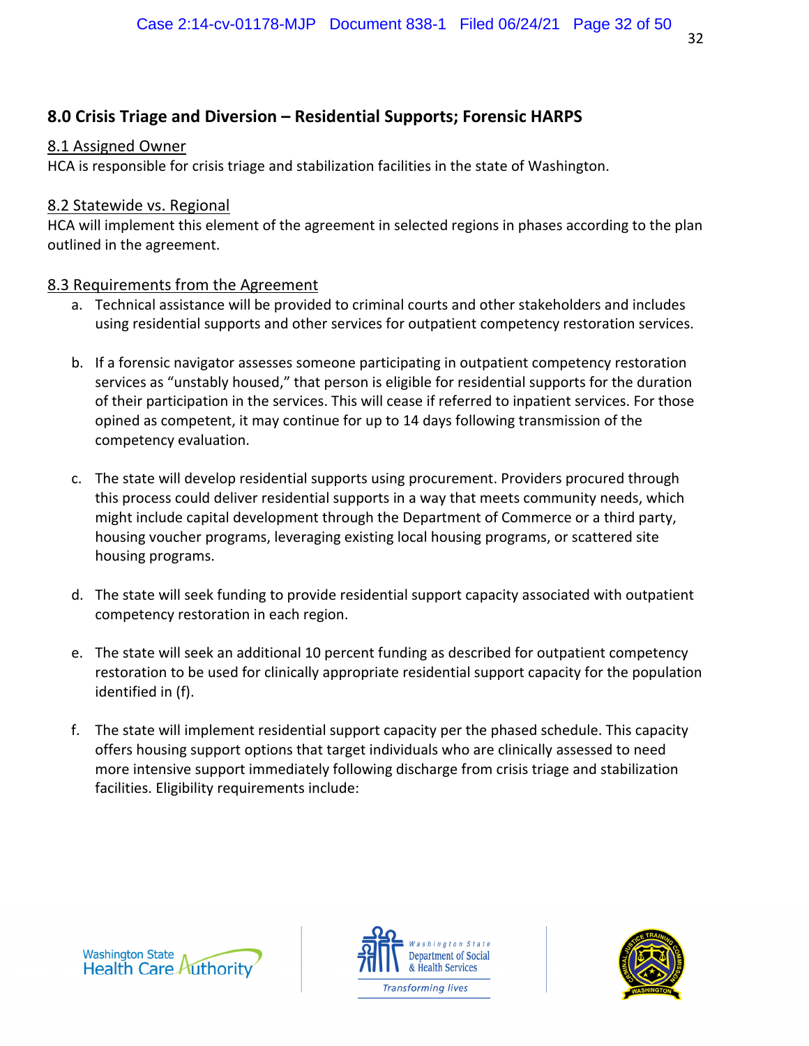## 8.0 Crisis Triage and Diversion – Residential Supports; Forensic HARPS

### 8.1 Assigned Owner

HCA is responsible for crisis triage and stabilization facilities in the state of Washington.

### 8.2 Statewide vs. Regional

HCA will implement this element of the agreement in selected regions in phases according to the plan outlined in the agreement.

### 8.3 Requirements from the Agreement

a. Technical assistance will be provided to criminal courts and other stakeholders and includes using residential supports and other services for outpatient competency restoration services.

b. If a forensic navigator assesses someone participating in outpatient competency restoration services as "unstably housed," that person is eligible for residential supports for the duration of their participation in the services. This will cease if referred to inpatient services. For those opined as competent, it may continue for up to 14 days following transmission of the competency evaluation.

c. The state will develop residential supports using procurement. Providers procured through this process could deliver residential supports in a way that meets community needs, which might include capital development through the Department of Commerce or a third party, housing voucher programs, leveraging existing local housing programs, or scattered site housing programs.

d. The state will seek funding to provide residential support capacity associated with outpatient competency restoration in each region.

e. The state will seek an additional 10 percent funding as described for outpatient competency restoration to be used for clinically appropriate residential support capacity for the population identified in (f).

f. The state will implement residential support capacity per the phased schedule. This capacity offers housing support options that target individuals who are clinically assessed to need more intensive support immediately following discharge from crisis triage and stabilization facilities. Eligibility requirements include: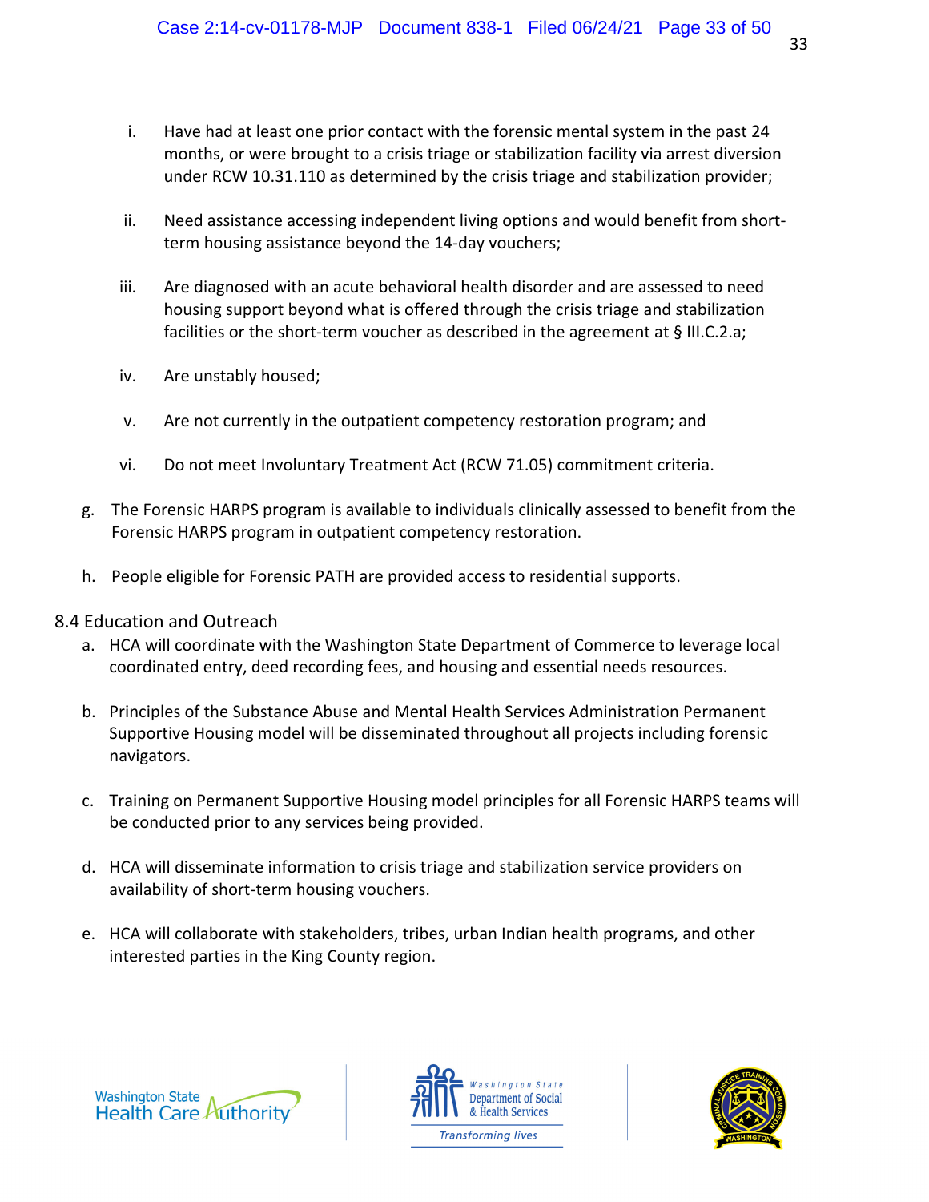i. Have had at least one prior contact with the forensic mental system in the past 24 months, or were brought to a crisis triage or stabilization facility via arrest diversion under RCW 10.31.110 as determined by the crisis triage and stabilization provider;

ii. Need assistance accessing independent living options and would benefit from short-term housing assistance beyond the 14-day vouchers;

iii. Are diagnosed with an acute behavioral health disorder and are assessed to need housing support beyond what is offered through the crisis triage and stabilization facilities or the short-term voucher as described in the agreement at § III.C.2.a;

iv. Are unstably housed;

v. Are not currently in the outpatient competency restoration program; and

vi. Do not meet Involuntary Treatment Act (RCW 71.05) commitment criteria.

g. The Forensic HARPS program is available to individuals clinically assessed to benefit from the Forensic HARPS program in outpatient competency restoration.

h. People eligible for Forensic PATH are provided access to residential supports.

## 8.4 Education and Outreach

a. HCA will coordinate with the Washington State Department of Commerce to leverage local coordinated entry, deed recording fees, and housing and essential needs resources.

b. Principles of the Substance Abuse and Mental Health Services Administration Permanent Supportive Housing model will be disseminated throughout all projects including forensic navigators.

c. Training on Permanent Supportive Housing model principles for all Forensic HARPS teams will be conducted prior to any services being provided.

d. HCA will disseminate information to crisis triage and stabilization service providers on availability of short-term housing vouchers.

e. HCA will collaborate with stakeholders, tribes, urban Indian health programs, and other interested parties in the King County region.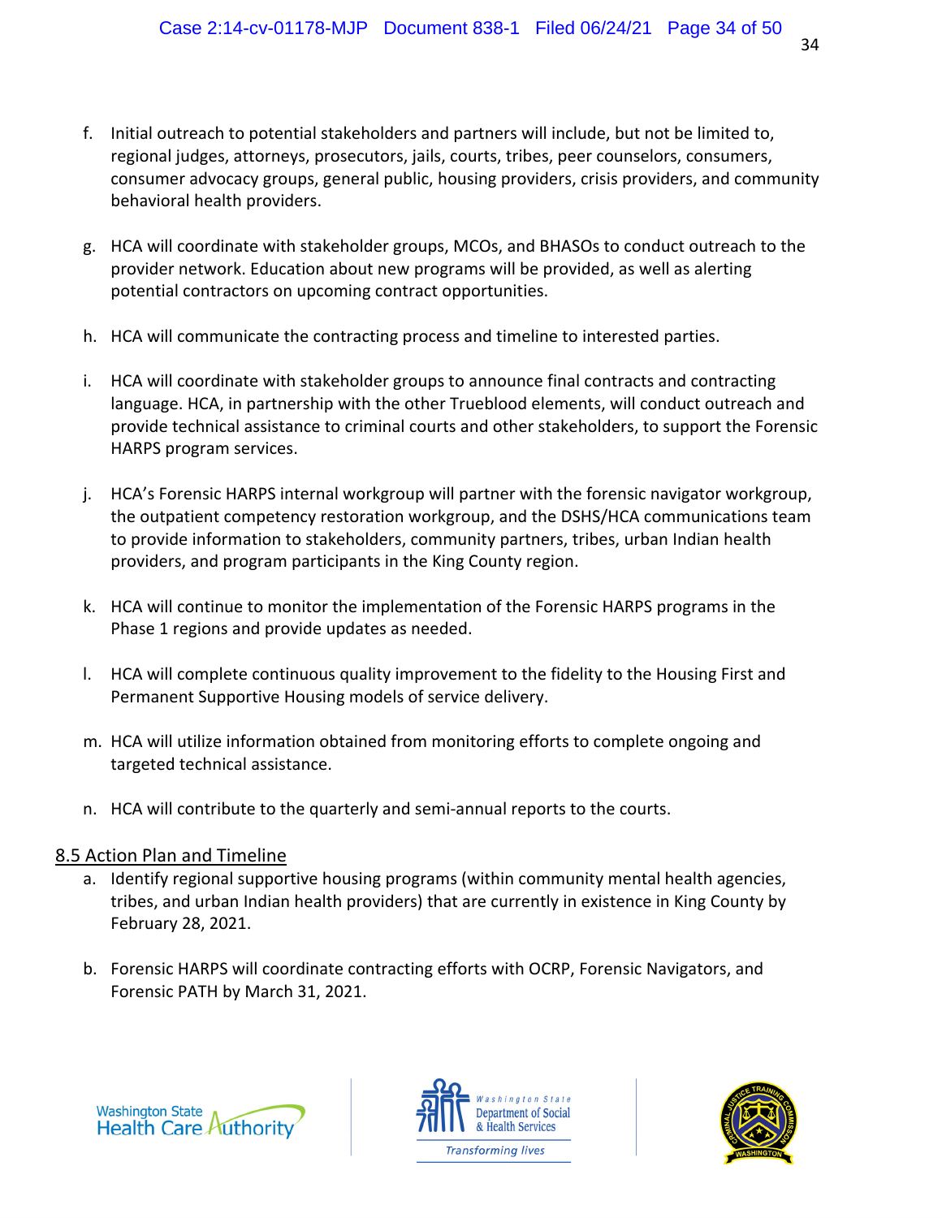f. Initial outreach to potential stakeholders and partners will include, but not be limited to, regional judges, attorneys, prosecutors, jails, courts, tribes, peer counselors, consumers, consumer advocacy groups, general public, housing providers, crisis providers, and community behavioral health providers.

g. HCA will coordinate with stakeholder groups, MCOs, and BHASOs to conduct outreach to the provider network. Education about new programs will be provided, as well as alerting potential contractors on upcoming contract opportunities.

h. HCA will communicate the contracting process and timeline to interested parties.

i. HCA will coordinate with stakeholder groups to announce final contracts and contracting language. HCA, in partnership with the other Trueblood elements, will conduct outreach and provide technical assistance to criminal courts and other stakeholders, to support the Forensic HARPS program services.

j. HCA's Forensic HARPS internal workgroup will partner with the forensic navigator workgroup, the outpatient competency restoration workgroup, and the DSHS/HCA communications team to provide information to stakeholders, community partners, tribes, urban Indian health providers, and program participants in the King County region.

k. HCA will continue to monitor the implementation of the Forensic HARPS programs in the Phase 1 regions and provide updates as needed.

l. HCA will complete continuous quality improvement to the fidelity to the Housing First and Permanent Supportive Housing models of service delivery.

m. HCA will utilize information obtained from monitoring efforts to complete ongoing and targeted technical assistance.

n. HCA will contribute to the quarterly and semi-annual reports to the courts.

## 8.5 Action Plan and Timeline

a. Identify regional supportive housing programs (within community mental health agencies, tribes, and urban Indian health providers) that are currently in existence in King County by February 28, 2021.

b. Forensic HARPS will coordinate contracting efforts with OCRP, Forensic Navigators, and Forensic PATH by March 31, 2021.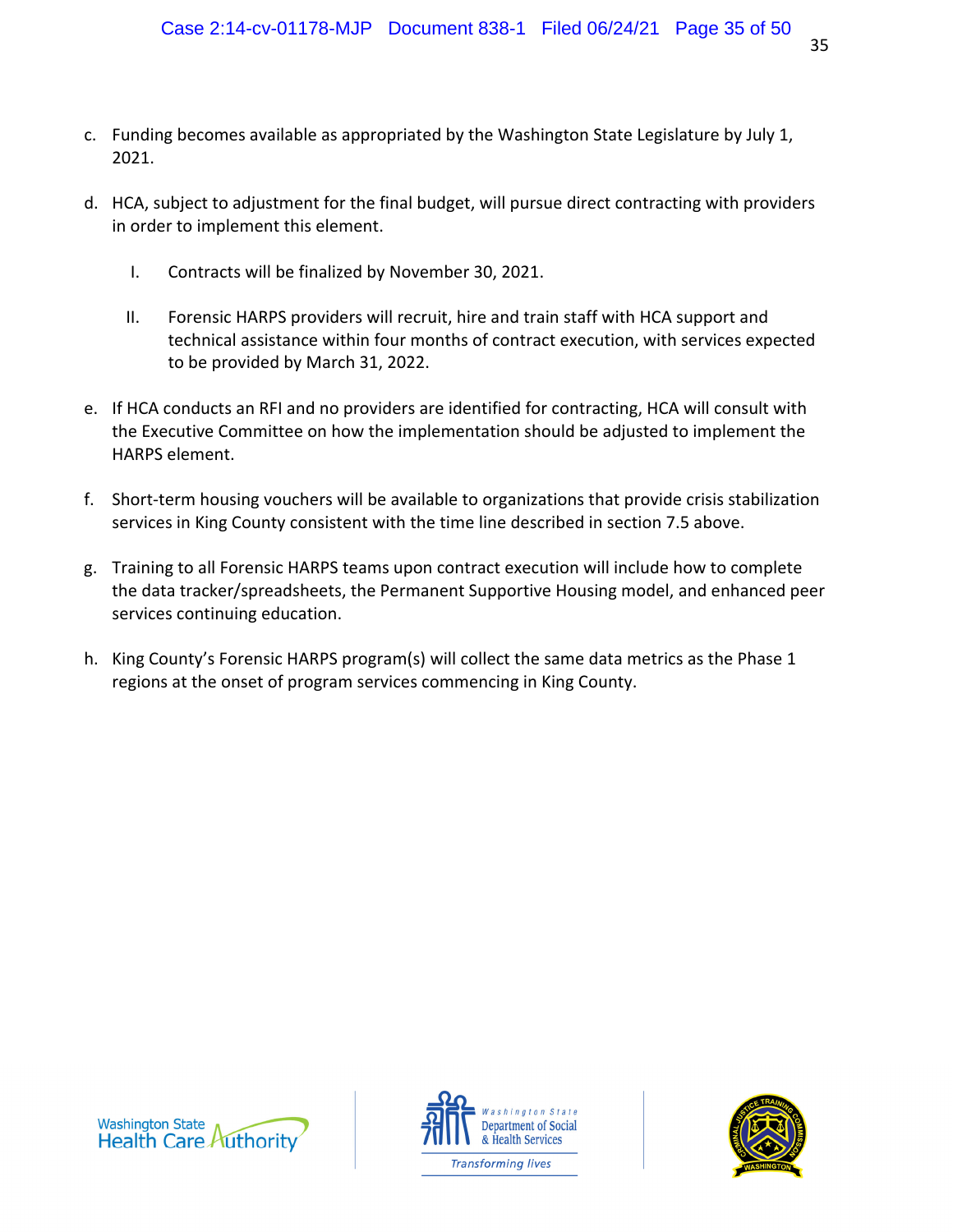c. Funding becomes available as appropriated by the Washington State Legislature by July 1, 2021.

d. HCA, subject to adjustment for the final budget, will pursue direct contracting with providers in order to implement this element.

   I. Contracts will be finalized by November 30, 2021.

   II. Forensic HARPS providers will recruit, hire and train staff with HCA support and technical assistance within four months of contract execution, with services expected to be provided by March 31, 2022.

e. If HCA conducts an RFI and no providers are identified for contracting, HCA will consult with the Executive Committee on how the implementation should be adjusted to implement the HARPS element.

f. Short-term housing vouchers will be available to organizations that provide crisis stabilization services in King County consistent with the time line described in section 7.5 above.

g. Training to all Forensic HARPS teams upon contract execution will include how to complete the data tracker/spreadsheets, the Permanent Supportive Housing model, and enhanced peer services continuing education.

h. King County's Forensic HARPS program(s) will collect the same data metrics as the Phase 1 regions at the onset of program services commencing in King County.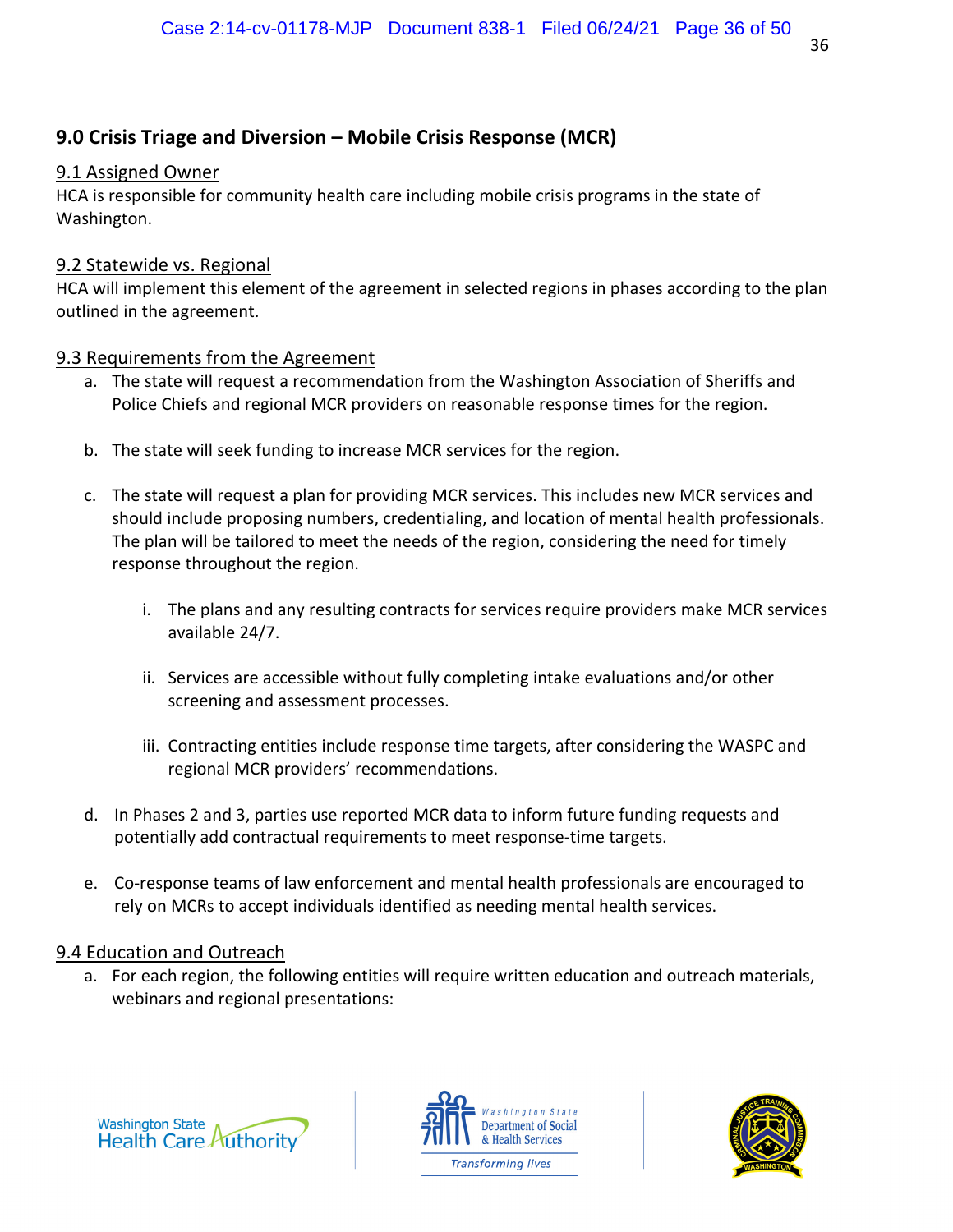## 9.0 Crisis Triage and Diversion – Mobile Crisis Response (MCR)

### 9.1 Assigned Owner

HCA is responsible for community health care including mobile crisis programs in the state of Washington.

### 9.2 Statewide vs. Regional

HCA will implement this element of the agreement in selected regions in phases according to the plan outlined in the agreement.

### 9.3 Requirements from the Agreement

a. The state will request a recommendation from the Washington Association of Sheriffs and Police Chiefs and regional MCR providers on reasonable response times for the region.

b. The state will seek funding to increase MCR services for the region.

c. The state will request a plan for providing MCR services. This includes new MCR services and should include proposing numbers, credentialing, and location of mental health professionals. The plan will be tailored to meet the needs of the region, considering the need for timely response throughout the region.

   i. The plans and any resulting contracts for services require providers make MCR services available 24/7.

   ii. Services are accessible without fully completing intake evaluations and/or other screening and assessment processes.

   iii. Contracting entities include response time targets, after considering the WASPC and regional MCR providers' recommendations.

d. In Phases 2 and 3, parties use reported MCR data to inform future funding requests and potentially add contractual requirements to meet response-time targets.

e. Co-response teams of law enforcement and mental health professionals are encouraged to rely on MCRs to accept individuals identified as needing mental health services.

### 9.4 Education and Outreach

a. For each region, the following entities will require written education and outreach materials, webinars and regional presentations: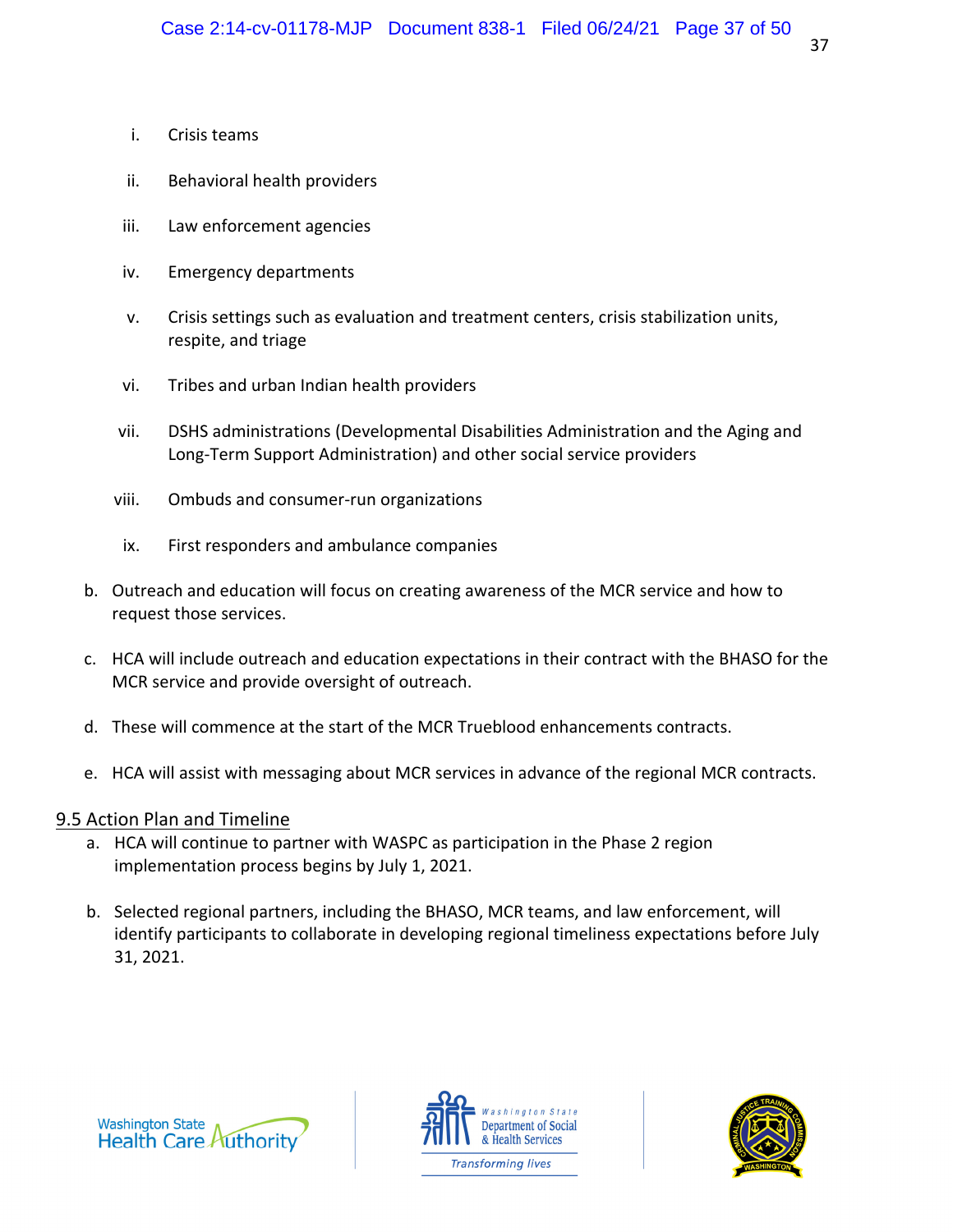i. Crisis teams

ii. Behavioral health providers

iii. Law enforcement agencies

iv. Emergency departments

v. Crisis settings such as evaluation and treatment centers, crisis stabilization units, respite, and triage

vi. Tribes and urban Indian health providers

vii. DSHS administrations (Developmental Disabilities Administration and the Aging and Long-Term Support Administration) and other social service providers

viii. Ombuds and consumer-run organizations

ix. First responders and ambulance companies

b. Outreach and education will focus on creating awareness of the MCR service and how to request those services.

c. HCA will include outreach and education expectations in their contract with the BHASO for the MCR service and provide oversight of outreach.

d. These will commence at the start of the MCR Trueblood enhancements contracts.

e. HCA will assist with messaging about MCR services in advance of the regional MCR contracts.

## 9.5 Action Plan and Timeline

a. HCA will continue to partner with WASPC as participation in the Phase 2 region implementation process begins by July 1, 2021.

b. Selected regional partners, including the BHASO, MCR teams, and law enforcement, will identify participants to collaborate in developing regional timeliness expectations before July 31, 2021.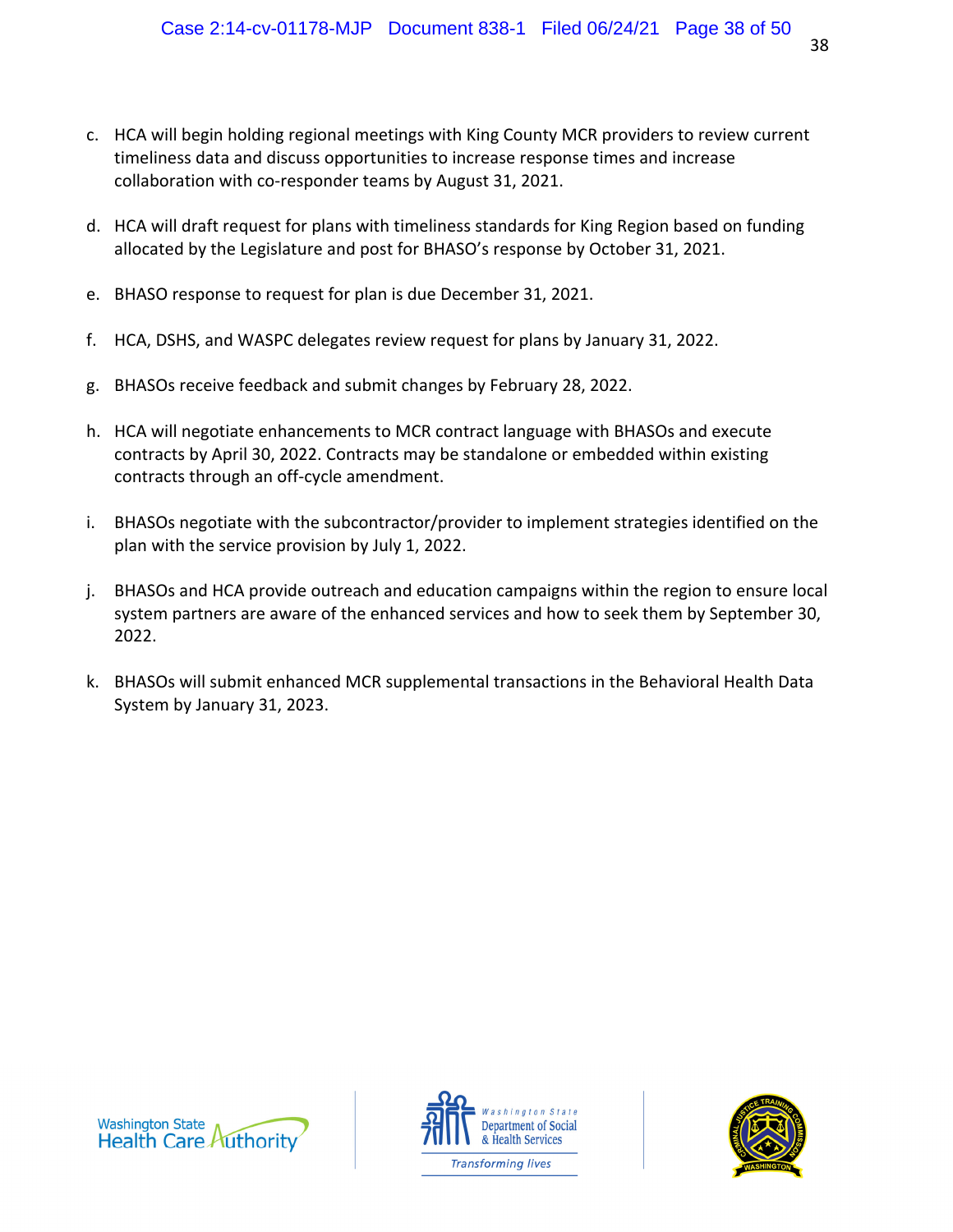c. HCA will begin holding regional meetings with King County MCR providers to review current timeliness data and discuss opportunities to increase response times and increase collaboration with co-responder teams by August 31, 2021.

d. HCA will draft request for plans with timeliness standards for King Region based on funding allocated by the Legislature and post for BHASO's response by October 31, 2021.

e. BHASO response to request for plan is due December 31, 2021.

f. HCA, DSHS, and WASPC delegates review request for plans by January 31, 2022.

g. BHASOs receive feedback and submit changes by February 28, 2022.

h. HCA will negotiate enhancements to MCR contract language with BHASOs and execute contracts by April 30, 2022. Contracts may be standalone or embedded within existing contracts through an off-cycle amendment.

i. BHASOs negotiate with the subcontractor/provider to implement strategies identified on the plan with the service provision by July 1, 2022.

j. BHASOs and HCA provide outreach and education campaigns within the region to ensure local system partners are aware of the enhanced services and how to seek them by September 30, 2022.

k. BHASOs will submit enhanced MCR supplemental transactions in the Behavioral Health Data System by January 31, 2023.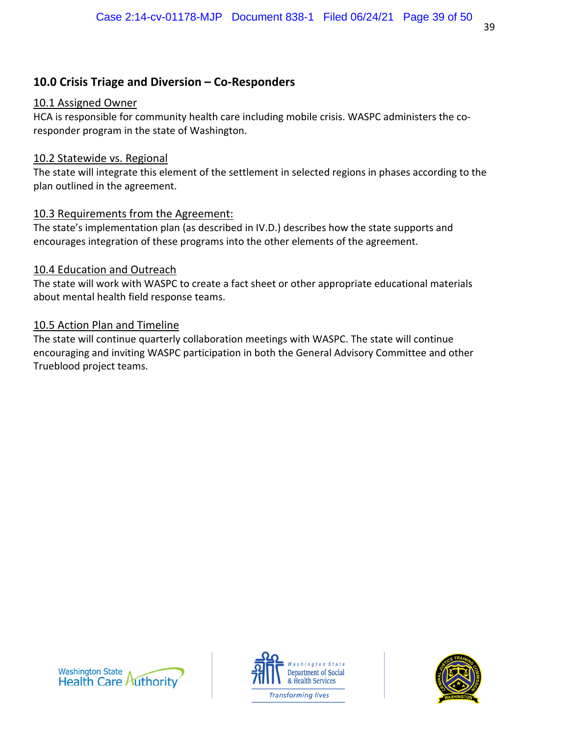## 10.0 Crisis Triage and Diversion – Co-Responders

### 10.1 Assigned Owner

HCA is responsible for community health care including mobile crisis. WASPC administers the co-responder program in the state of Washington.

### 10.2 Statewide vs. Regional

The state will integrate this element of the settlement in selected regions in phases according to the plan outlined in the agreement.

### 10.3 Requirements from the Agreement:

The state's implementation plan (as described in IV.D.) describes how the state supports and encourages integration of these programs into the other elements of the agreement.

### 10.4 Education and Outreach

The state will work with WASPC to create a fact sheet or other appropriate educational materials about mental health field response teams.

### 10.5 Action Plan and Timeline

The state will continue quarterly collaboration meetings with WASPC. The state will continue encouraging and inviting WASPC participation in both the General Advisory Committee and other Trueblood project teams.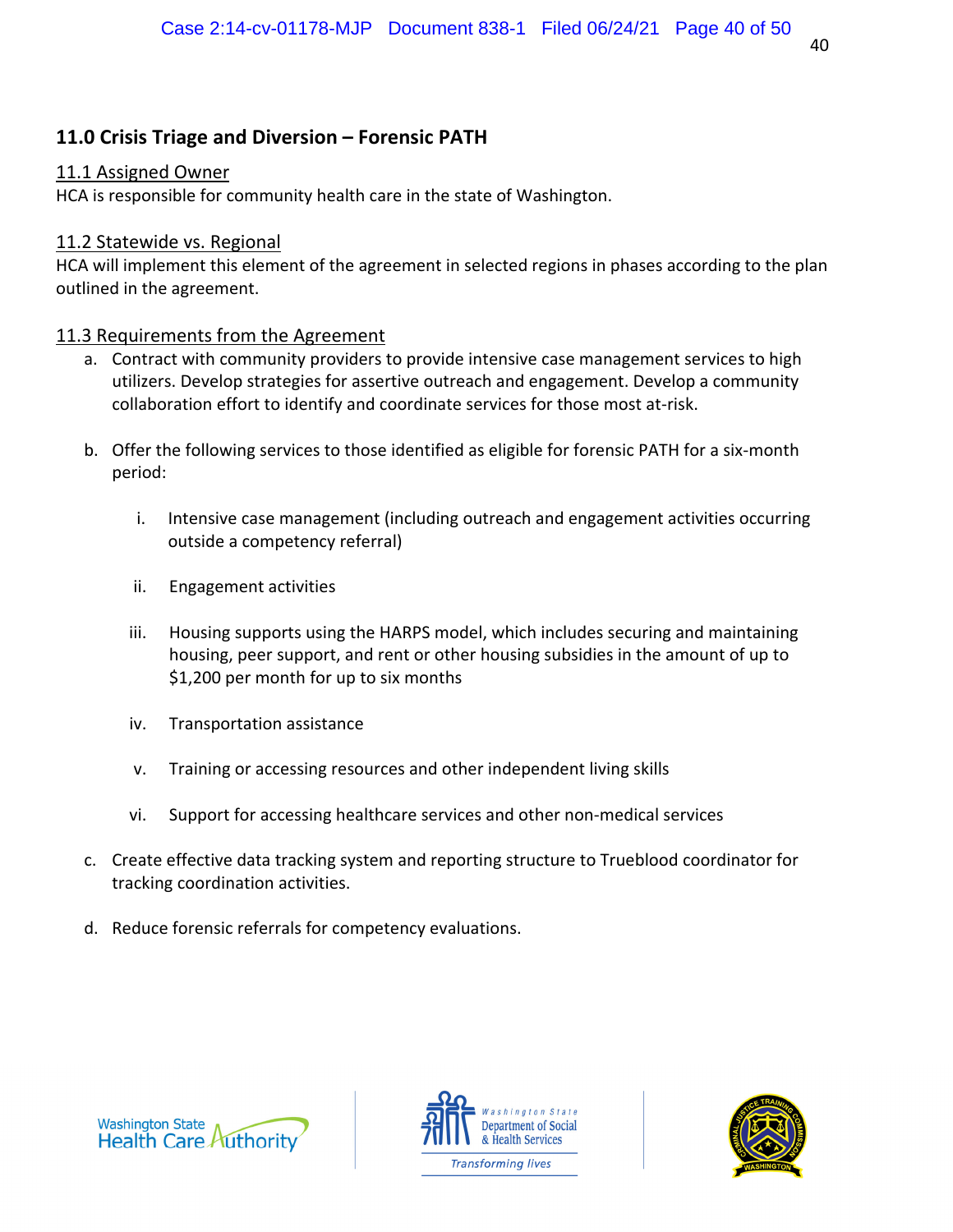## 11.0 Crisis Triage and Diversion – Forensic PATH

### 11.1 Assigned Owner

HCA is responsible for community health care in the state of Washington.

### 11.2 Statewide vs. Regional

HCA will implement this element of the agreement in selected regions in phases according to the plan outlined in the agreement.

### 11.3 Requirements from the Agreement

a. Contract with community providers to provide intensive case management services to high utilizers. Develop strategies for assertive outreach and engagement. Develop a community collaboration effort to identify and coordinate services for those most at-risk.

b. Offer the following services to those identified as eligible for forensic PATH for a six-month period:

    i. Intensive case management (including outreach and engagement activities occurring outside a competency referral)

    ii. Engagement activities

    iii. Housing supports using the HARPS model, which includes securing and maintaining housing, peer support, and rent or other housing subsidies in the amount of up to $1,200 per month for up to six months

    iv. Transportation assistance

    v. Training or accessing resources and other independent living skills

    vi. Support for accessing healthcare services and other non-medical services

c. Create effective data tracking system and reporting structure to Trueblood coordinator for tracking coordination activities.

d. Reduce forensic referrals for competency evaluations.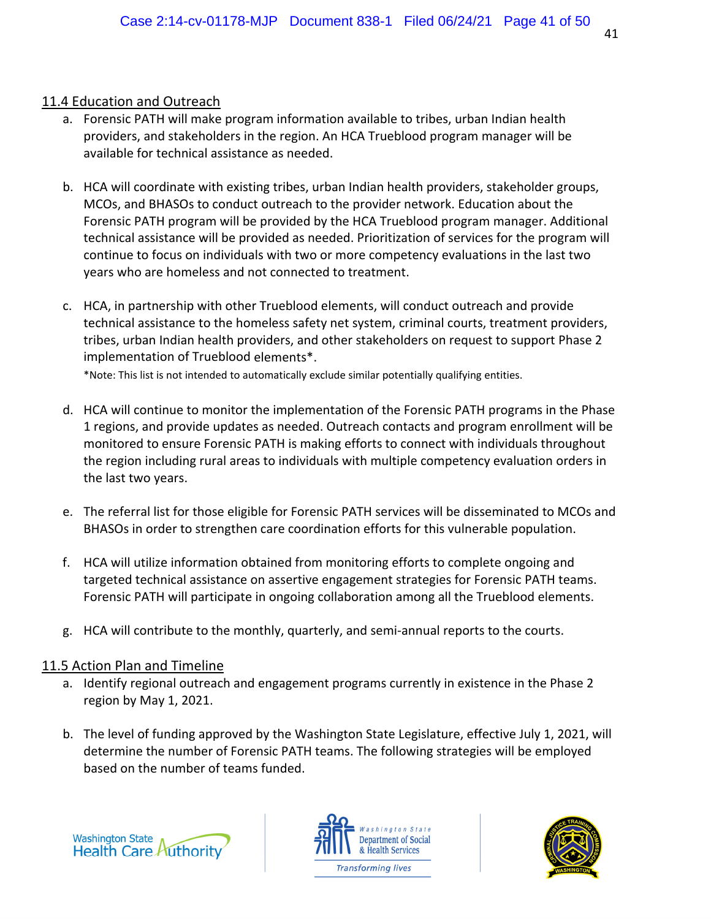## 11.4 Education and Outreach

a. Forensic PATH will make program information available to tribes, urban Indian health providers, and stakeholders in the region. An HCA Trueblood program manager will be available for technical assistance as needed.

b. HCA will coordinate with existing tribes, urban Indian health providers, stakeholder groups, MCOs, and BHASOs to conduct outreach to the provider network. Education about the Forensic PATH program will be provided by the HCA Trueblood program manager. Additional technical assistance will be provided as needed. Prioritization of services for the program will continue to focus on individuals with two or more competency evaluations in the last two years who are homeless and not connected to treatment.

c. HCA, in partnership with other Trueblood elements, will conduct outreach and provide technical assistance to the homeless safety net system, criminal courts, treatment providers, tribes, urban Indian health providers, and other stakeholders on request to support Phase 2 implementation of Trueblood elements*.

*Note: This list is not intended to automatically exclude similar potentially qualifying entities.

d. HCA will continue to monitor the implementation of the Forensic PATH programs in the Phase 1 regions, and provide updates as needed. Outreach contacts and program enrollment will be monitored to ensure Forensic PATH is making efforts to connect with individuals throughout the region including rural areas to individuals with multiple competency evaluation orders in the last two years.

e. The referral list for those eligible for Forensic PATH services will be disseminated to MCOs and BHASOs in order to strengthen care coordination efforts for this vulnerable population.

f. HCA will utilize information obtained from monitoring efforts to complete ongoing and targeted technical assistance on assertive engagement strategies for Forensic PATH teams. Forensic PATH will participate in ongoing collaboration among all the Trueblood elements.

g. HCA will contribute to the monthly, quarterly, and semi-annual reports to the courts.

## 11.5 Action Plan and Timeline

a. Identify regional outreach and engagement programs currently in existence in the Phase 2 region by May 1, 2021.

b. The level of funding approved by the Washington State Legislature, effective July 1, 2021, will determine the number of Forensic PATH teams. The following strategies will be employed based on the number of teams funded.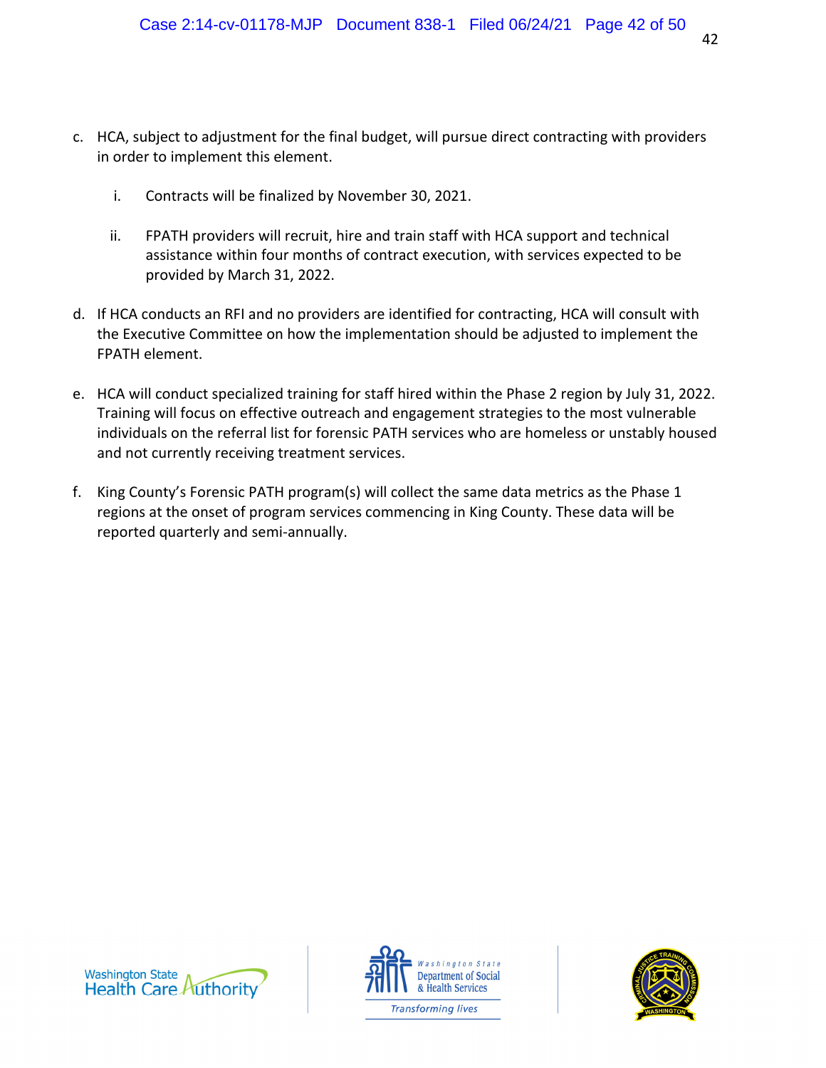c. HCA, subject to adjustment for the final budget, will pursue direct contracting with providers in order to implement this element.

    i. Contracts will be finalized by November 30, 2021.

    ii. FPATH providers will recruit, hire and train staff with HCA support and technical assistance within four months of contract execution, with services expected to be provided by March 31, 2022.

d. If HCA conducts an RFI and no providers are identified for contracting, HCA will consult with the Executive Committee on how the implementation should be adjusted to implement the FPATH element.

e. HCA will conduct specialized training for staff hired within the Phase 2 region by July 31, 2022. Training will focus on effective outreach and engagement strategies to the most vulnerable individuals on the referral list for forensic PATH services who are homeless or unstably housed and not currently receiving treatment services.

f. King County's Forensic PATH program(s) will collect the same data metrics as the Phase 1 regions at the onset of program services commencing in King County. These data will be reported quarterly and semi-annually.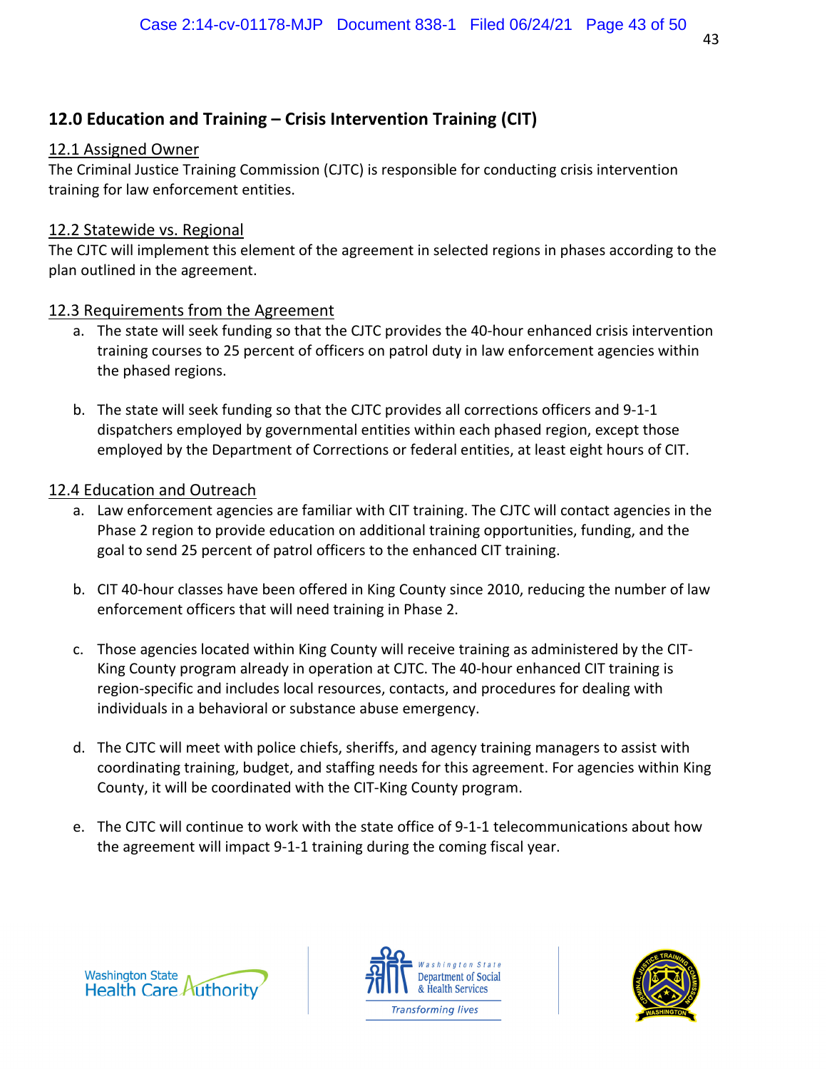## 12.0 Education and Training – Crisis Intervention Training (CIT)

### 12.1 Assigned Owner

The Criminal Justice Training Commission (CJTC) is responsible for conducting crisis intervention training for law enforcement entities.

### 12.2 Statewide vs. Regional

The CJTC will implement this element of the agreement in selected regions in phases according to the plan outlined in the agreement.

### 12.3 Requirements from the Agreement

a. The state will seek funding so that the CJTC provides the 40-hour enhanced crisis intervention training courses to 25 percent of officers on patrol duty in law enforcement agencies within the phased regions.

b. The state will seek funding so that the CJTC provides all corrections officers and 9-1-1 dispatchers employed by governmental entities within each phased region, except those employed by the Department of Corrections or federal entities, at least eight hours of CIT.

### 12.4 Education and Outreach

a. Law enforcement agencies are familiar with CIT training. The CJTC will contact agencies in the Phase 2 region to provide education on additional training opportunities, funding, and the goal to send 25 percent of patrol officers to the enhanced CIT training.

b. CIT 40-hour classes have been offered in King County since 2010, reducing the number of law enforcement officers that will need training in Phase 2.

c. Those agencies located within King County will receive training as administered by the CIT-King County program already in operation at CJTC. The 40-hour enhanced CIT training is region-specific and includes local resources, contacts, and procedures for dealing with individuals in a behavioral or substance abuse emergency.

d. The CJTC will meet with police chiefs, sheriffs, and agency training managers to assist with coordinating training, budget, and staffing needs for this agreement. For agencies within King County, it will be coordinated with the CIT-King County program.

e. The CJTC will continue to work with the state office of 9-1-1 telecommunications about how the agreement will impact 9-1-1 training during the coming fiscal year.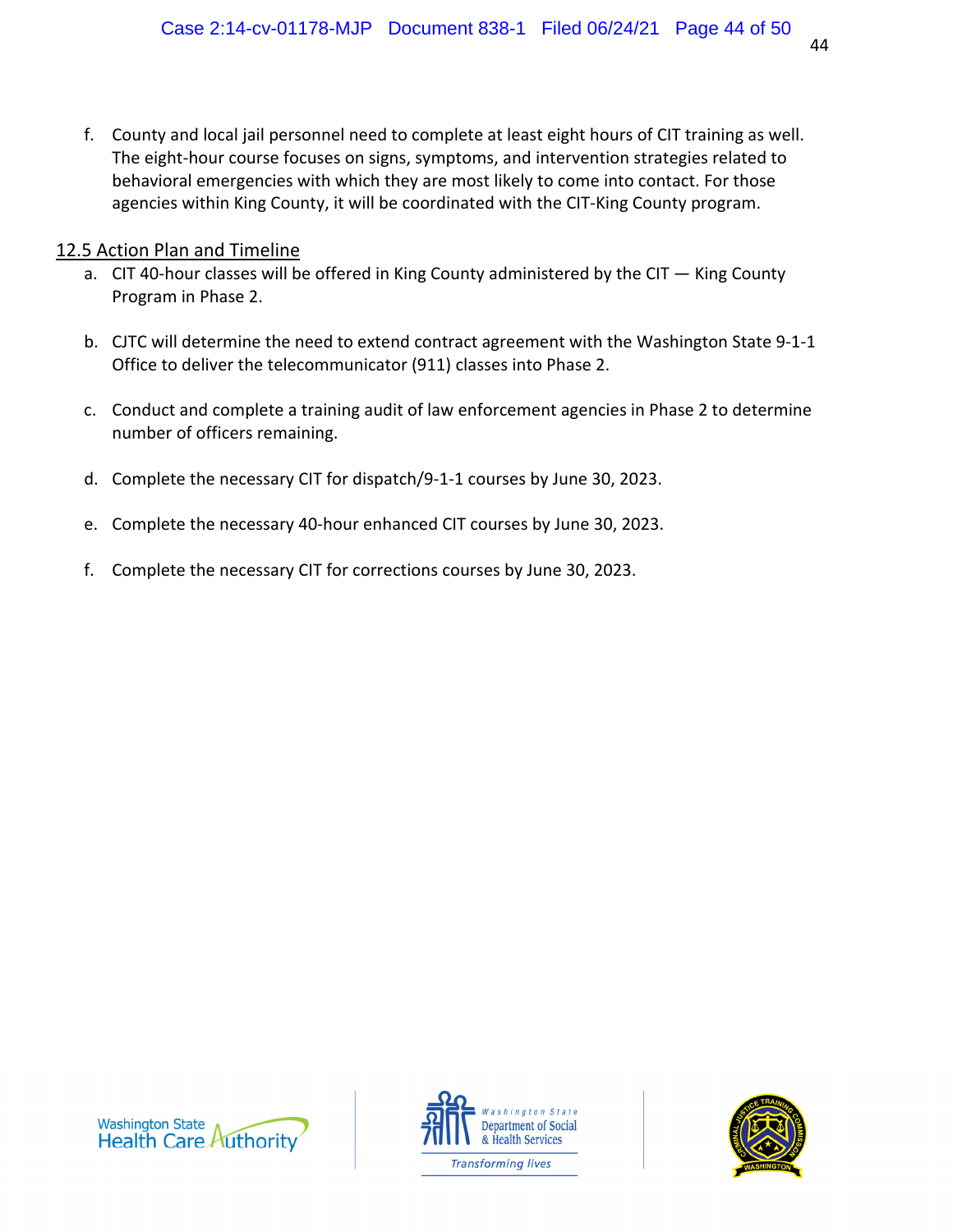f. County and local jail personnel need to complete at least eight hours of CIT training as well. The eight-hour course focuses on signs, symptoms, and intervention strategies related to behavioral emergencies with which they are most likely to come into contact. For those agencies within King County, it will be coordinated with the CIT-King County program.

## 12.5 Action Plan and Timeline

a. CIT 40-hour classes will be offered in King County administered by the CIT — King County Program in Phase 2.

b. CJTC will determine the need to extend contract agreement with the Washington State 9-1-1 Office to deliver the telecommunicator (911) classes into Phase 2.

c. Conduct and complete a training audit of law enforcement agencies in Phase 2 to determine number of officers remaining.

d. Complete the necessary CIT for dispatch/9-1-1 courses by June 30, 2023.

e. Complete the necessary 40-hour enhanced CIT courses by June 30, 2023.

f. Complete the necessary CIT for corrections courses by June 30, 2023.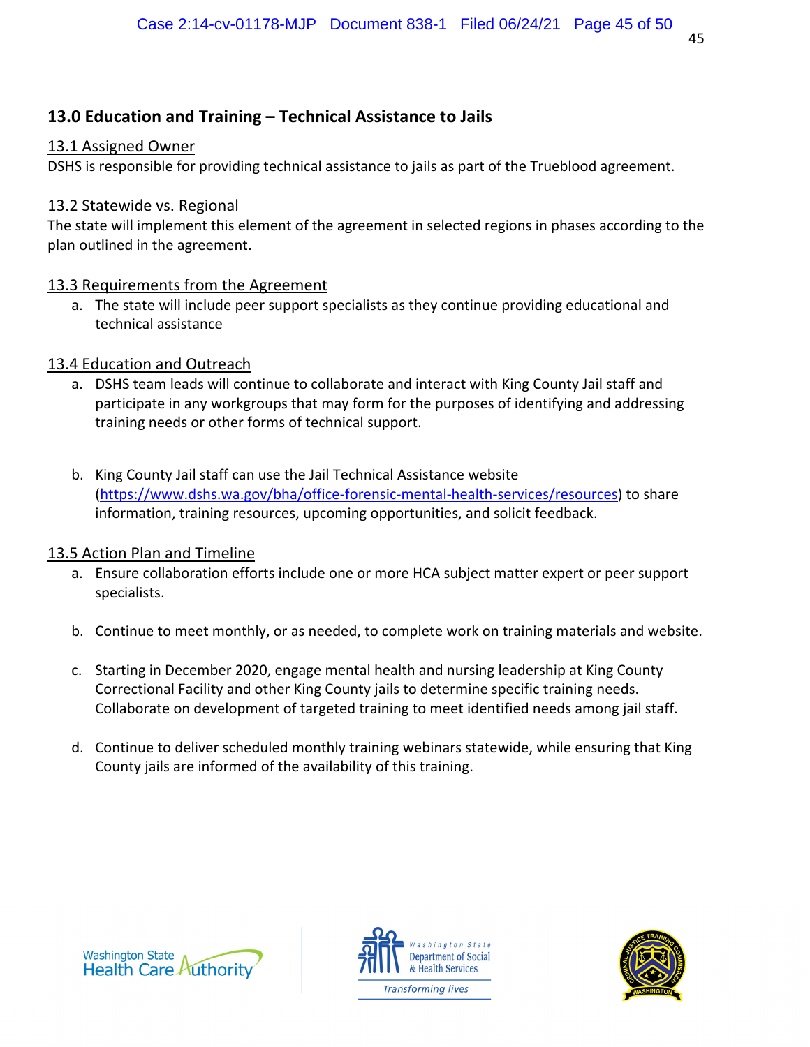## 13.0 Education and Training – Technical Assistance to Jails

### 13.1 Assigned Owner

DSHS is responsible for providing technical assistance to jails as part of the Trueblood agreement.

### 13.2 Statewide vs. Regional

The state will implement this element of the agreement in selected regions in phases according to the plan outlined in the agreement.

### 13.3 Requirements from the Agreement

a. The state will include peer support specialists as they continue providing educational and technical assistance

### 13.4 Education and Outreach

a. DSHS team leads will continue to collaborate and interact with King County Jail staff and participate in any workgroups that may form for the purposes of identifying and addressing training needs or other forms of technical support.

b. King County Jail staff can use the Jail Technical Assistance website (https://www.dshs.wa.gov/bha/office-forensic-mental-health-services/resources) to share information, training resources, upcoming opportunities, and solicit feedback.

### 13.5 Action Plan and Timeline

a. Ensure collaboration efforts include one or more HCA subject matter expert or peer support specialists.

b. Continue to meet monthly, or as needed, to complete work on training materials and website.

c. Starting in December 2020, engage mental health and nursing leadership at King County Correctional Facility and other King County jails to determine specific training needs. Collaborate on development of targeted training to meet identified needs among jail staff.

d. Continue to deliver scheduled monthly training webinars statewide, while ensuring that King County jails are informed of the availability of this training.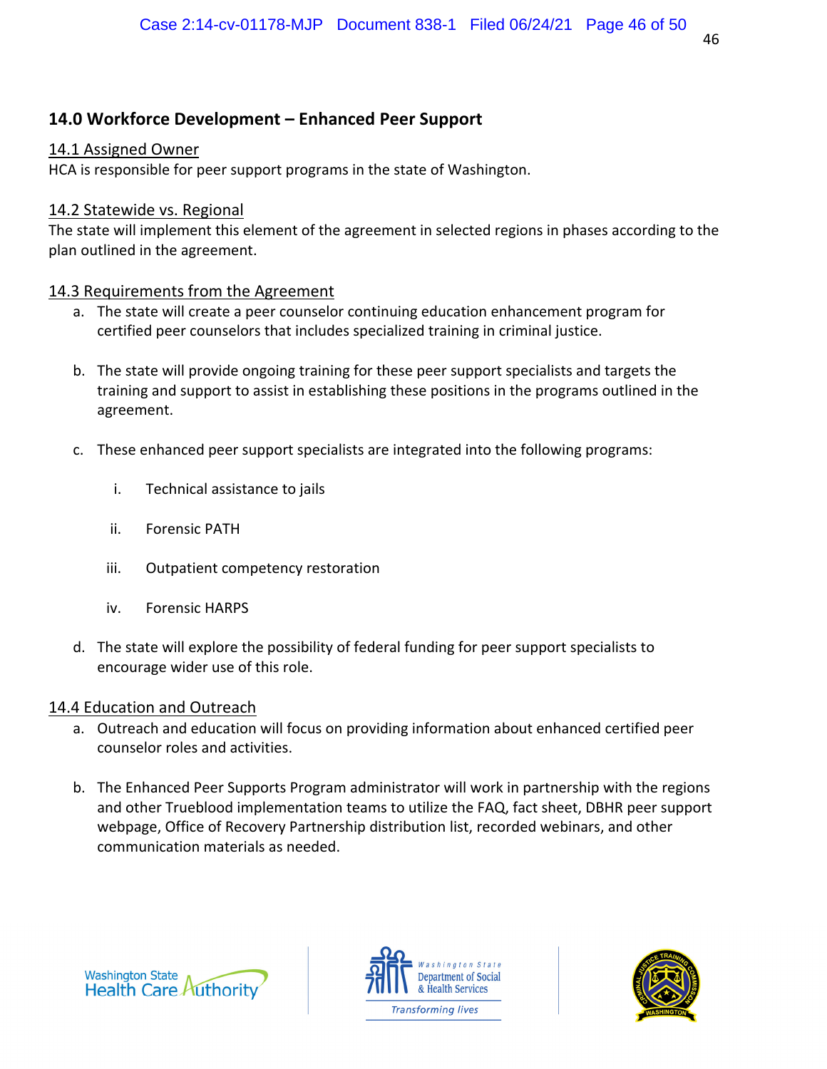## 14.0 Workforce Development – Enhanced Peer Support

### 14.1 Assigned Owner

HCA is responsible for peer support programs in the state of Washington.

### 14.2 Statewide vs. Regional

The state will implement this element of the agreement in selected regions in phases according to the plan outlined in the agreement.

### 14.3 Requirements from the Agreement

a. The state will create a peer counselor continuing education enhancement program for certified peer counselors that includes specialized training in criminal justice.

b. The state will provide ongoing training for these peer support specialists and targets the training and support to assist in establishing these positions in the programs outlined in the agreement.

c. These enhanced peer support specialists are integrated into the following programs:

   i. Technical assistance to jails

   ii. Forensic PATH

   iii. Outpatient competency restoration

   iv. Forensic HARPS

d. The state will explore the possibility of federal funding for peer support specialists to encourage wider use of this role.

### 14.4 Education and Outreach

a. Outreach and education will focus on providing information about enhanced certified peer counselor roles and activities.

b. The Enhanced Peer Supports Program administrator will work in partnership with the regions and other Trueblood implementation teams to utilize the FAQ, fact sheet, DBHR peer support webpage, Office of Recovery Partnership distribution list, recorded webinars, and other communication materials as needed.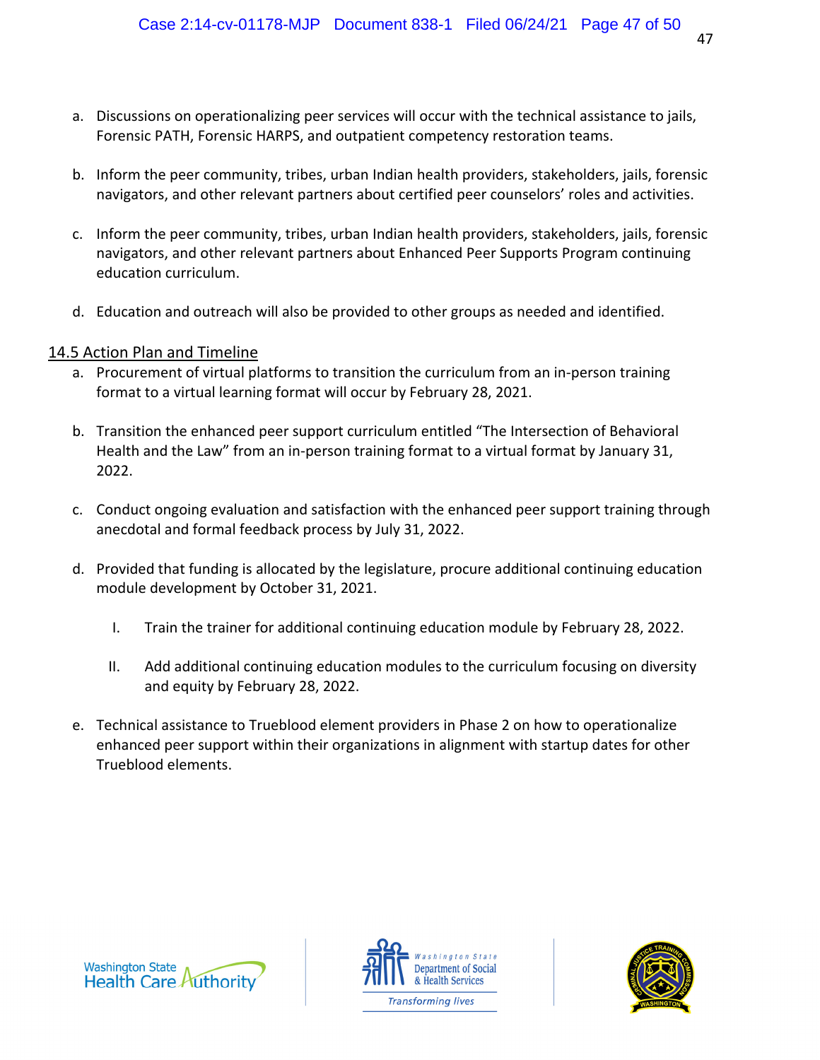a. Discussions on operationalizing peer services will occur with the technical assistance to jails, Forensic PATH, Forensic HARPS, and outpatient competency restoration teams.

b. Inform the peer community, tribes, urban Indian health providers, stakeholders, jails, forensic navigators, and other relevant partners about certified peer counselors' roles and activities.

c. Inform the peer community, tribes, urban Indian health providers, stakeholders, jails, forensic navigators, and other relevant partners about Enhanced Peer Supports Program continuing education curriculum.

d. Education and outreach will also be provided to other groups as needed and identified.

## 14.5 Action Plan and Timeline

a. Procurement of virtual platforms to transition the curriculum from an in-person training format to a virtual learning format will occur by February 28, 2021.

b. Transition the enhanced peer support curriculum entitled "The Intersection of Behavioral Health and the Law" from an in-person training format to a virtual format by January 31, 2022.

c. Conduct ongoing evaluation and satisfaction with the enhanced peer support training through anecdotal and formal feedback process by July 31, 2022.

d. Provided that funding is allocated by the legislature, procure additional continuing education module development by October 31, 2021.

   I. Train the trainer for additional continuing education module by February 28, 2022.

   II. Add additional continuing education modules to the curriculum focusing on diversity and equity by February 28, 2022.

e. Technical assistance to Trueblood element providers in Phase 2 on how to operationalize enhanced peer support within their organizations in alignment with startup dates for other Trueblood elements.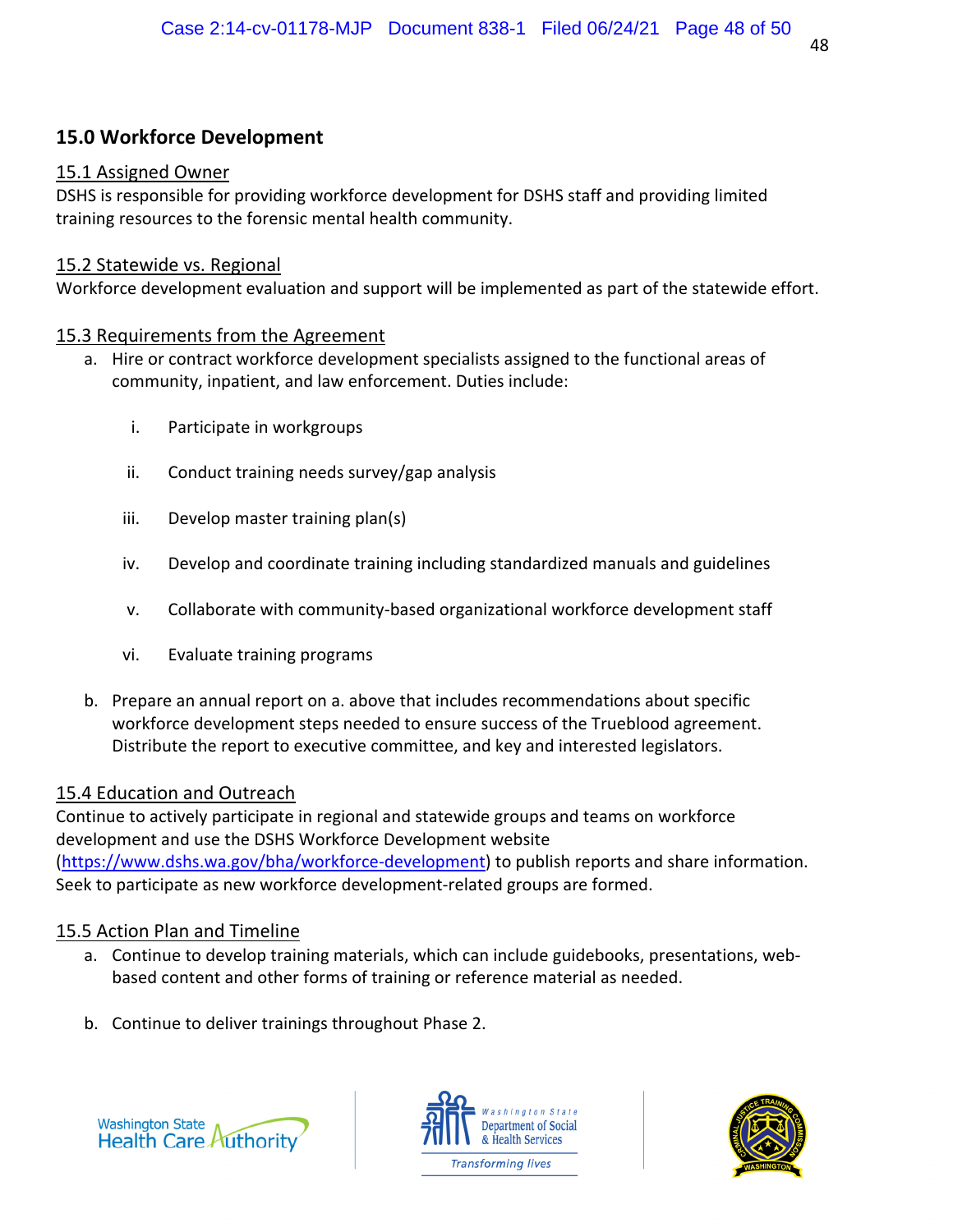## 15.0 Workforce Development

### 15.1 Assigned Owner

DSHS is responsible for providing workforce development for DSHS staff and providing limited training resources to the forensic mental health community.

### 15.2 Statewide vs. Regional

Workforce development evaluation and support will be implemented as part of the statewide effort.

### 15.3 Requirements from the Agreement

a. Hire or contract workforce development specialists assigned to the functional areas of community, inpatient, and law enforcement. Duties include:

   i. Participate in workgroups

   ii. Conduct training needs survey/gap analysis

   iii. Develop master training plan(s)

   iv. Develop and coordinate training including standardized manuals and guidelines

   v. Collaborate with community-based organizational workforce development staff

   vi. Evaluate training programs

b. Prepare an annual report on a. above that includes recommendations about specific workforce development steps needed to ensure success of the Trueblood agreement. Distribute the report to executive committee, and key and interested legislators.

### 15.4 Education and Outreach

Continue to actively participate in regional and statewide groups and teams on workforce development and use the DSHS Workforce Development website (https://www.dshs.wa.gov/bha/workforce-development) to publish reports and share information. Seek to participate as new workforce development-related groups are formed.

### 15.5 Action Plan and Timeline

a. Continue to develop training materials, which can include guidebooks, presentations, web-based content and other forms of training or reference material as needed.

b. Continue to deliver trainings throughout Phase 2.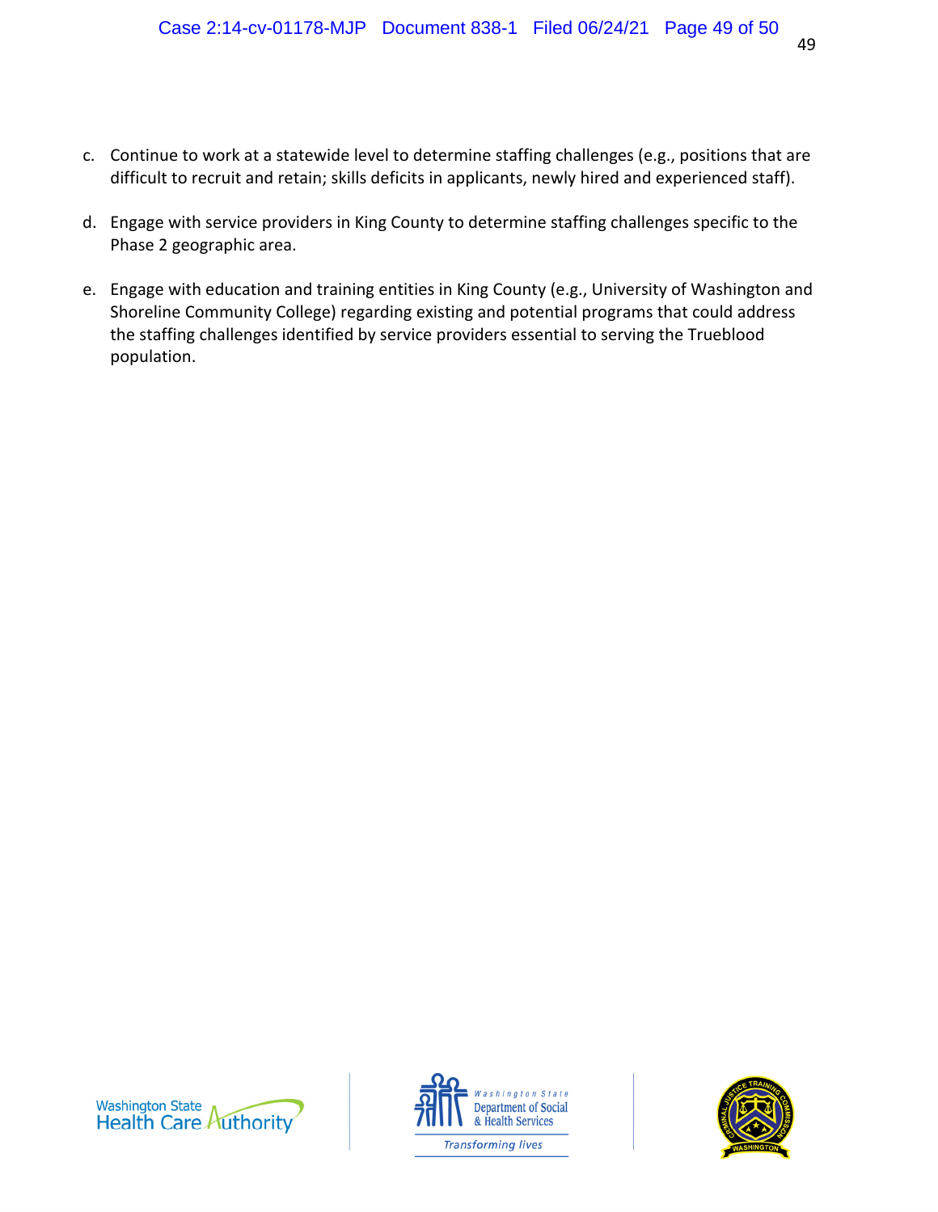c. Continue to work at a statewide level to determine staffing challenges (e.g., positions that are difficult to recruit and retain; skills deficits in applicants, newly hired and experienced staff).

d. Engage with service providers in King County to determine staffing challenges specific to the Phase 2 geographic area.

e. Engage with education and training entities in King County (e.g., University of Washington and Shoreline Community College) regarding existing and potential programs that could address the staffing challenges identified by service providers essential to serving the Trueblood population.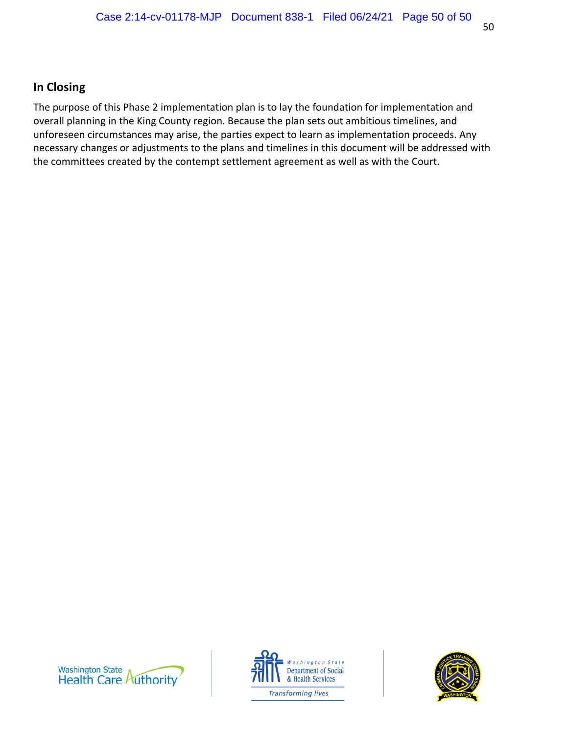## In Closing

The purpose of this Phase 2 implementation plan is to lay the foundation for implementation and overall planning in the King County region. Because the plan sets out ambitious timelines, and unforeseen circumstances may arise, the parties expect to learn as implementation proceeds. Any necessary changes or adjustments to the plans and timelines in this document will be addressed with the committees created by the contempt settlement agreement as well as with the Court.